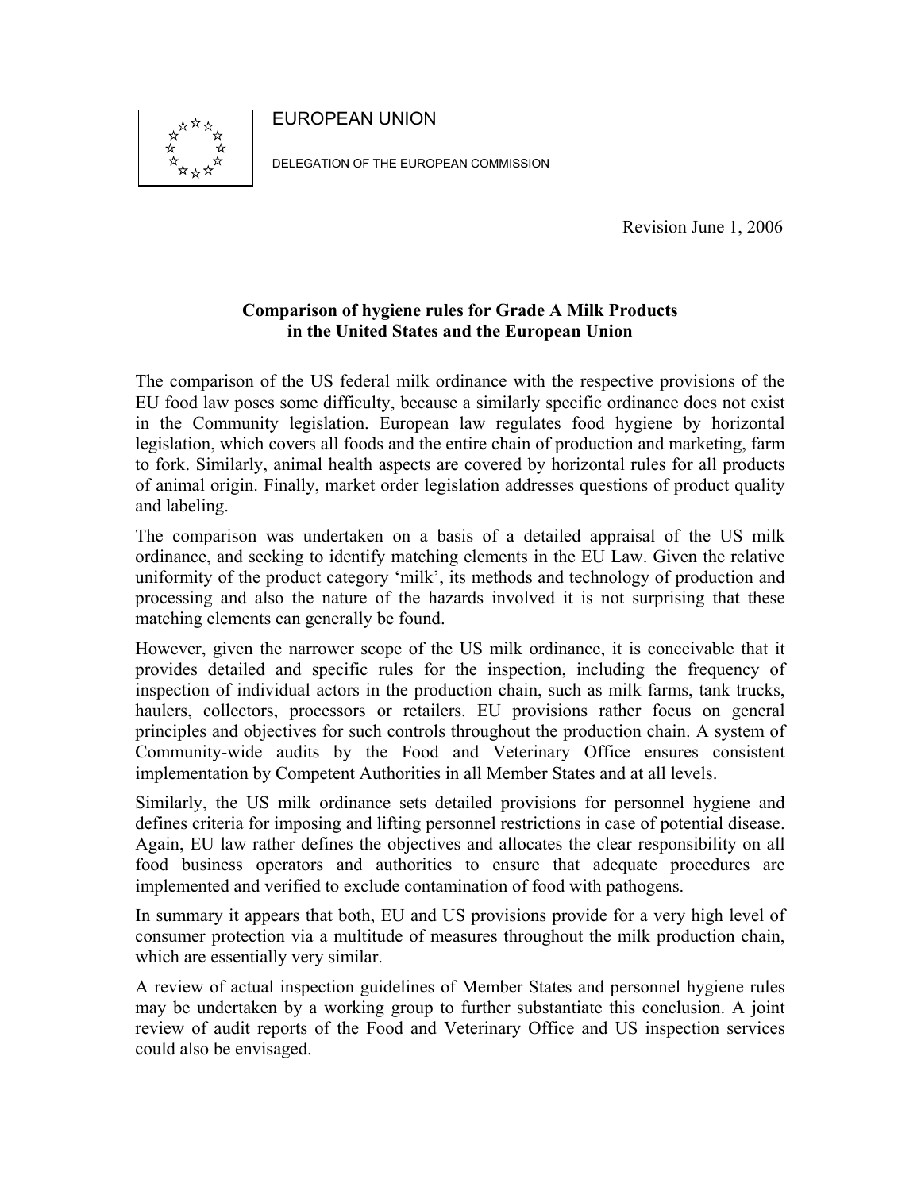EUROPEAN UNION

DELEGATION OF THE EUROPEAN COMMISSION

Revision June 1, 2006

**Comparison of hygiene rules for Grade A Milk Products in the United States and the European Union**

The comparison of the US federal milk ordinance with the respective provisions of the EU food law poses some difficulty, because a similarly specific ordinance does not exist in the Community legislation. European law regulates food hygiene by horizontal legislation, which covers all foods and the entire chain of production and marketing, farm to fork. Similarly, animal health aspects are covered by horizontal rules for all products of animal origin. Finally, market order legislation addresses questions of product quality and labeling.

The comparison was undertaken on a basis of a detailed appraisal of the US milk ordinance, and seeking to identify matching elements in the EU Law. Given the relative uniformity of the product category 'milk', its methods and technology of production and processing and also the nature of the hazards involved it is not surprising that these matching elements can generally be found.

However, given the narrower scope of the US milk ordinance, it is conceivable that it provides detailed and specific rules for the inspection, including the frequency of inspection of individual actors in the production chain, such as milk farms, tank trucks, haulers, collectors, processors or retailers. EU provisions rather focus on general principles and objectives for such controls throughout the production chain. A system of Community-wide audits by the Food and Veterinary Office ensures consistent implementation by Competent Authorities in all Member States and at all levels.

Similarly, the US milk ordinance sets detailed provisions for personnel hygiene and defines criteria for imposing and lifting personnel restrictions in case of potential disease. Again, EU law rather defines the objectives and allocates the clear responsibility on all food business operators and authorities to ensure that adequate procedures are implemented and verified to exclude contamination of food with pathogens.

In summary it appears that both, EU and US provisions provide for a very high level of consumer protection via a multitude of measures throughout the milk production chain, which are essentially very similar.

A review of actual inspection guidelines of Member States and personnel hygiene rules may be undertaken by a working group to further substantiate this conclusion. A joint review of audit reports of the Food and Veterinary Office and US inspection services could also be envisaged.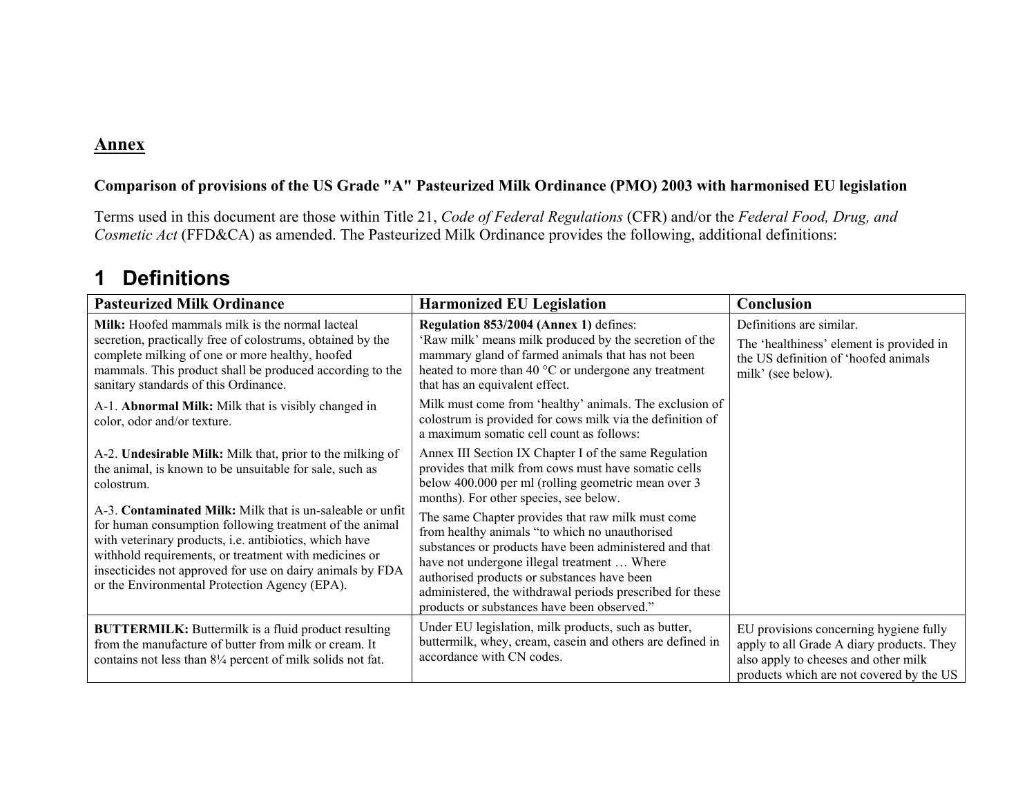## Annex

**Comparison of provisions of the US Grade "A" Pasteurized Milk Ordinance (PMO) 2003 with harmonised EU legislation**

Terms used in this document are those within Title 21, *Code of Federal Regulations* (CFR) and/or the *Federal Food, Drug, and Cosmetic Act* (FFD&CA) as amended. The Pasteurized Milk Ordinance provides the following, additional definitions:

# 1 Definitions

| Pasteurized Milk Ordinance | Harmonized EU Legislation | Conclusion |
|---|---|---|
| **Milk:** Hoofed mammals milk is the normal lacteal secretion, practically free of colostrums, obtained by the complete milking of one or more healthy, hoofed mammals. This product shall be produced according to the sanitary standards of this Ordinance.<br><br>A-1. **Abnormal Milk:** Milk that is visibly changed in color, odor and/or texture.<br><br>A-2. **Undesirable Milk:** Milk that, prior to the milking of the animal, is known to be unsuitable for sale, such as colostrum.<br><br>A-3. **Contaminated Milk:** Milk that is un-saleable or unfit for human consumption following treatment of the animal with veterinary products, i.e. antibiotics, which have withhold requirements, or treatment with medicines or insecticides not approved for use on dairy animals by FDA or the Environmental Protection Agency (EPA). | **Regulation 853/2004 (Annex 1)** defines:<br>'Raw milk' means milk produced by the secretion of the mammary gland of farmed animals that has not been heated to more than 40 °C or undergone any treatment that has an equivalent effect.<br><br>Milk must come from 'healthy' animals. The exclusion of colostrum is provided for cows milk via the definition of a maximum somatic cell count as follows:<br><br>Annex III Section IX Chapter I of the same Regulation provides that milk from cows must have somatic cells below 400.000 per ml (rolling geometric mean over 3 months). For other species, see below.<br><br>The same Chapter provides that raw milk must come from healthy animals "to which no unauthorised substances or products have been administered and that have not undergone illegal treatment … Where authorised products or substances have been administered, the withdrawal periods prescribed for these products or substances have been observed." | Definitions are similar.<br><br>The 'healthiness' element is provided in the US definition of 'hoofed animals milk' (see below). |
| **BUTTERMILK:** Buttermilk is a fluid product resulting from the manufacture of butter from milk or cream. It contains not less than 8¼ percent of milk solids not fat. | Under EU legislation, milk products, such as butter, buttermilk, whey, cream, casein and others are defined in accordance with CN codes. | EU provisions concerning hygiene fully apply to all Grade A diary products. They also apply to cheeses and other milk products which are not covered by the US |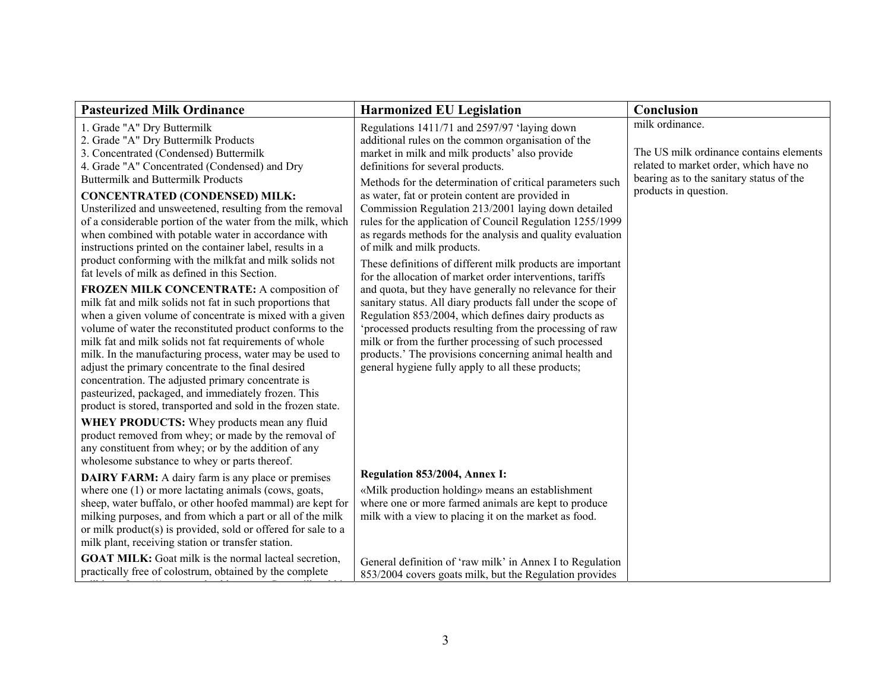| Pasteurized Milk Ordinance | Harmonized EU Legislation | Conclusion |
|---|---|---|
| 1. Grade "A" Dry Buttermilk<br>2. Grade "A" Dry Buttermilk Products<br>3. Concentrated (Condensed) Buttermilk<br>4. Grade "A" Concentrated (Condensed) and Dry Buttermilk and Buttermilk Products<br>**CONCENTRATED (CONDENSED) MILK:** Unsterilized and unsweetened, resulting from the removal of a considerable portion of the water from the milk, which when combined with potable water in accordance with instructions printed on the container label, results in a product conforming with the milkfat and milk solids not fat levels of milk as defined in this Section.<br>**FROZEN MILK CONCENTRATE:** A composition of milk fat and milk solids not fat in such proportions that when a given volume of concentrate is mixed with a given volume of water the reconstituted product conforms to the milk fat and milk solids not fat requirements of whole milk. In the manufacturing process, water may be used to adjust the primary concentrate to the final desired concentration. The adjusted primary concentrate is pasteurized, packaged, and immediately frozen. This product is stored, transported and sold in the frozen state.<br>**WHEY PRODUCTS:** Whey products mean any fluid product removed from whey; or made by the removal of any constituent from whey; or by the addition of any wholesome substance to whey or parts thereof. | Regulations 1411/71 and 2597/97 'laying down additional rules on the common organisation of the market in milk and milk products' also provide definitions for several products.<br>Methods for the determination of critical parameters such as water, fat or protein content are provided in Commission Regulation 213/2001 laying down detailed rules for the application of Council Regulation 1255/1999 as regards methods for the analysis and quality evaluation of milk and milk products.<br>These definitions of different milk products are important for the allocation of market order interventions, tariffs and quota, but they have generally no relevance for their sanitary status. All diary products fall under the scope of Regulation 853/2004, which defines dairy products as 'processed products resulting from the processing of raw milk or from the further processing of such processed products.' The provisions concerning animal health and general hygiene fully apply to all these products; | milk ordinance.<br><br>The US milk ordinance contains elements related to market order, which have no bearing as to the sanitary status of the products in question. |
| **DAIRY FARM:** A dairy farm is any place or premises where one (1) or more lactating animals (cows, goats, sheep, water buffalo, or other hoofed mammal) are kept for milking purposes, and from which a part or all of the milk or milk product(s) is provided, sold or offered for sale to a milk plant, receiving station or transfer station. | **Regulation 853/2004, Annex I:**<br>«Milk production holding» means an establishment where one or more farmed animals are kept to produce milk with a view to placing it on the market as food. | |
| **GOAT MILK:** Goat milk is the normal lacteal secretion, practically free of colostrum, obtained by the complete | General definition of 'raw milk' in Annex I to Regulation 853/2004 covers goats milk, but the Regulation provides | |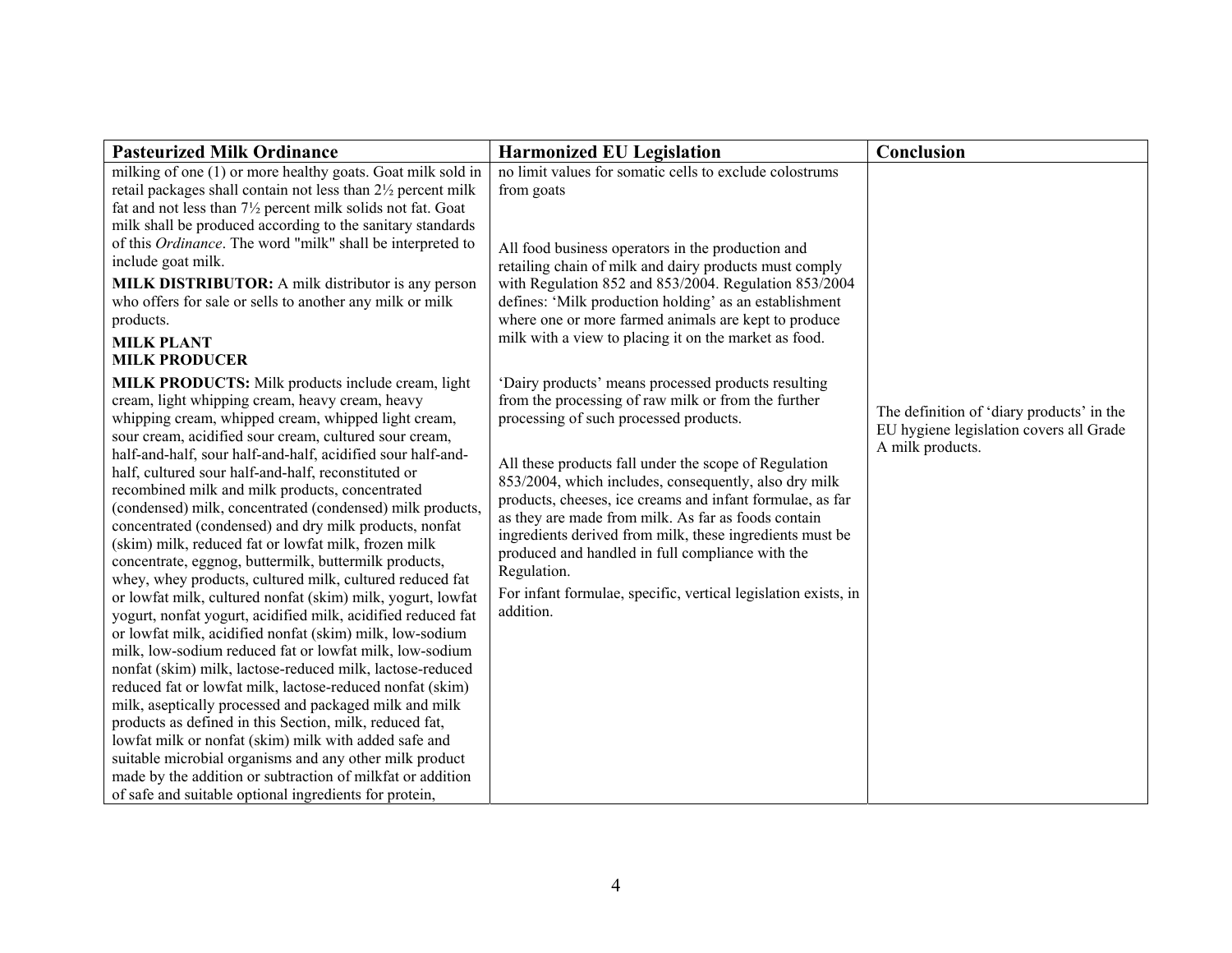| Pasteurized Milk Ordinance | Harmonized EU Legislation | Conclusion |
|---|---|---|
| milking of one (1) or more healthy goats. Goat milk sold in retail packages shall contain not less than 2½ percent milk fat and not less than 7½ percent milk solids not fat. Goat milk shall be produced according to the sanitary standards of this *Ordinance*. The word "milk" shall be interpreted to include goat milk. | no limit values for somatic cells to exclude colostrums from goats | |
| **MILK DISTRIBUTOR:** A milk distributor is any person who offers for sale or sells to another any milk or milk products.<br>**MILK PLANT**<br>**MILK PRODUCER** | All food business operators in the production and retailing chain of milk and dairy products must comply with Regulation 852 and 853/2004. Regulation 853/2004 defines: 'Milk production holding' as an establishment where one or more farmed animals are kept to produce milk with a view to placing it on the market as food. | |
| **MILK PRODUCTS:** Milk products include cream, light cream, light whipping cream, heavy cream, heavy whipping cream, whipped cream, whipped light cream, sour cream, acidified sour cream, cultured sour cream, half-and-half, sour half-and-half, acidified sour half-and-half, cultured sour half-and-half, reconstituted or recombined milk and milk products, concentrated (condensed) milk, concentrated (condensed) milk products, concentrated (condensed) and dry milk products, nonfat (skim) milk, reduced fat or lowfat milk, frozen milk concentrate, eggnog, buttermilk, buttermilk products, whey, whey products, cultured milk, cultured reduced fat or lowfat milk, cultured nonfat (skim) milk, yogurt, lowfat yogurt, nonfat yogurt, acidified milk, acidified reduced fat or lowfat milk, acidified nonfat (skim) milk, low-sodium milk, low-sodium reduced fat or lowfat milk, low-sodium nonfat (skim) milk, lactose-reduced milk, lactose-reduced reduced fat or lowfat milk, lactose-reduced nonfat (skim) milk, aseptically processed and packaged milk and milk products as defined in this Section, milk, reduced fat, lowfat milk or nonfat (skim) milk with added safe and suitable microbial organisms and any other milk product made by the addition or subtraction of milkfat or addition of safe and suitable optional ingredients for protein, | 'Dairy products' means processed products resulting from the processing of raw milk or from the further processing of such processed products.<br><br>All these products fall under the scope of Regulation 853/2004, which includes, consequently, also dry milk products, cheeses, ice creams and infant formulae, as far as they are made from milk. As far as foods contain ingredients derived from milk, these ingredients must be produced and handled in full compliance with the Regulation.<br><br>For infant formulae, specific, vertical legislation exists, in addition. | The definition of 'diary products' in the EU hygiene legislation covers all Grade A milk products. |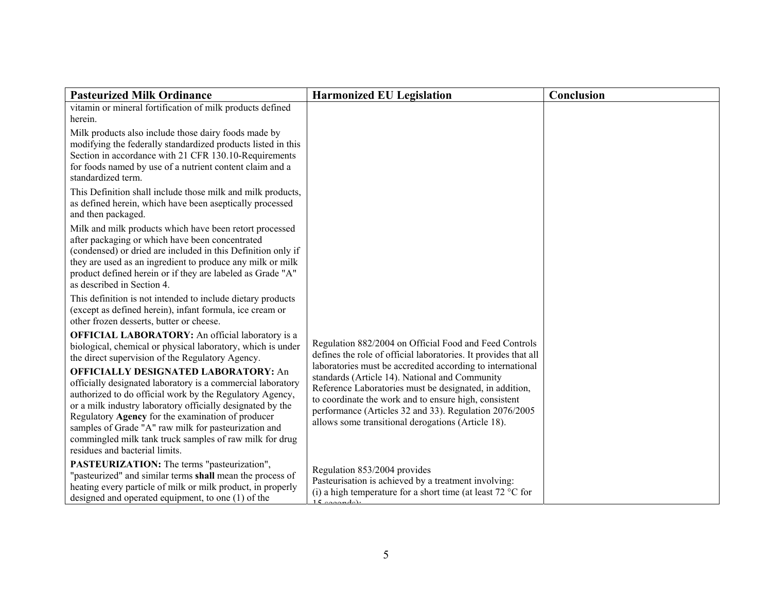| Pasteurized Milk Ordinance | Harmonized EU Legislation | Conclusion |
|---|---|---|
| vitamin or mineral fortification of milk products defined herein.<br><br>Milk products also include those dairy foods made by modifying the federally standardized products listed in this Section in accordance with 21 CFR 130.10-Requirements for foods named by use of a nutrient content claim and a standardized term.<br><br>This Definition shall include those milk and milk products, as defined herein, which have been aseptically processed and then packaged.<br><br>Milk and milk products which have been retort processed after packaging or which have been concentrated (condensed) or dried are included in this Definition only if they are used as an ingredient to produce any milk or milk product defined herein or if they are labeled as Grade "A" as described in Section 4.<br><br>This definition is not intended to include dietary products (except as defined herein), infant formula, ice cream or other frozen desserts, butter or cheese. | | |
| **OFFICIAL LABORATORY:** An official laboratory is a biological, chemical or physical laboratory, which is under the direct supervision of the Regulatory Agency.<br><br>**OFFICIALLY DESIGNATED LABORATORY:** An officially designated laboratory is a commercial laboratory authorized to do official work by the Regulatory Agency, or a milk industry laboratory officially designated by the Regulatory **Agency** for the examination of producer samples of Grade "A" raw milk for pasteurization and commingled milk tank truck samples of raw milk for drug residues and bacterial limits. | Regulation 882/2004 on Official Food and Feed Controls defines the role of official laboratories. It provides that all laboratories must be accredited according to international standards (Article 14). National and Community Reference Laboratories must be designated, in addition, to coordinate the work and to ensure high, consistent performance (Articles 32 and 33). Regulation 2076/2005 allows some transitional derogations (Article 18). | |
| **PASTEURIZATION:** The terms "pasteurization", "pasteurized" and similar terms **shall** mean the process of heating every particle of milk or milk product, in properly designed and operated equipment, to one (1) of the | Regulation 853/2004 provides<br>Pasteurisation is achieved by a treatment involving:<br>(i) a high temperature for a short time (at least 72 °C for 15 seconds); | |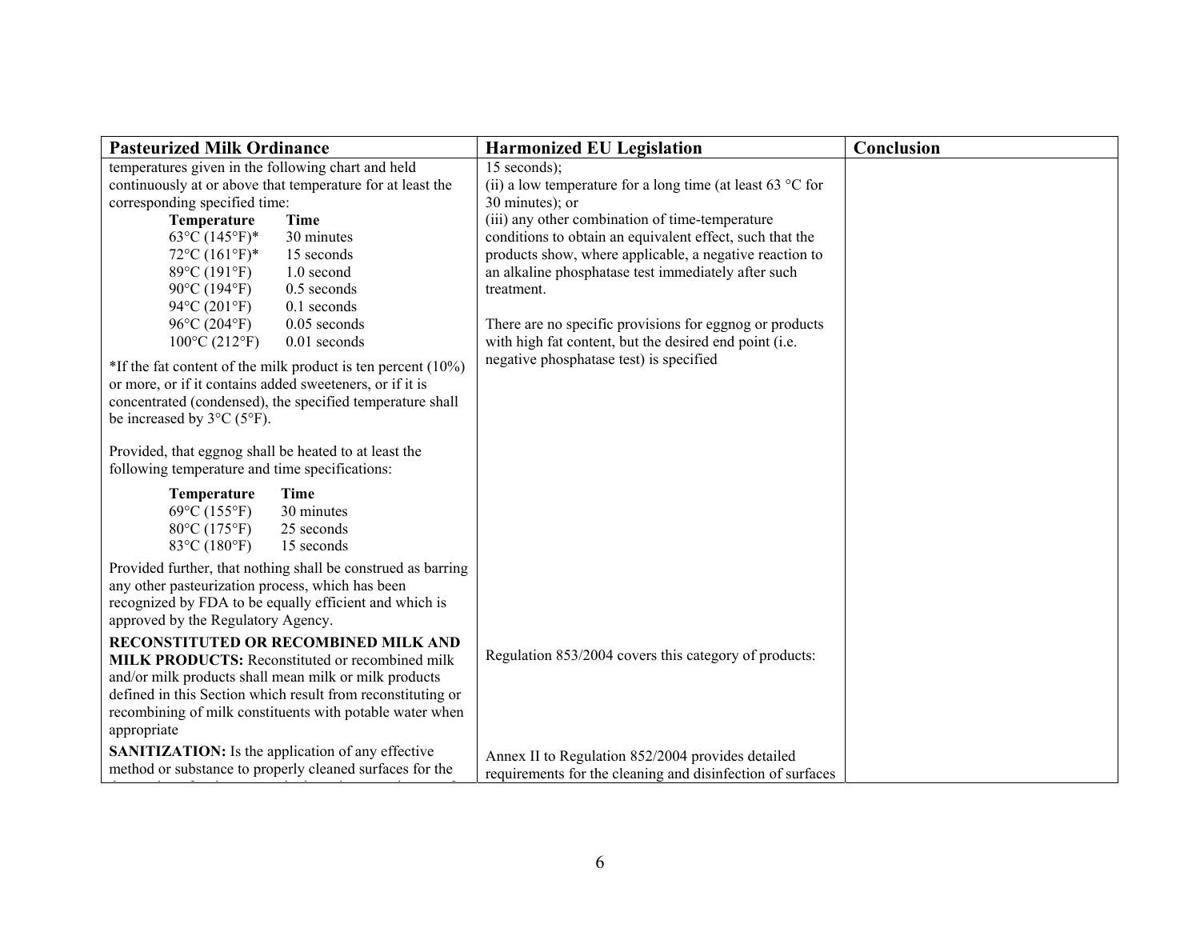| Pasteurized Milk Ordinance | Harmonized EU Legislation | Conclusion |
|---|---|---|
| temperatures given in the following chart and held continuously at or above that temperature for at least the corresponding specified time:<br><br>**Temperature** **Time**<br>63°C (145°F)* 30 minutes<br>72°C (161°F)* 15 seconds<br>89°C (191°F) 1.0 second<br>90°C (194°F) 0.5 seconds<br>94°C (201°F) 0.1 seconds<br>96°C (204°F) 0.05 seconds<br>100°C (212°F) 0.01 seconds<br><br>*If the fat content of the milk product is ten percent (10%) or more, or if it contains added sweeteners, or if it is concentrated (condensed), the specified temperature shall be increased by 3°C (5°F).<br><br>Provided, that eggnog shall be heated to at least the following temperature and time specifications:<br><br>**Temperature** **Time**<br>69°C (155°F) 30 minutes<br>80°C (175°F) 25 seconds<br>83°C (180°F) 15 seconds<br><br>Provided further, that nothing shall be construed as barring any other pasteurization process, which has been recognized by FDA to be equally efficient and which is approved by the Regulatory Agency. | 15 seconds);<br>(ii) a low temperature for a long time (at least 63 °C for 30 minutes); or<br>(iii) any other combination of time-temperature conditions to obtain an equivalent effect, such that the products show, where applicable, a negative reaction to an alkaline phosphatase test immediately after such treatment.<br><br>There are no specific provisions for eggnog or products with high fat content, but the desired end point (i.e. negative phosphatase test) is specified | |
| **RECONSTITUTED OR RECOMBINED MILK AND MILK PRODUCTS:** Reconstituted or recombined milk and/or milk products shall mean milk or milk products defined in this Section which result from reconstituting or recombining of milk constituents with potable water when appropriate | Regulation 853/2004 covers this category of products: | |
| **SANITIZATION:** Is the application of any effective method or substance to properly cleaned surfaces for the | Annex II to Regulation 852/2004 provides detailed requirements for the cleaning and disinfection of surfaces | |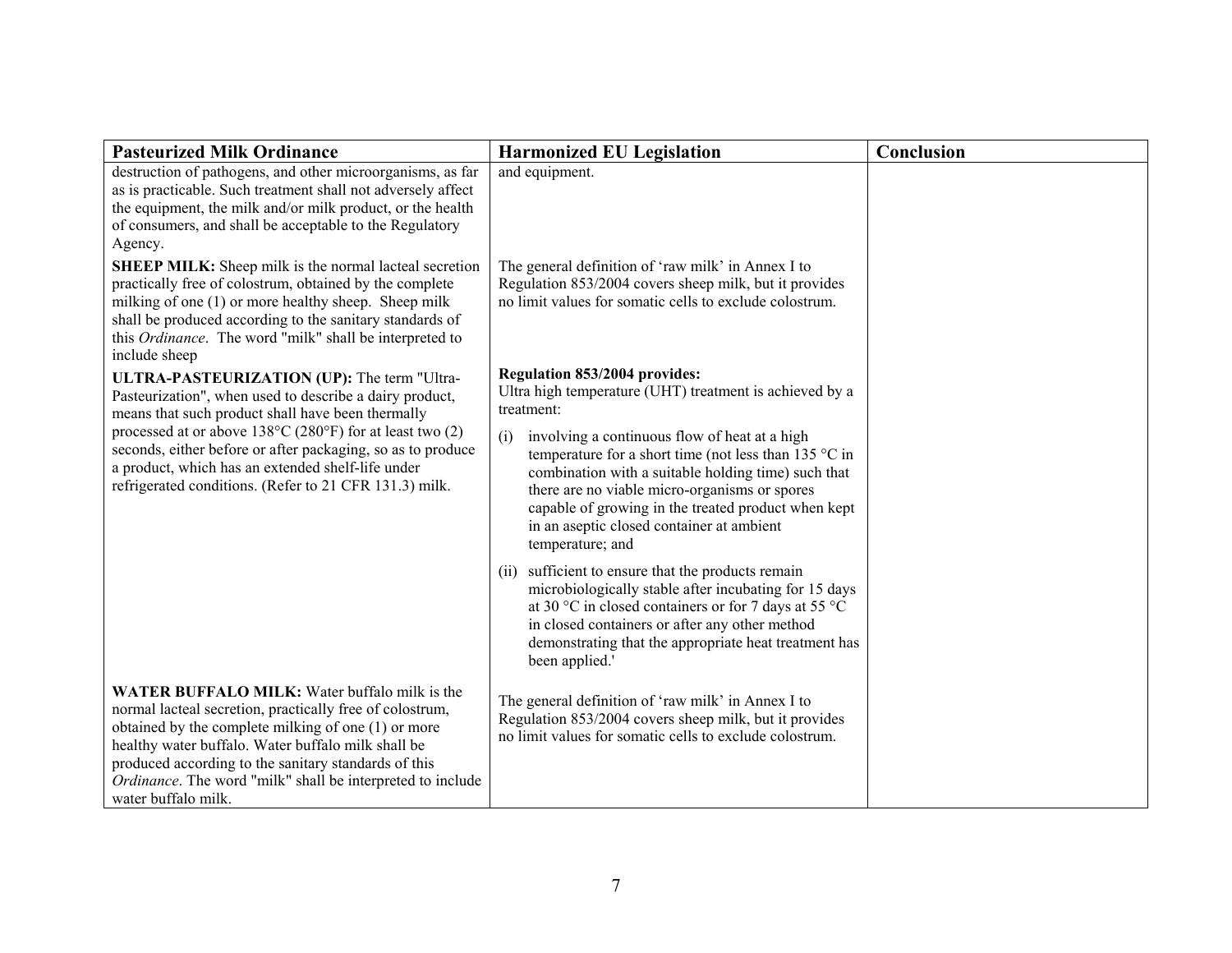| Pasteurized Milk Ordinance | Harmonized EU Legislation | Conclusion |
|---|---|---|
| destruction of pathogens, and other microorganisms, as far as is practicable. Such treatment shall not adversely affect the equipment, the milk and/or milk product, or the health of consumers, and shall be acceptable to the Regulatory Agency. | and equipment. | |
| **SHEEP MILK:** Sheep milk is the normal lacteal secretion practically free of colostrum, obtained by the complete milking of one (1) or more healthy sheep. Sheep milk shall be produced according to the sanitary standards of this *Ordinance*. The word "milk" shall be interpreted to include sheep | The general definition of 'raw milk' in Annex I to Regulation 853/2004 covers sheep milk, but it provides no limit values for somatic cells to exclude colostrum. | |
| **ULTRA-PASTEURIZATION (UP):** The term "Ultra-Pasteurization", when used to describe a dairy product, means that such product shall have been thermally processed at or above 138°C (280°F) for at least two (2) seconds, either before or after packaging, so as to produce a product, which has an extended shelf-life under refrigerated conditions. (Refer to 21 CFR 131.3) milk. | **Regulation 853/2004 provides:**<br>Ultra high temperature (UHT) treatment is achieved by a treatment:<br>(i) involving a continuous flow of heat at a high temperature for a short time (not less than 135 °C in combination with a suitable holding time) such that there are no viable micro-organisms or spores capable of growing in the treated product when kept in an aseptic closed container at ambient temperature; and<br>(ii) sufficient to ensure that the products remain microbiologically stable after incubating for 15 days at 30 °C in closed containers or for 7 days at 55 °C in closed containers or after any other method demonstrating that the appropriate heat treatment has been applied.' | |
| **WATER BUFFALO MILK:** Water buffalo milk is the normal lacteal secretion, practically free of colostrum, obtained by the complete milking of one (1) or more healthy water buffalo. Water buffalo milk shall be produced according to the sanitary standards of this *Ordinance*. The word "milk" shall be interpreted to include water buffalo milk. | The general definition of 'raw milk' in Annex I to Regulation 853/2004 covers sheep milk, but it provides no limit values for somatic cells to exclude colostrum. | |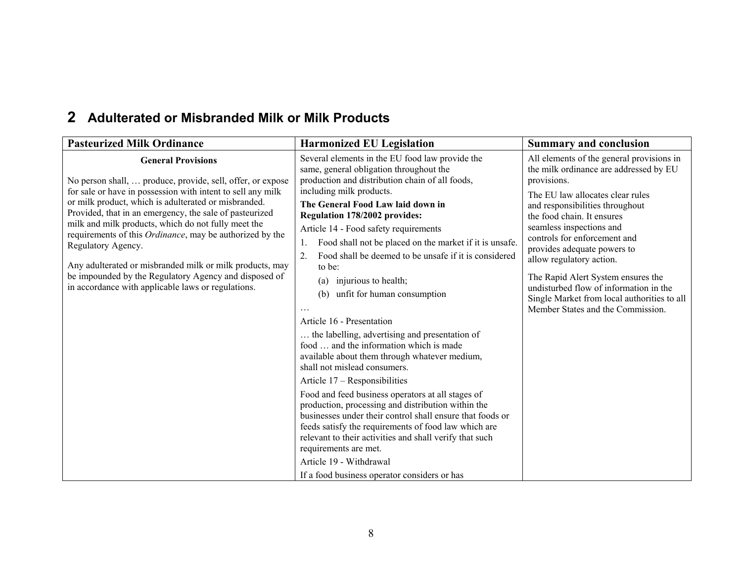## 2 Adulterated or Misbranded Milk or Milk Products

| Pasteurized Milk Ordinance | Harmonized EU Legislation | Summary and conclusion |
|---|---|---|
| **General Provisions**<br><br>No person shall, … produce, provide, sell, offer, or expose for sale or have in possession with intent to sell any milk or milk product, which is adulterated or misbranded. Provided, that in an emergency, the sale of pasteurized milk and milk products, which do not fully meet the requirements of this *Ordinance*, may be authorized by the Regulatory Agency.<br><br>Any adulterated or misbranded milk or milk products, may be impounded by the Regulatory Agency and disposed of in accordance with applicable laws or regulations. | Several elements in the EU food law provide the same, general obligation throughout the production and distribution chain of all foods, including milk products.<br><br>**The General Food Law laid down in Regulation 178/2002 provides:**<br><br>Article 14 - Food safety requirements<br><br>1. Food shall not be placed on the market if it is unsafe.<br>2. Food shall be deemed to be unsafe if it is considered to be:<br>(a) injurious to health;<br>(b) unfit for human consumption<br><br>…<br><br>Article 16 - Presentation<br><br>… the labelling, advertising and presentation of food … and the information which is made available about them through whatever medium, shall not mislead consumers.<br><br>Article 17 – Responsibilities<br><br>Food and feed business operators at all stages of production, processing and distribution within the businesses under their control shall ensure that foods or feeds satisfy the requirements of food law which are relevant to their activities and shall verify that such requirements are met.<br><br>Article 19 - Withdrawal<br><br>If a food business operator considers or has | All elements of the general provisions in the milk ordinance are addressed by EU provisions.<br><br>The EU law allocates clear rules and responsibilities throughout the food chain. It ensures seamless inspections and controls for enforcement and provides adequate powers to allow regulatory action.<br><br>The Rapid Alert System ensures the undisturbed flow of information in the Single Market from local authorities to all Member States and the Commission. |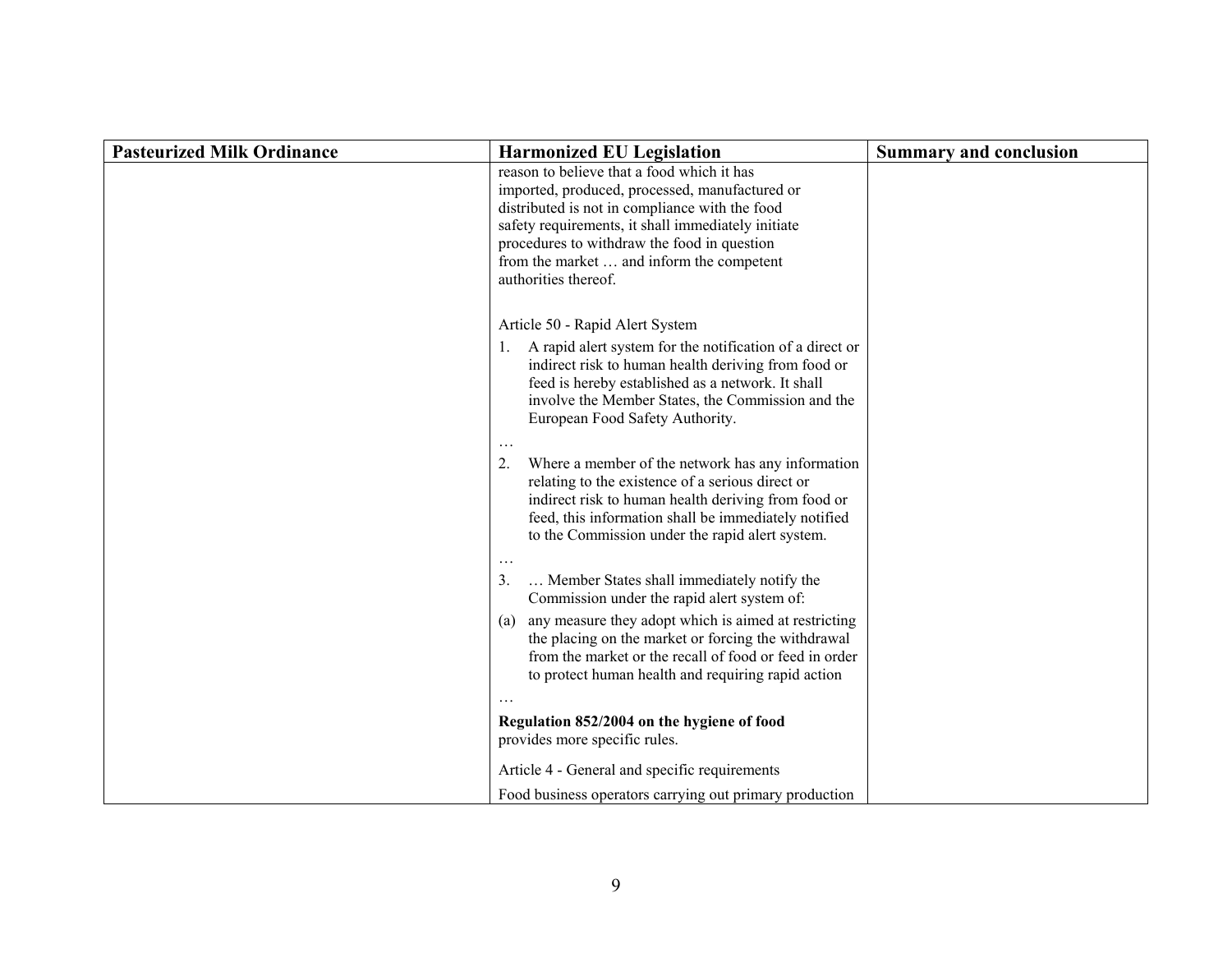| Pasteurized Milk Ordinance | Harmonized EU Legislation | Summary and conclusion |
|---|---|---|
| | reason to believe that a food which it has imported, produced, processed, manufactured or distributed is not in compliance with the food safety requirements, it shall immediately initiate procedures to withdraw the food in question from the market … and inform the competent authorities thereof.<br><br>Article 50 - Rapid Alert System<br><br>1. A rapid alert system for the notification of a direct or indirect risk to human health deriving from food or feed is hereby established as a network. It shall involve the Member States, the Commission and the European Food Safety Authority.<br><br>…<br><br>2. Where a member of the network has any information relating to the existence of a serious direct or indirect risk to human health deriving from food or feed, this information shall be immediately notified to the Commission under the rapid alert system.<br><br>…<br><br>3. … Member States shall immediately notify the Commission under the rapid alert system of:<br><br>(a) any measure they adopt which is aimed at restricting the placing on the market or forcing the withdrawal from the market or the recall of food or feed in order to protect human health and requiring rapid action<br><br>…<br><br>**Regulation 852/2004 on the hygiene of food** provides more specific rules.<br><br>Article 4 - General and specific requirements<br><br>Food business operators carrying out primary production | |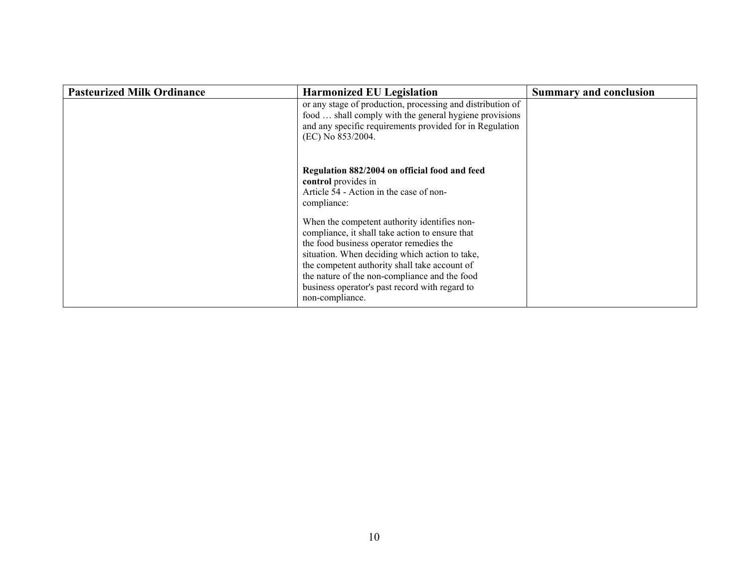| Pasteurized Milk Ordinance | Harmonized EU Legislation | Summary and conclusion |
|---|---|---|
| | or any stage of production, processing and distribution of food … shall comply with the general hygiene provisions and any specific requirements provided for in Regulation (EC) No 853/2004.<br><br>**Regulation 882/2004 on official food and feed control** provides in Article 54 - Action in the case of non-compliance:<br><br>When the competent authority identifies non-compliance, it shall take action to ensure that the food business operator remedies the situation. When deciding which action to take, the competent authority shall take account of the nature of the non-compliance and the food business operator's past record with regard to non-compliance. | |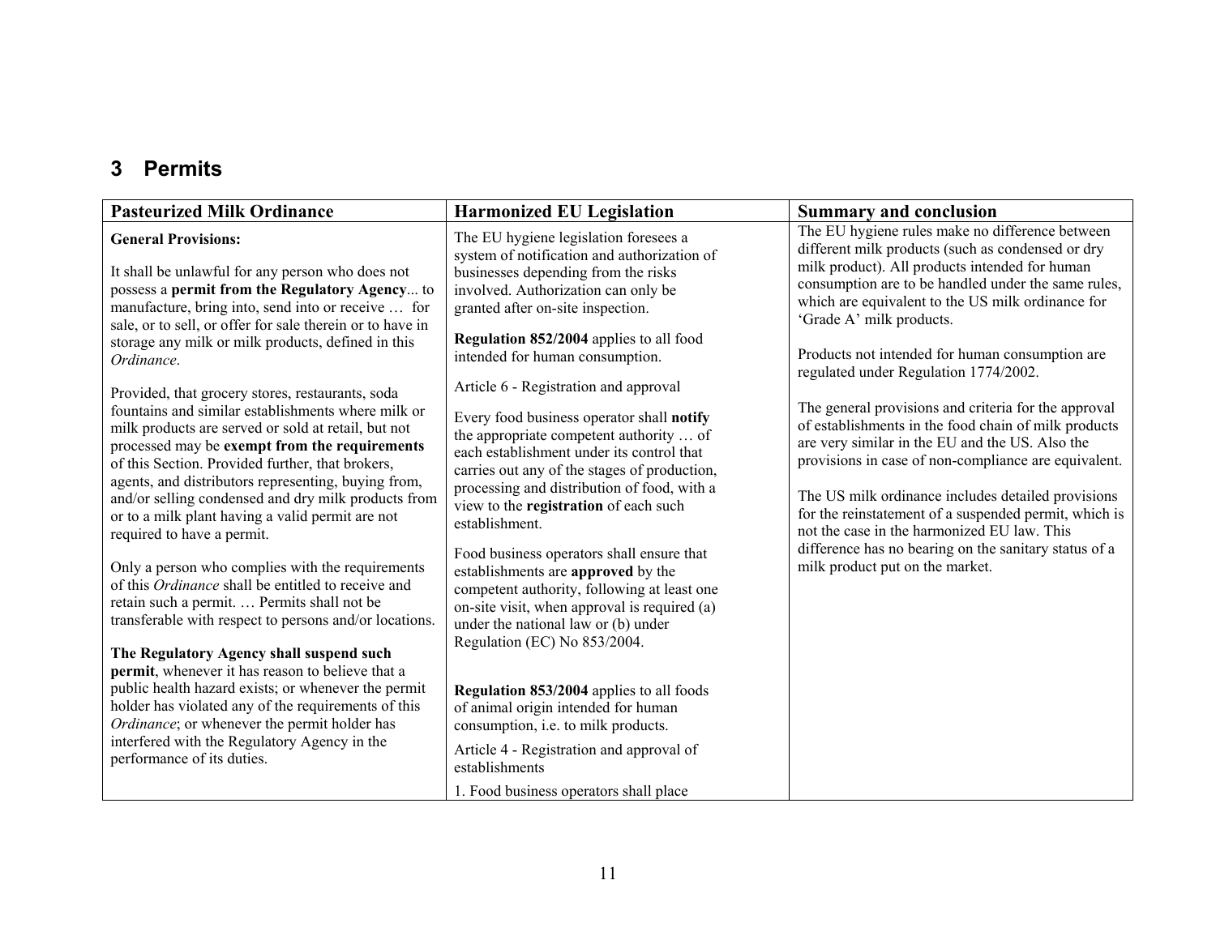## 3 Permits

| Pasteurized Milk Ordinance | Harmonized EU Legislation | Summary and conclusion |
|---|---|---|
| **General Provisions:**<br><br>It shall be unlawful for any person who does not possess a **permit from the Regulatory Agency**... to manufacture, bring into, send into or receive … for sale, or to sell, or offer for sale therein or to have in storage any milk or milk products, defined in this *Ordinance*.<br><br>Provided, that grocery stores, restaurants, soda fountains and similar establishments where milk or milk products are served or sold at retail, but not processed may be **exempt from the requirements** of this Section. Provided further, that brokers, agents, and distributors representing, buying from, and/or selling condensed and dry milk products from or to a milk plant having a valid permit are not required to have a permit.<br><br>Only a person who complies with the requirements of this *Ordinance* shall be entitled to receive and retain such a permit. … Permits shall not be transferable with respect to persons and/or locations.<br><br>**The Regulatory Agency shall suspend such permit**, whenever it has reason to believe that a public health hazard exists; or whenever the permit holder has violated any of the requirements of this *Ordinance*; or whenever the permit holder has interfered with the Regulatory Agency in the performance of its duties. | The EU hygiene legislation foresees a system of notification and authorization of businesses depending from the risks involved. Authorization can only be granted after on-site inspection.<br><br>**Regulation 852/2004** applies to all food intended for human consumption.<br><br>Article 6 - Registration and approval<br><br>Every food business operator shall **notify** the appropriate competent authority … of each establishment under its control that carries out any of the stages of production, processing and distribution of food, with a view to the **registration** of each such establishment.<br><br>Food business operators shall ensure that establishments are **approved** by the competent authority, following at least one on-site visit, when approval is required (a) under the national law or (b) under Regulation (EC) No 853/2004.<br><br>**Regulation 853/2004** applies to all foods of animal origin intended for human consumption, i.e. to milk products.<br><br>Article 4 - Registration and approval of establishments<br><br>1. Food business operators shall place | The EU hygiene rules make no difference between different milk products (such as condensed or dry milk product). All products intended for human consumption are to be handled under the same rules, which are equivalent to the US milk ordinance for 'Grade A' milk products.<br><br>Products not intended for human consumption are regulated under Regulation 1774/2002.<br><br>The general provisions and criteria for the approval of establishments in the food chain of milk products are very similar in the EU and the US. Also the provisions in case of non-compliance are equivalent.<br><br>The US milk ordinance includes detailed provisions for the reinstatement of a suspended permit, which is not the case in the harmonized EU law. This difference has no bearing on the sanitary status of a milk product put on the market. |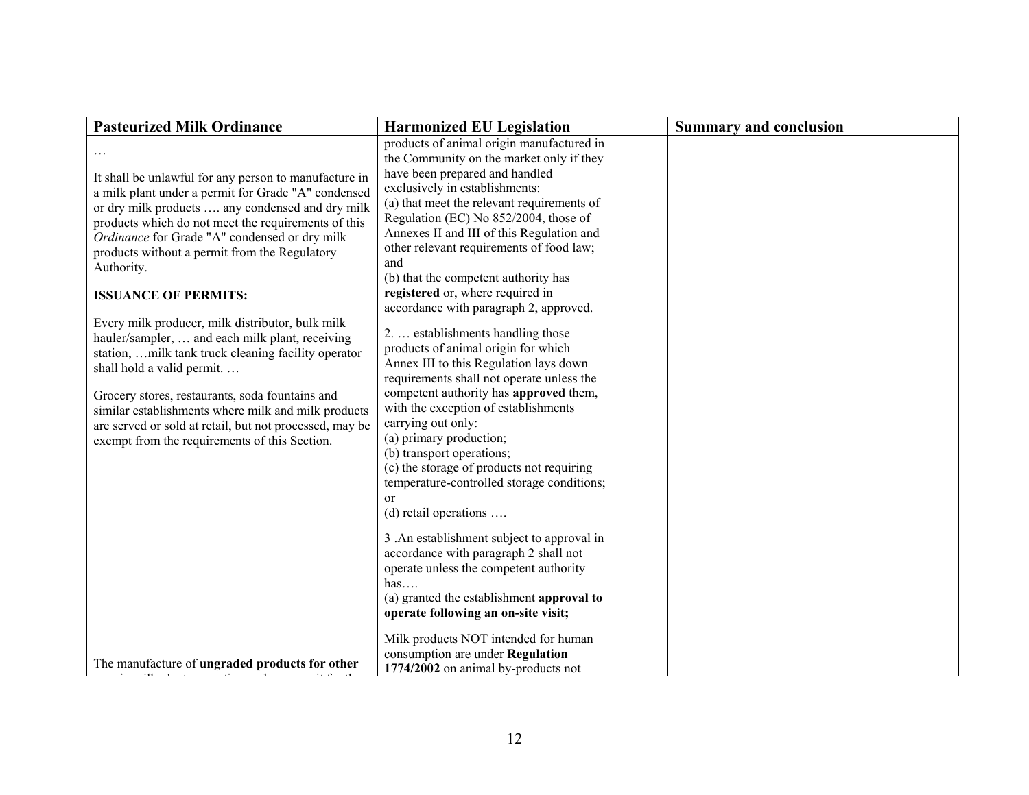| Pasteurized Milk Ordinance | Harmonized EU Legislation | Summary and conclusion |
|---|---|---|
| …<br><br>It shall be unlawful for any person to manufacture in a milk plant under a permit for Grade "A" condensed or dry milk products …. any condensed and dry milk products which do not meet the requirements of this *Ordinance* for Grade "A" condensed or dry milk products without a permit from the Regulatory Authority.<br><br>**ISSUANCE OF PERMITS:**<br><br>Every milk producer, milk distributor, bulk milk hauler/sampler, … and each milk plant, receiving station, …milk tank truck cleaning facility operator shall hold a valid permit. …<br><br>Grocery stores, restaurants, soda fountains and similar establishments where milk and milk products are served or sold at retail, but not processed, may be exempt from the requirements of this Section.<br><br>The manufacture of **ungraded products for other** | products of animal origin manufactured in the Community on the market only if they have been prepared and handled exclusively in establishments:<br>(a) that meet the relevant requirements of Regulation (EC) No 852/2004, those of Annexes II and III of this Regulation and other relevant requirements of food law; and<br>(b) that the competent authority has **registered** or, where required in accordance with paragraph 2, approved.<br><br>2. … establishments handling those products of animal origin for which Annex III to this Regulation lays down requirements shall not operate unless the competent authority has **approved** them, with the exception of establishments carrying out only:<br>(a) primary production;<br>(b) transport operations;<br>(c) the storage of products not requiring temperature-controlled storage conditions; or<br>(d) retail operations ….<br><br>3 .An establishment subject to approval in accordance with paragraph 2 shall not operate unless the competent authority has….<br>(a) granted the establishment **approval to operate following an on-site visit;**<br><br>Milk products NOT intended for human consumption are under **Regulation 1774/2002** on animal by-products not | |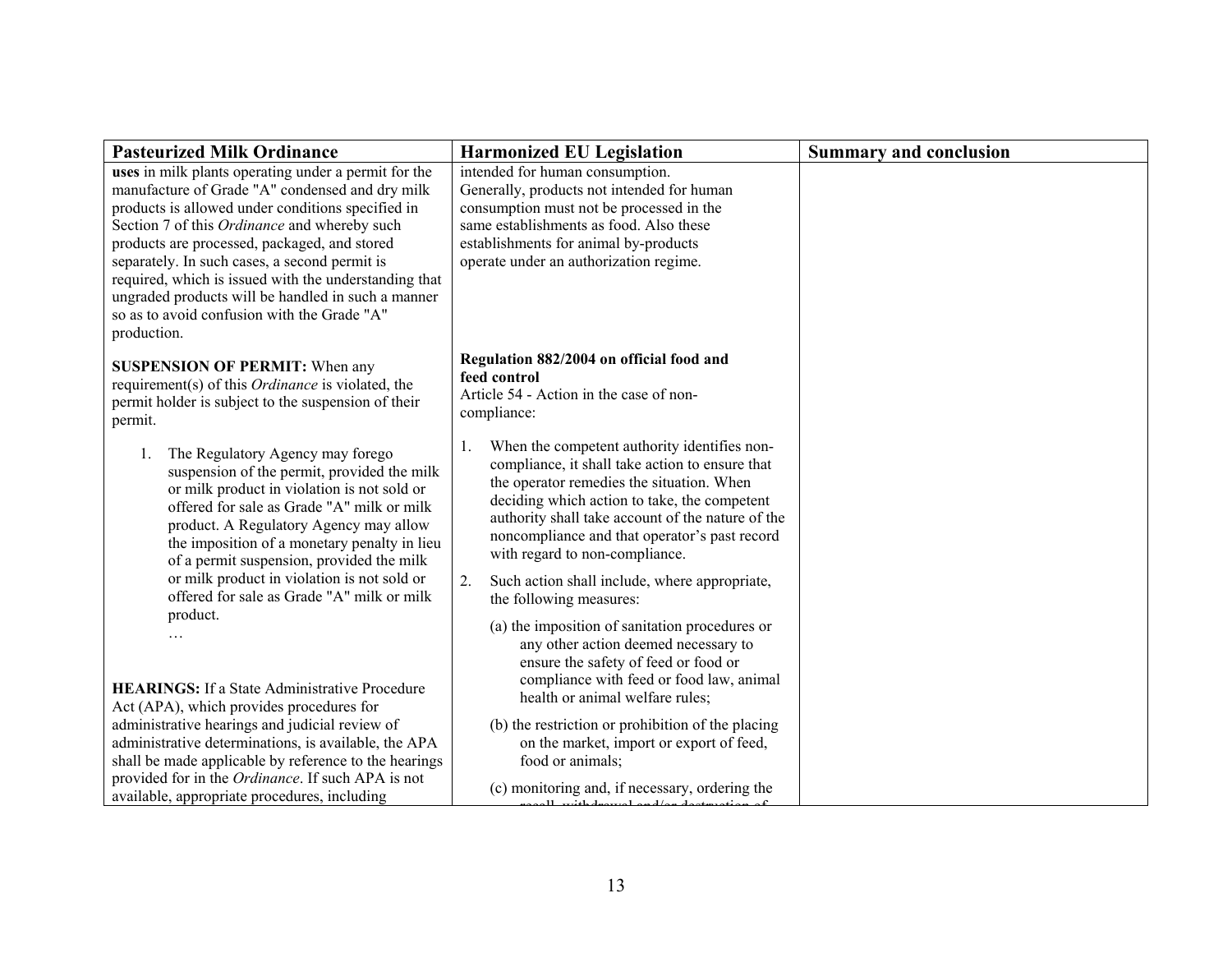| Pasteurized Milk Ordinance | Harmonized EU Legislation | Summary and conclusion |
|---|---|---|
| **uses** in milk plants operating under a permit for the manufacture of Grade "A" condensed and dry milk products is allowed under conditions specified in Section 7 of this *Ordinance* and whereby such products are processed, packaged, and stored separately. In such cases, a second permit is required, which is issued with the understanding that ungraded products will be handled in such a manner so as to avoid confusion with the Grade "A" production.<br><br>**SUSPENSION OF PERMIT:** When any requirement(s) of this *Ordinance* is violated, the permit holder is subject to the suspension of their permit.<br><br>1. The Regulatory Agency may forego suspension of the permit, provided the milk or milk product in violation is not sold or offered for sale as Grade "A" milk or milk product. A Regulatory Agency may allow the imposition of a monetary penalty in lieu of a permit suspension, provided the milk or milk product in violation is not sold or offered for sale as Grade "A" milk or milk product.<br>…<br><br>**HEARINGS:** If a State Administrative Procedure Act (APA), which provides procedures for administrative hearings and judicial review of administrative determinations, is available, the APA shall be made applicable by reference to the hearings provided for in the *Ordinance*. If such APA is not available, appropriate procedures, including | intended for human consumption.<br>Generally, products not intended for human consumption must not be processed in the same establishments as food. Also these establishments for animal by-products operate under an authorization regime.<br><br>**Regulation 882/2004 on official food and feed control**<br>Article 54 - Action in the case of non-compliance:<br><br>1. When the competent authority identifies non-compliance, it shall take action to ensure that the operator remedies the situation. When deciding which action to take, the competent authority shall take account of the nature of the noncompliance and that operator's past record with regard to non-compliance.<br>2. Such action shall include, where appropriate, the following measures:<br>(a) the imposition of sanitation procedures or any other action deemed necessary to ensure the safety of feed or food or compliance with feed or food law, animal health or animal welfare rules;<br>(b) the restriction or prohibition of the placing on the market, import or export of feed, food or animals;<br>(c) monitoring and, if necessary, ordering the recall, withdrawal and/or destruction of | |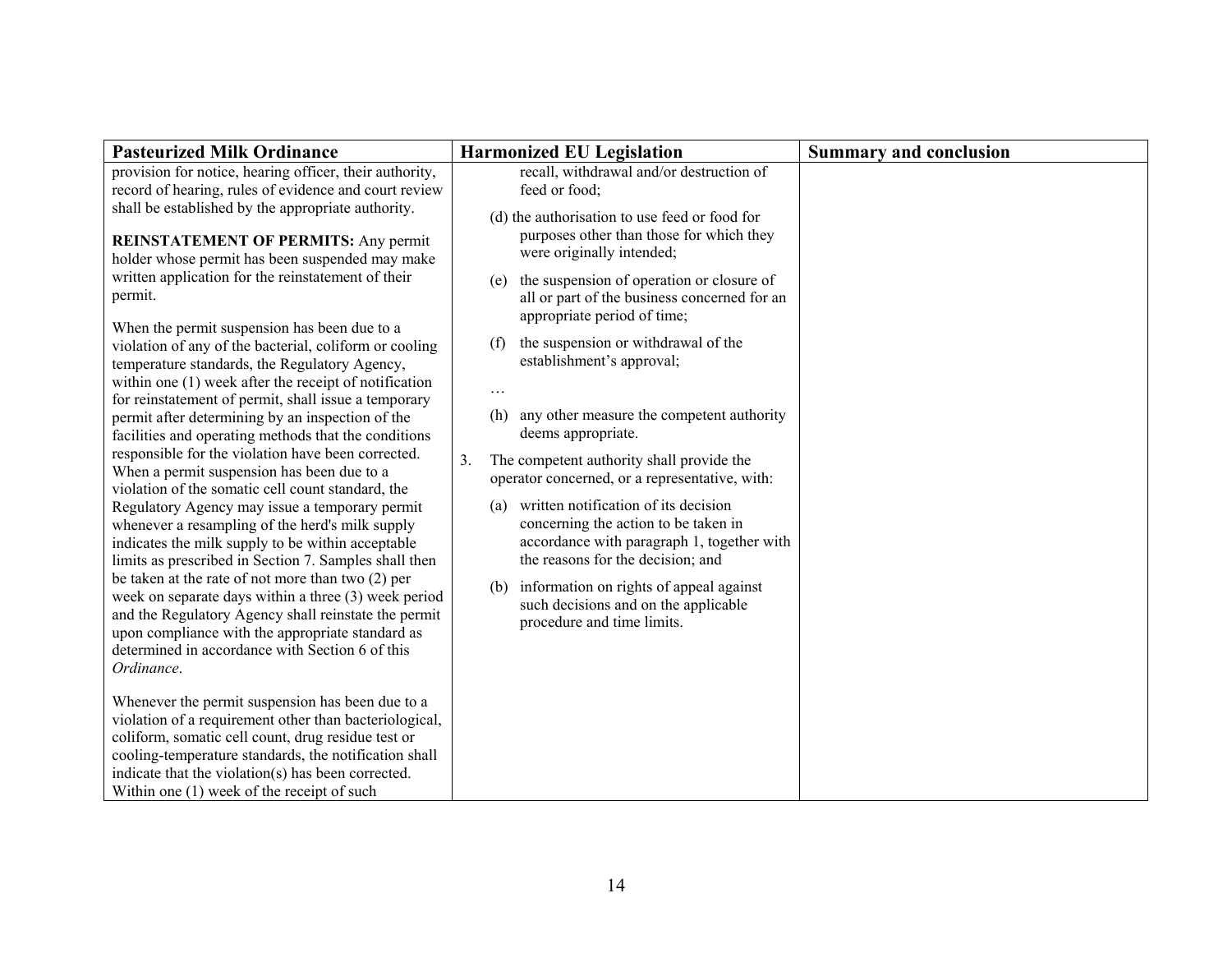| Pasteurized Milk Ordinance | Harmonized EU Legislation | Summary and conclusion |
|---|---|---|
| provision for notice, hearing officer, their authority, record of hearing, rules of evidence and court review shall be established by the appropriate authority.<br><br>**REINSTATEMENT OF PERMITS:** Any permit holder whose permit has been suspended may make written application for the reinstatement of their permit.<br><br>When the permit suspension has been due to a violation of any of the bacterial, coliform or cooling temperature standards, the Regulatory Agency, within one (1) week after the receipt of notification for reinstatement of permit, shall issue a temporary permit after determining by an inspection of the facilities and operating methods that the conditions responsible for the violation have been corrected. When a permit suspension has been due to a violation of the somatic cell count standard, the Regulatory Agency may issue a temporary permit whenever a resampling of the herd's milk supply indicates the milk supply to be within acceptable limits as prescribed in Section 7. Samples shall then be taken at the rate of not more than two (2) per week on separate days within a three (3) week period and the Regulatory Agency shall reinstate the permit upon compliance with the appropriate standard as determined in accordance with Section 6 of this *Ordinance*.<br><br>Whenever the permit suspension has been due to a violation of a requirement other than bacteriological, coliform, somatic cell count, drug residue test or cooling-temperature standards, the notification shall indicate that the violation(s) has been corrected. Within one (1) week of the receipt of such | recall, withdrawal and/or destruction of feed or food;<br><br>(d) the authorisation to use feed or food for purposes other than those for which they were originally intended;<br><br>(e) the suspension of operation or closure of all or part of the business concerned for an appropriate period of time;<br><br>(f) the suspension or withdrawal of the establishment's approval;<br><br>…<br><br>(h) any other measure the competent authority deems appropriate.<br><br>3. The competent authority shall provide the operator concerned, or a representative, with:<br><br>(a) written notification of its decision concerning the action to be taken in accordance with paragraph 1, together with the reasons for the decision; and<br><br>(b) information on rights of appeal against such decisions and on the applicable procedure and time limits. | |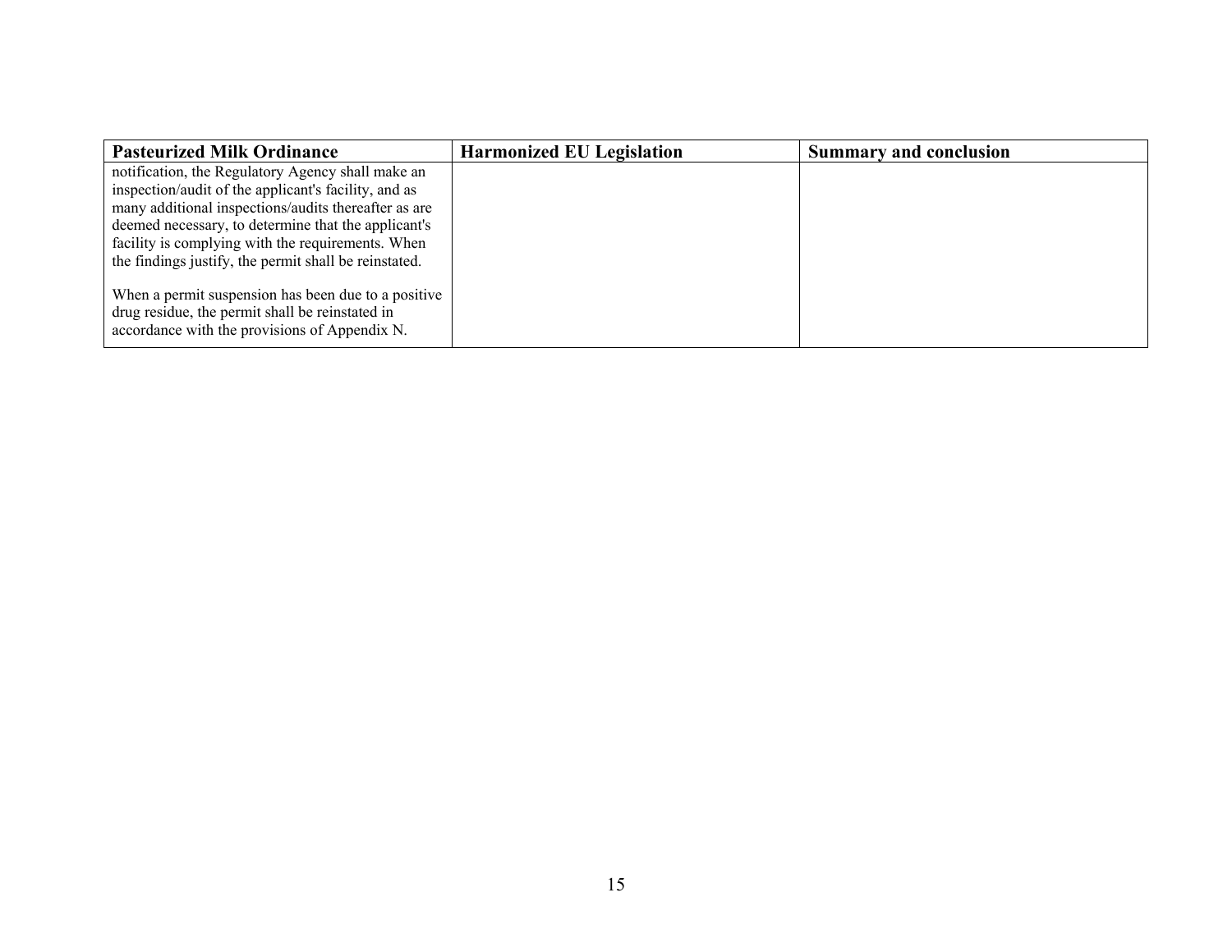| Pasteurized Milk Ordinance | Harmonized EU Legislation | Summary and conclusion |
| --- | --- | --- |
| notification, the Regulatory Agency shall make an inspection/audit of the applicant's facility, and as many additional inspections/audits thereafter as are deemed necessary, to determine that the applicant's facility is complying with the requirements. When the findings justify, the permit shall be reinstated.<br><br>When a permit suspension has been due to a positive drug residue, the permit shall be reinstated in accordance with the provisions of Appendix N. | | |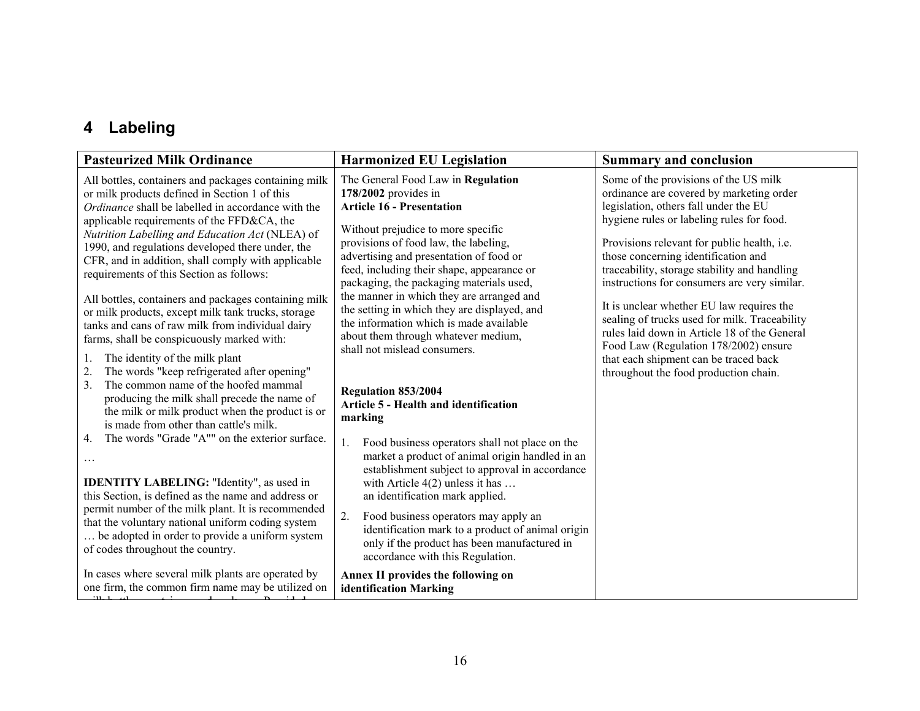## 4 Labeling

| Pasteurized Milk Ordinance | Harmonized EU Legislation | Summary and conclusion |
|---|---|---|
| All bottles, containers and packages containing milk or milk products defined in Section 1 of this *Ordinance* shall be labelled in accordance with the applicable requirements of the FFD&CA, the *Nutrition Labelling and Education Act* (NLEA) of 1990, and regulations developed there under, the CFR, and in addition, shall comply with applicable requirements of this Section as follows:<br><br>All bottles, containers and packages containing milk or milk products, except milk tank trucks, storage tanks and cans of raw milk from individual dairy farms, shall be conspicuously marked with:<br><br>1. The identity of the milk plant<br>2. The words "keep refrigerated after opening"<br>3. The common name of the hoofed mammal producing the milk shall precede the name of the milk or milk product when the product is or is made from other than cattle's milk.<br>4. The words "Grade "A"" on the exterior surface.<br><br>…<br><br>**IDENTITY LABELING:** "Identity", as used in this Section, is defined as the name and address or permit number of the milk plant. It is recommended that the voluntary national uniform coding system … be adopted in order to provide a uniform system of codes throughout the country.<br><br>In cases where several milk plants are operated by one firm, the common firm name may be utilized on | The General Food Law in **Regulation 178/2002** provides in<br>**Article 16 - Presentation**<br><br>Without prejudice to more specific provisions of food law, the labeling, advertising and presentation of food or feed, including their shape, appearance or packaging, the packaging materials used, the manner in which they are arranged and the setting in which they are displayed, and the information which is made available about them through whatever medium, shall not mislead consumers.<br><br>**Regulation 853/2004**<br>**Article 5 - Health and identification marking**<br><br>1. Food business operators shall not place on the market a product of animal origin handled in an establishment subject to approval in accordance with Article 4(2) unless it has … an identification mark applied.<br>2. Food business operators may apply an identification mark to a product of animal origin only if the product has been manufactured in accordance with this Regulation.<br><br>**Annex II provides the following on identification Marking** | Some of the provisions of the US milk ordinance are covered by marketing order legislation, others fall under the EU hygiene rules or labeling rules for food.<br><br>Provisions relevant for public health, i.e. those concerning identification and traceability, storage stability and handling instructions for consumers are very similar.<br><br>It is unclear whether EU law requires the sealing of trucks used for milk. Traceability rules laid down in Article 18 of the General Food Law (Regulation 178/2002) ensure that each shipment can be traced back throughout the food production chain. |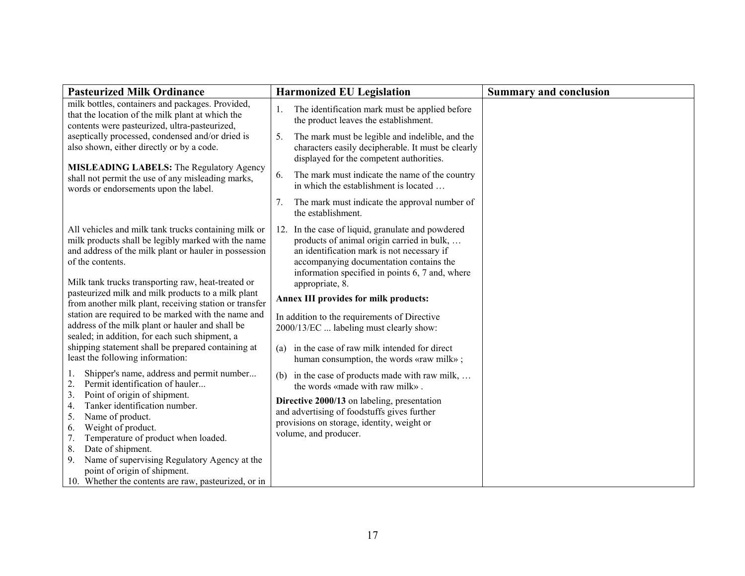| Pasteurized Milk Ordinance | Harmonized EU Legislation | Summary and conclusion |
|---|---|---|
| milk bottles, containers and packages. Provided, that the location of the milk plant at which the contents were pasteurized, ultra-pasteurized, aseptically processed, condensed and/or dried is also shown, either directly or by a code.<br><br>**MISLEADING LABELS:** The Regulatory Agency shall not permit the use of any misleading marks, words or endorsements upon the label. | 1. The identification mark must be applied before the product leaves the establishment.<br><br>5. The mark must be legible and indelible, and the characters easily decipherable. It must be clearly displayed for the competent authorities.<br><br>6. The mark must indicate the name of the country in which the establishment is located …<br><br>7. The mark must indicate the approval number of the establishment. | |
| All vehicles and milk tank trucks containing milk or milk products shall be legibly marked with the name and address of the milk plant or hauler in possession of the contents.<br><br>Milk tank trucks transporting raw, heat-treated or pasteurized milk and milk products to a milk plant from another milk plant, receiving station or transfer station are required to be marked with the name and address of the milk plant or hauler and shall be sealed; in addition, for each such shipment, a shipping statement shall be prepared containing at least the following information:<br><br>1. Shipper's name, address and permit number...<br>2. Permit identification of hauler...<br>3. Point of origin of shipment.<br>4. Tanker identification number.<br>5. Name of product.<br>6. Weight of product.<br>7. Temperature of product when loaded.<br>8. Date of shipment.<br>9. Name of supervising Regulatory Agency at the point of origin of shipment.<br>10. Whether the contents are raw, pasteurized, or in | 12. In the case of liquid, granulate and powdered products of animal origin carried in bulk, … an identification mark is not necessary if accompanying documentation contains the information specified in points 6, 7 and, where appropriate, 8.<br><br>**Annex III provides for milk products:**<br><br>In addition to the requirements of Directive 2000/13/EC ... labeling must clearly show:<br><br>(a) in the case of raw milk intended for direct human consumption, the words «raw milk» ;<br><br>(b) in the case of products made with raw milk, … the words «made with raw milk» .<br><br>**Directive 2000/13** on labeling, presentation and advertising of foodstuffs gives further provisions on storage, identity, weight or volume, and producer. | |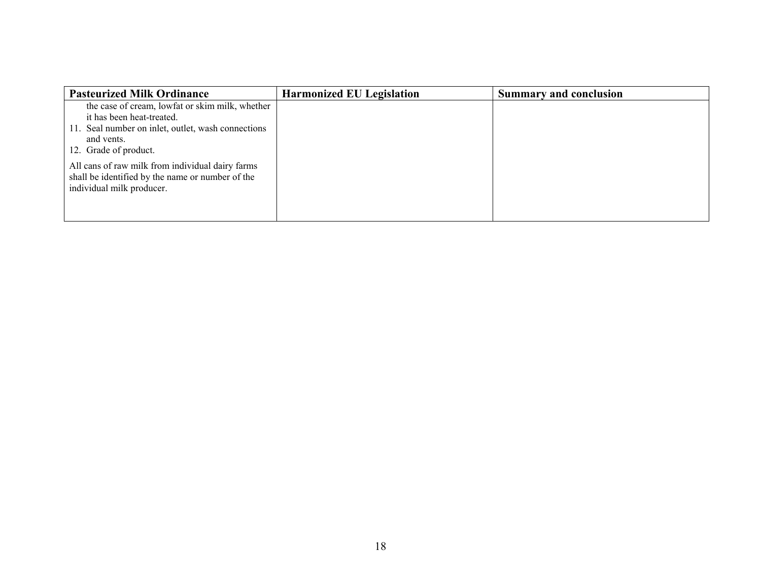| Pasteurized Milk Ordinance | Harmonized EU Legislation | Summary and conclusion |
|---|---|---|
| the case of cream, lowfat or skim milk, whether it has been heat-treated.<br>11. Seal number on inlet, outlet, wash connections and vents.<br>12. Grade of product.<br><br>All cans of raw milk from individual dairy farms shall be identified by the name or number of the individual milk producer. | | |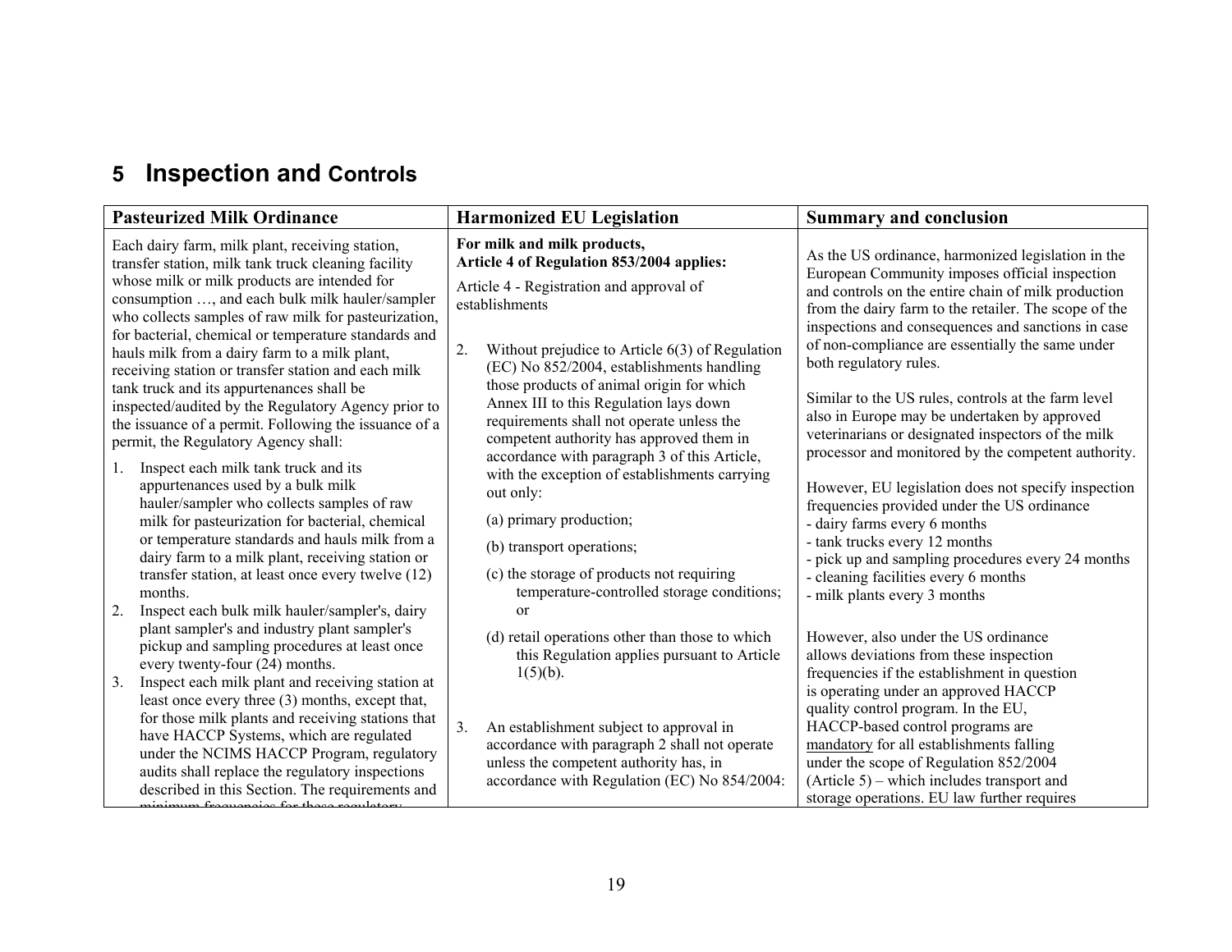# 5 Inspection and Controls

| Pasteurized Milk Ordinance | Harmonized EU Legislation | Summary and conclusion |
|---|---|---|
| Each dairy farm, milk plant, receiving station, transfer station, milk tank truck cleaning facility whose milk or milk products are intended for consumption …, and each bulk milk hauler/sampler who collects samples of raw milk for pasteurization, for bacterial, chemical or temperature standards and hauls milk from a dairy farm to a milk plant, receiving station or transfer station and each milk tank truck and its appurtenances shall be inspected/audited by the Regulatory Agency prior to the issuance of a permit. Following the issuance of a permit, the Regulatory Agency shall:<br><br>1. Inspect each milk tank truck and its appurtenances used by a bulk milk hauler/sampler who collects samples of raw milk for pasteurization for bacterial, chemical or temperature standards and hauls milk from a dairy farm to a milk plant, receiving station or transfer station, at least once every twelve (12) months.<br>2. Inspect each bulk milk hauler/sampler's, dairy plant sampler's and industry plant sampler's pickup and sampling procedures at least once every twenty-four (24) months.<br>3. Inspect each milk plant and receiving station at least once every three (3) months, except that, for those milk plants and receiving stations that have HACCP Systems, which are regulated under the NCIMS HACCP Program, regulatory audits shall replace the regulatory inspections described in this Section. The requirements and minimum frequencies for these regulatory | **For milk and milk products, Article 4 of Regulation 853/2004 applies:**<br><br>Article 4 - Registration and approval of establishments<br><br>2. Without prejudice to Article 6(3) of Regulation (EC) No 852/2004, establishments handling those products of animal origin for which Annex III to this Regulation lays down requirements shall not operate unless the competent authority has approved them in accordance with paragraph 3 of this Article, with the exception of establishments carrying out only:<br>(a) primary production;<br>(b) transport operations;<br>(c) the storage of products not requiring temperature-controlled storage conditions; or<br>(d) retail operations other than those to which this Regulation applies pursuant to Article 1(5)(b).<br><br>3. An establishment subject to approval in accordance with paragraph 2 shall not operate unless the competent authority has, in accordance with Regulation (EC) No 854/2004: | As the US ordinance, harmonized legislation in the European Community imposes official inspection and controls on the entire chain of milk production from the dairy farm to the retailer. The scope of the inspections and consequences and sanctions in case of non-compliance are essentially the same under both regulatory rules.<br><br>Similar to the US rules, controls at the farm level also in Europe may be undertaken by approved veterinarians or designated inspectors of the milk processor and monitored by the competent authority.<br><br>However, EU legislation does not specify inspection frequencies provided under the US ordinance<br>- dairy farms every 6 months<br>- tank trucks every 12 months<br>- pick up and sampling procedures every 24 months<br>- cleaning facilities every 6 months<br>- milk plants every 3 months<br><br>However, also under the US ordinance allows deviations from these inspection frequencies if the establishment in question is operating under an approved HACCP quality control program. In the EU, HACCP-based control programs are mandatory for all establishments falling under the scope of Regulation 852/2004 (Article 5) – which includes transport and storage operations. EU law further requires |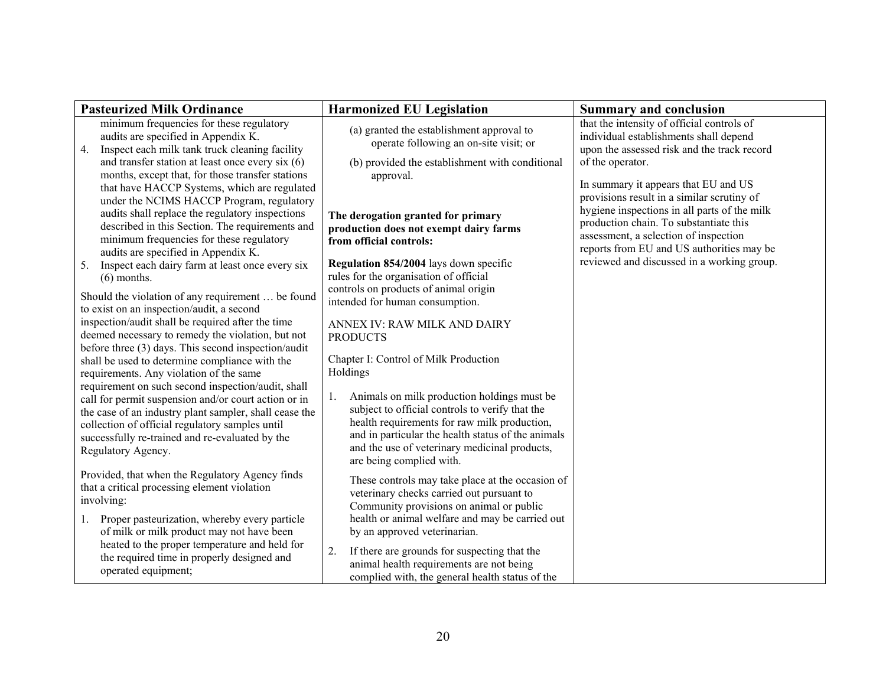| Pasteurized Milk Ordinance | Harmonized EU Legislation | Summary and conclusion |
|---|---|---|
| minimum frequencies for these regulatory audits are specified in Appendix K.<br>4. Inspect each milk tank truck cleaning facility and transfer station at least once every six (6) months, except that, for those transfer stations that have HACCP Systems, which are regulated under the NCIMS HACCP Program, regulatory audits shall replace the regulatory inspections described in this Section. The requirements and minimum frequencies for these regulatory audits are specified in Appendix K.<br>5. Inspect each dairy farm at least once every six (6) months.<br><br>Should the violation of any requirement … be found to exist on an inspection/audit, a second inspection/audit shall be required after the time deemed necessary to remedy the violation, but not before three (3) days. This second inspection/audit shall be used to determine compliance with the requirements. Any violation of the same requirement on such second inspection/audit, shall call for permit suspension and/or court action or in the case of an industry plant sampler, shall cease the collection of official regulatory samples until successfully re-trained and re-evaluated by the Regulatory Agency.<br><br>Provided, that when the Regulatory Agency finds that a critical processing element violation involving:<br>1. Proper pasteurization, whereby every particle of milk or milk product may not have been heated to the proper temperature and held for the required time in properly designed and operated equipment; | (a) granted the establishment approval to operate following an on-site visit; or<br><br>(b) provided the establishment with conditional approval.<br><br>**The derogation granted for primary production does not exempt dairy farms from official controls:**<br><br>**Regulation 854/2004** lays down specific rules for the organisation of official controls on products of animal origin intended for human consumption.<br><br>ANNEX IV: RAW MILK AND DAIRY PRODUCTS<br><br>Chapter I: Control of Milk Production Holdings<br><br>1. Animals on milk production holdings must be subject to official controls to verify that the health requirements for raw milk production, and in particular the health status of the animals and the use of veterinary medicinal products, are being complied with.<br><br>These controls may take place at the occasion of veterinary checks carried out pursuant to Community provisions on animal or public health or animal welfare and may be carried out by an approved veterinarian.<br><br>2. If there are grounds for suspecting that the animal health requirements are not being complied with, the general health status of the | that the intensity of official controls of individual establishments shall depend upon the assessed risk and the track record of the operator.<br><br>In summary it appears that EU and US provisions result in a similar scrutiny of hygiene inspections in all parts of the milk production chain. To substantiate this assessment, a selection of inspection reports from EU and US authorities may be reviewed and discussed in a working group. |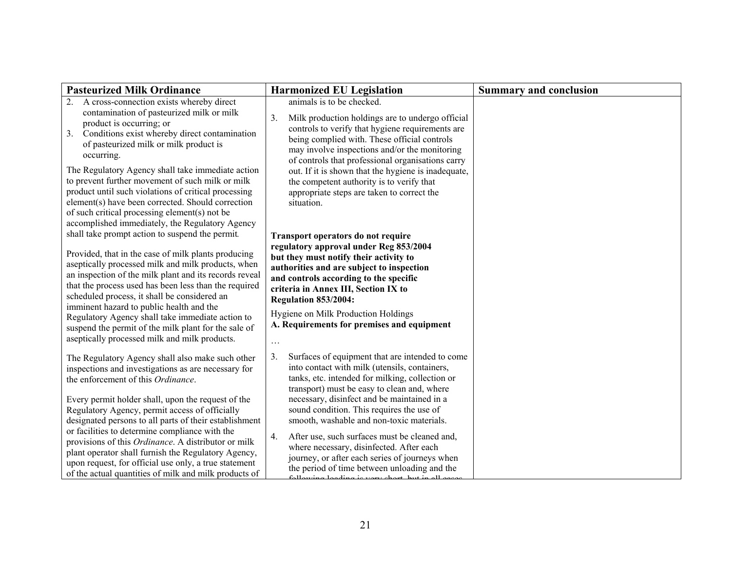| Pasteurized Milk Ordinance | Harmonized EU Legislation | Summary and conclusion |
|---|---|---|
| 2. A cross-connection exists whereby direct contamination of pasteurized milk or milk product is occurring; or<br>3. Conditions exist whereby direct contamination of pasteurized milk or milk product is occurring.<br><br>The Regulatory Agency shall take immediate action to prevent further movement of such milk or milk product until such violations of critical processing element(s) have been corrected. Should correction of such critical processing element(s) not be accomplished immediately, the Regulatory Agency shall take prompt action to suspend the permit.<br><br>Provided, that in the case of milk plants producing aseptically processed milk and milk products, when an inspection of the milk plant and its records reveal that the process used has been less than the required scheduled process, it shall be considered an imminent hazard to public health and the Regulatory Agency shall take immediate action to suspend the permit of the milk plant for the sale of aseptically processed milk and milk products.<br><br>The Regulatory Agency shall also make such other inspections and investigations as are necessary for the enforcement of this *Ordinance*.<br><br>Every permit holder shall, upon the request of the Regulatory Agency, permit access of officially designated persons to all parts of their establishment or facilities to determine compliance with the provisions of this *Ordinance*. A distributor or milk plant operator shall furnish the Regulatory Agency, upon request, for official use only, a true statement of the actual quantities of milk and milk products of | animals is to be checked.<br><br>3. Milk production holdings are to undergo official controls to verify that hygiene requirements are being complied with. These official controls may involve inspections and/or the monitoring of controls that professional organisations carry out. If it is shown that the hygiene is inadequate, the competent authority is to verify that appropriate steps are taken to correct the situation.<br><br>**Transport operators do not require regulatory approval under Reg 853/2004 but they must notify their activity to authorities and are subject to inspection and controls according to the specific criteria in Annex III, Section IX to Regulation 853/2004:**<br><br>Hygiene on Milk Production Holdings<br>**A. Requirements for premises and equipment**<br><br>…<br><br>3. Surfaces of equipment that are intended to come into contact with milk (utensils, containers, tanks, etc. intended for milking, collection or transport) must be easy to clean and, where necessary, disinfect and be maintained in a sound condition. This requires the use of smooth, washable and non-toxic materials.<br><br>4. After use, such surfaces must be cleaned and, where necessary, disinfected. After each journey, or after each series of journeys when the period of time between unloading and the following loading is very short, but in all cases | |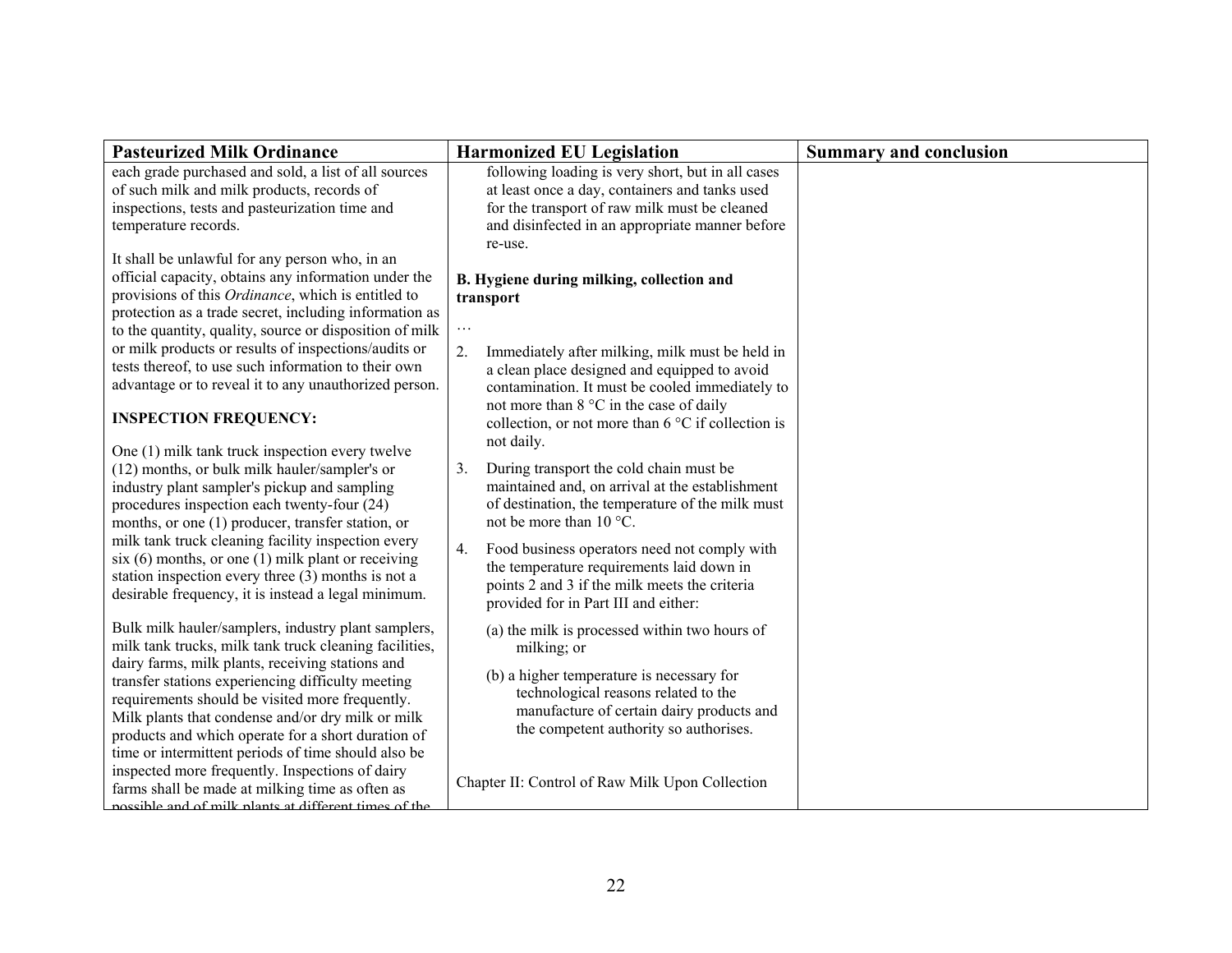| Pasteurized Milk Ordinance | Harmonized EU Legislation | Summary and conclusion |
|---|---|---|
| each grade purchased and sold, a list of all sources of such milk and milk products, records of inspections, tests and pasteurization time and temperature records.<br><br>It shall be unlawful for any person who, in an official capacity, obtains any information under the provisions of this *Ordinance*, which is entitled to protection as a trade secret, including information as to the quantity, quality, source or disposition of milk or milk products or results of inspections/audits or tests thereof, to use such information to their own advantage or to reveal it to any unauthorized person.<br><br>**INSPECTION FREQUENCY:**<br><br>One (1) milk tank truck inspection every twelve (12) months, or bulk milk hauler/sampler's or industry plant sampler's pickup and sampling procedures inspection each twenty-four (24) months, or one (1) producer, transfer station, or milk tank truck cleaning facility inspection every six (6) months, or one (1) milk plant or receiving station inspection every three (3) months is not a desirable frequency, it is instead a legal minimum.<br><br>Bulk milk hauler/samplers, industry plant samplers, milk tank trucks, milk tank truck cleaning facilities, dairy farms, milk plants, receiving stations and transfer stations experiencing difficulty meeting requirements should be visited more frequently. Milk plants that condense and/or dry milk or milk products and which operate for a short duration of time or intermittent periods of time should also be inspected more frequently. Inspections of dairy farms shall be made at milking time as often as possible and of milk plants at different times of the | following loading is very short, but in all cases at least once a day, containers and tanks used for the transport of raw milk must be cleaned and disinfected in an appropriate manner before re-use.<br><br>**B. Hygiene during milking, collection and transport**<br><br>…<br><br>2. Immediately after milking, milk must be held in a clean place designed and equipped to avoid contamination. It must be cooled immediately to not more than 8 °C in the case of daily collection, or not more than 6 °C if collection is not daily.<br><br>3. During transport the cold chain must be maintained and, on arrival at the establishment of destination, the temperature of the milk must not be more than 10 °C.<br><br>4. Food business operators need not comply with the temperature requirements laid down in points 2 and 3 if the milk meets the criteria provided for in Part III and either:<br><br>(a) the milk is processed within two hours of milking; or<br><br>(b) a higher temperature is necessary for technological reasons related to the manufacture of certain dairy products and the competent authority so authorises.<br><br>Chapter II: Control of Raw Milk Upon Collection | |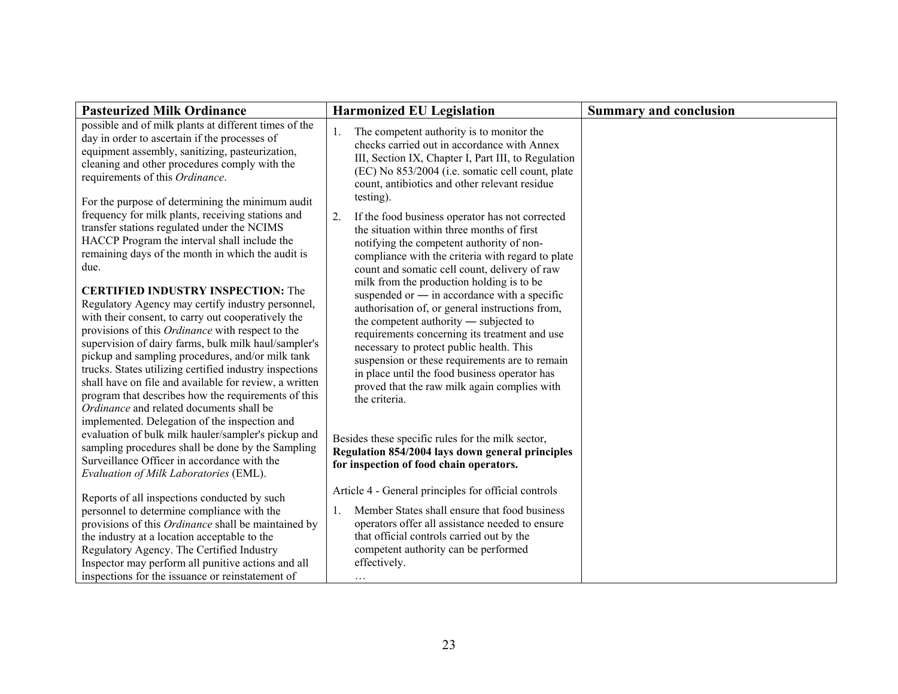| Pasteurized Milk Ordinance | Harmonized EU Legislation | Summary and conclusion |
|---|---|---|
| possible and of milk plants at different times of the day in order to ascertain if the processes of equipment assembly, sanitizing, pasteurization, cleaning and other procedures comply with the requirements of this *Ordinance*.<br><br>For the purpose of determining the minimum audit frequency for milk plants, receiving stations and transfer stations regulated under the NCIMS HACCP Program the interval shall include the remaining days of the month in which the audit is due.<br><br>**CERTIFIED INDUSTRY INSPECTION:** The Regulatory Agency may certify industry personnel, with their consent, to carry out cooperatively the provisions of this *Ordinance* with respect to the supervision of dairy farms, bulk milk haul/sampler's pickup and sampling procedures, and/or milk tank trucks. States utilizing certified industry inspections shall have on file and available for review, a written program that describes how the requirements of this *Ordinance* and related documents shall be implemented. Delegation of the inspection and evaluation of bulk milk hauler/sampler's pickup and sampling procedures shall be done by the Sampling Surveillance Officer in accordance with the *Evaluation of Milk Laboratories* (EML).<br><br>Reports of all inspections conducted by such personnel to determine compliance with the provisions of this *Ordinance* shall be maintained by the industry at a location acceptable to the Regulatory Agency. The Certified Industry Inspector may perform all punitive actions and all inspections for the issuance or reinstatement of | 1. The competent authority is to monitor the checks carried out in accordance with Annex III, Section IX, Chapter I, Part III, to Regulation (EC) No 853/2004 (i.e. somatic cell count, plate count, antibiotics and other relevant residue testing).<br><br>2. If the food business operator has not corrected the situation within three months of first notifying the competent authority of non-compliance with the criteria with regard to plate count and somatic cell count, delivery of raw milk from the production holding is to be suspended or — in accordance with a specific authorisation of, or general instructions from, the competent authority — subjected to requirements concerning its treatment and use necessary to protect public health. This suspension or these requirements are to remain in place until the food business operator has proved that the raw milk again complies with the criteria.<br><br>Besides these specific rules for the milk sector, **Regulation 854/2004 lays down general principles for inspection of food chain operators.**<br><br>Article 4 - General principles for official controls<br><br>1. Member States shall ensure that food business operators offer all assistance needed to ensure that official controls carried out by the competent authority can be performed effectively.<br>… | |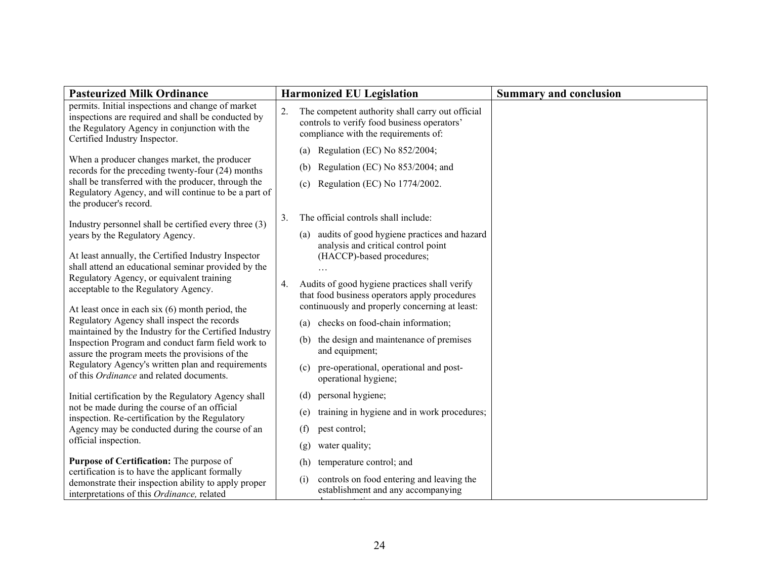| Pasteurized Milk Ordinance | Harmonized EU Legislation | Summary and conclusion |
|---|---|---|
| permits. Initial inspections and change of market inspections are required and shall be conducted by the Regulatory Agency in conjunction with the Certified Industry Inspector.<br><br>When a producer changes market, the producer records for the preceding twenty-four (24) months shall be transferred with the producer, through the Regulatory Agency, and will continue to be a part of the producer's record.<br><br>Industry personnel shall be certified every three (3) years by the Regulatory Agency.<br><br>At least annually, the Certified Industry Inspector shall attend an educational seminar provided by the Regulatory Agency, or equivalent training acceptable to the Regulatory Agency.<br><br>At least once in each six (6) month period, the Regulatory Agency shall inspect the records maintained by the Industry for the Certified Industry Inspection Program and conduct farm field work to assure the program meets the provisions of the Regulatory Agency's written plan and requirements of this *Ordinance* and related documents.<br><br>Initial certification by the Regulatory Agency shall not be made during the course of an official inspection. Re-certification by the Regulatory Agency may be conducted during the course of an official inspection.<br><br>**Purpose of Certification:** The purpose of certification is to have the applicant formally demonstrate their inspection ability to apply proper interpretations of this *Ordinance,* related | 2. The competent authority shall carry out official controls to verify food business operators' compliance with the requirements of:<br>(a) Regulation (EC) No 852/2004;<br>(b) Regulation (EC) No 853/2004; and<br>(c) Regulation (EC) No 1774/2002.<br><br>3. The official controls shall include:<br>(a) audits of good hygiene practices and hazard analysis and critical control point (HACCP)-based procedures;<br>…<br><br>4. Audits of good hygiene practices shall verify that food business operators apply procedures continuously and properly concerning at least:<br>(a) checks on food-chain information;<br>(b) the design and maintenance of premises and equipment;<br>(c) pre-operational, operational and post-operational hygiene;<br>(d) personal hygiene;<br>(e) training in hygiene and in work procedures;<br>(f) pest control;<br>(g) water quality;<br>(h) temperature control; and<br>(i) controls on food entering and leaving the establishment and any accompanying | |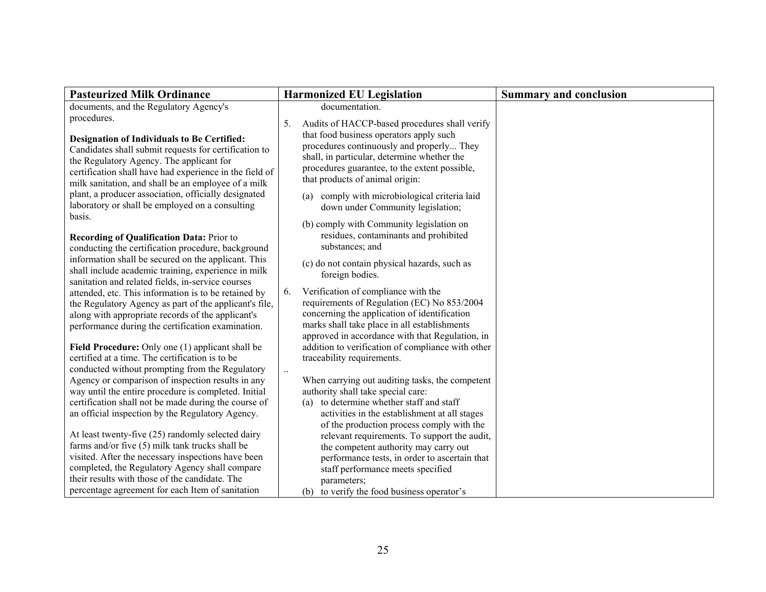| Pasteurized Milk Ordinance | Harmonized EU Legislation | Summary and conclusion |
|---|---|---|
| documents, and the Regulatory Agency's procedures.<br><br>**Designation of Individuals to Be Certified:** Candidates shall submit requests for certification to the Regulatory Agency. The applicant for certification shall have had experience in the field of milk sanitation, and shall be an employee of a milk plant, a producer association, officially designated laboratory or shall be employed on a consulting basis.<br><br>**Recording of Qualification Data:** Prior to conducting the certification procedure, background information shall be secured on the applicant. This shall include academic training, experience in milk sanitation and related fields, in-service courses attended, etc. This information is to be retained by the Regulatory Agency as part of the applicant's file, along with appropriate records of the applicant's performance during the certification examination.<br><br>**Field Procedure:** Only one (1) applicant shall be certified at a time. The certification is to be conducted without prompting from the Regulatory Agency or comparison of inspection results in any way until the entire procedure is completed. Initial certification shall not be made during the course of an official inspection by the Regulatory Agency.<br><br>At least twenty-five (25) randomly selected dairy farms and/or five (5) milk tank trucks shall be visited. After the necessary inspections have been completed, the Regulatory Agency shall compare their results with those of the candidate. The percentage agreement for each Item of sanitation | documentation.<br><br>5. Audits of HACCP-based procedures shall verify that food business operators apply such procedures continuously and properly... They shall, in particular, determine whether the procedures guarantee, to the extent possible, that products of animal origin:<br>(a) comply with microbiological criteria laid down under Community legislation;<br>(b) comply with Community legislation on residues, contaminants and prohibited substances; and<br>(c) do not contain physical hazards, such as foreign bodies.<br><br>6. Verification of compliance with the requirements of Regulation (EC) No 853/2004 concerning the application of identification marks shall take place in all establishments approved in accordance with that Regulation, in addition to verification of compliance with other traceability requirements.<br>..<br>When carrying out auditing tasks, the competent authority shall take special care:<br>(a) to determine whether staff and staff activities in the establishment at all stages of the production process comply with the relevant requirements. To support the audit, the competent authority may carry out performance tests, in order to ascertain that staff performance meets specified parameters;<br>(b) to verify the food business operator's | |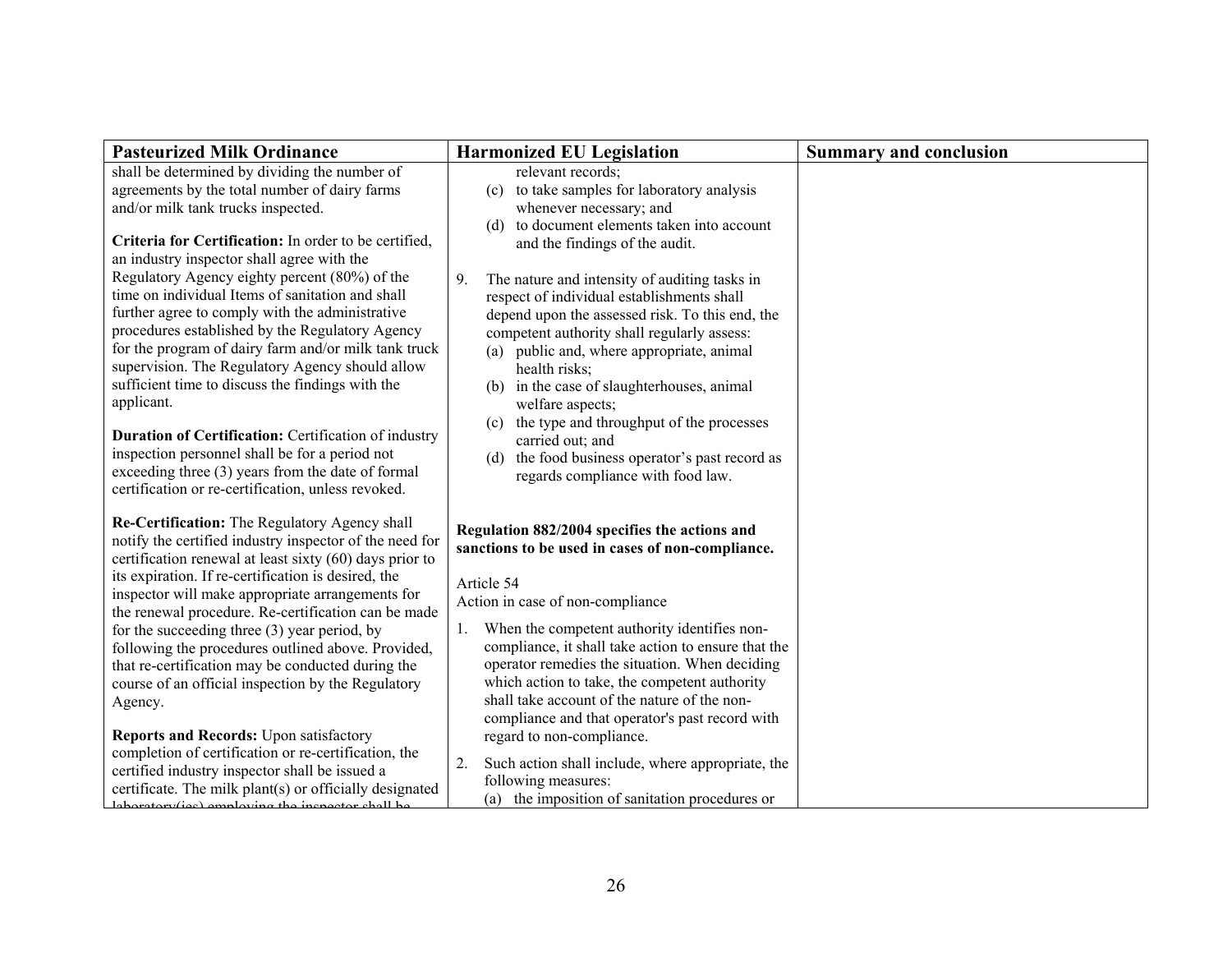| Pasteurized Milk Ordinance | Harmonized EU Legislation | Summary and conclusion |
|---|---|---|
| shall be determined by dividing the number of agreements by the total number of dairy farms and/or milk tank trucks inspected.<br><br>**Criteria for Certification:** In order to be certified, an industry inspector shall agree with the Regulatory Agency eighty percent (80%) of the time on individual Items of sanitation and shall further agree to comply with the administrative procedures established by the Regulatory Agency for the program of dairy farm and/or milk tank truck supervision. The Regulatory Agency should allow sufficient time to discuss the findings with the applicant.<br><br>**Duration of Certification:** Certification of industry inspection personnel shall be for a period not exceeding three (3) years from the date of formal certification or re-certification, unless revoked.<br><br>**Re-Certification:** The Regulatory Agency shall notify the certified industry inspector of the need for certification renewal at least sixty (60) days prior to its expiration. If re-certification is desired, the inspector will make appropriate arrangements for the renewal procedure. Re-certification can be made for the succeeding three (3) year period, by following the procedures outlined above. Provided, that re-certification may be conducted during the course of an official inspection by the Regulatory Agency.<br><br>**Reports and Records:** Upon satisfactory completion of certification or re-certification, the certified industry inspector shall be issued a certificate. The milk plant(s) or officially designated laboratory(ies) employing the inspector shall be | relevant records;<br>(c) to take samples for laboratory analysis whenever necessary; and<br>(d) to document elements taken into account and the findings of the audit.<br><br>9. The nature and intensity of auditing tasks in respect of individual establishments shall depend upon the assessed risk. To this end, the competent authority shall regularly assess:<br>(a) public and, where appropriate, animal health risks;<br>(b) in the case of slaughterhouses, animal welfare aspects;<br>(c) the type and throughput of the processes carried out; and<br>(d) the food business operator's past record as regards compliance with food law.<br><br>**Regulation 882/2004 specifies the actions and sanctions to be used in cases of non-compliance.**<br><br>Article 54<br>Action in case of non-compliance<br><br>1. When the competent authority identifies non-compliance, it shall take action to ensure that the operator remedies the situation. When deciding which action to take, the competent authority shall take account of the nature of the non-compliance and that operator's past record with regard to non-compliance.<br><br>2. Such action shall include, where appropriate, the following measures:<br>(a) the imposition of sanitation procedures or | |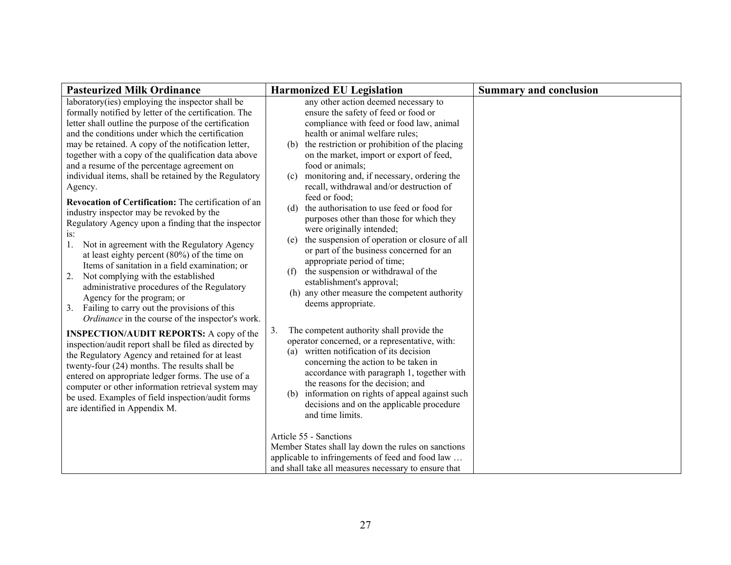| Pasteurized Milk Ordinance | Harmonized EU Legislation | Summary and conclusion |
|---|---|---|
| laboratory(ies) employing the inspector shall be formally notified by letter of the certification. The letter shall outline the purpose of the certification and the conditions under which the certification may be retained. A copy of the notification letter, together with a copy of the qualification data above and a resume of the percentage agreement on individual items, shall be retained by the Regulatory Agency.<br><br>**Revocation of Certification:** The certification of an industry inspector may be revoked by the Regulatory Agency upon a finding that the inspector is:<br>1. Not in agreement with the Regulatory Agency at least eighty percent (80%) of the time on Items of sanitation in a field examination; or<br>2. Not complying with the established administrative procedures of the Regulatory Agency for the program; or<br>3. Failing to carry out the provisions of this *Ordinance* in the course of the inspector's work.<br><br>**INSPECTION/AUDIT REPORTS:** A copy of the inspection/audit report shall be filed as directed by the Regulatory Agency and retained for at least twenty-four (24) months. The results shall be entered on appropriate ledger forms. The use of a computer or other information retrieval system may be used. Examples of field inspection/audit forms are identified in Appendix M. | any other action deemed necessary to ensure the safety of feed or food or compliance with feed or food law, animal health or animal welfare rules;<br>(b) the restriction or prohibition of the placing on the market, import or export of feed, food or animals;<br>(c) monitoring and, if necessary, ordering the recall, withdrawal and/or destruction of feed or food;<br>(d) the authorisation to use feed or food for purposes other than those for which they were originally intended;<br>(e) the suspension of operation or closure of all or part of the business concerned for an appropriate period of time;<br>(f) the suspension or withdrawal of the establishment's approval;<br>(h) any other measure the competent authority deems appropriate.<br><br>3. The competent authority shall provide the operator concerned, or a representative, with:<br>(a) written notification of its decision concerning the action to be taken in accordance with paragraph 1, together with the reasons for the decision; and<br>(b) information on rights of appeal against such decisions and on the applicable procedure and time limits.<br><br>Article 55 - Sanctions<br>Member States shall lay down the rules on sanctions applicable to infringements of feed and food law … and shall take all measures necessary to ensure that | |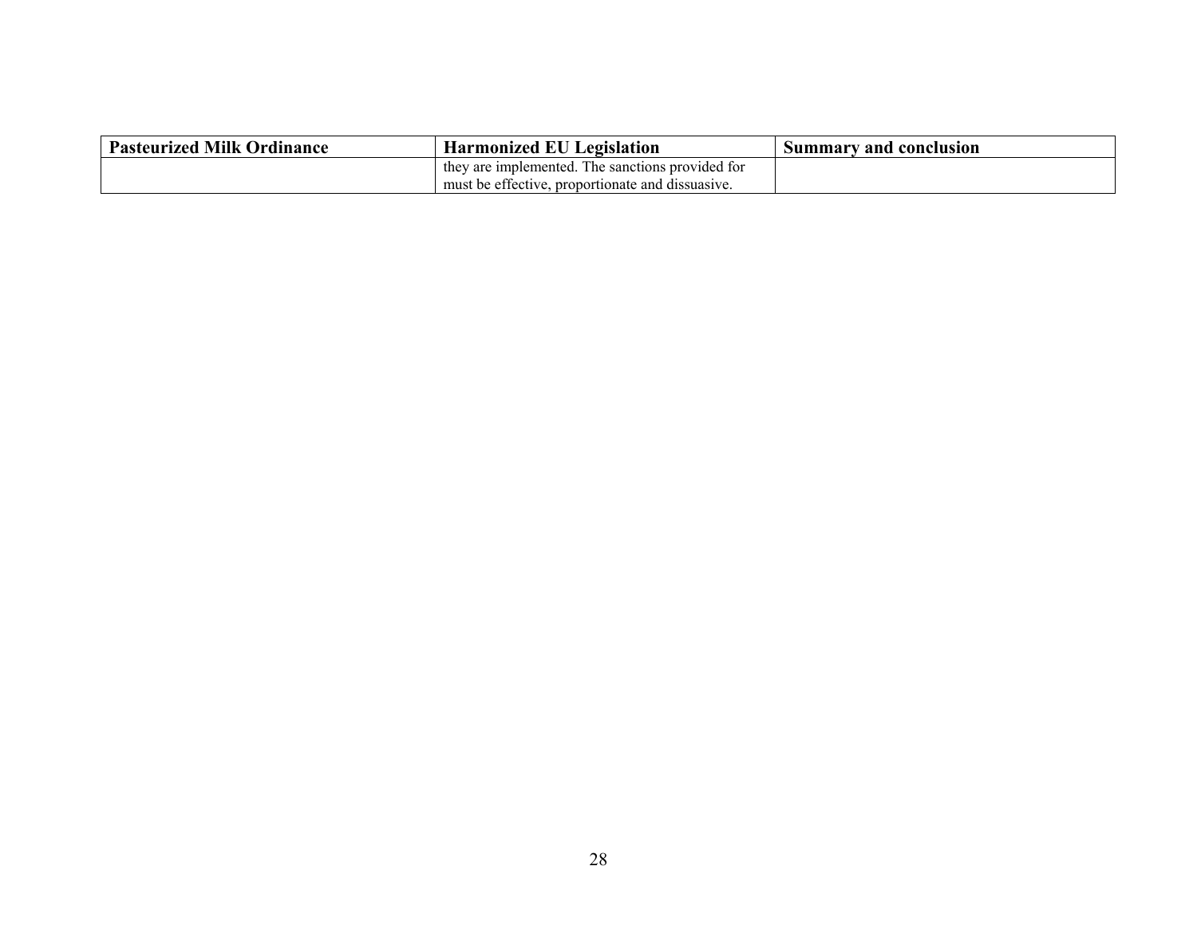| Pasteurized Milk Ordinance | Harmonized EU Legislation | Summary and conclusion |
| --- | --- | --- |
| | they are implemented. The sanctions provided for must be effective, proportionate and dissuasive. | |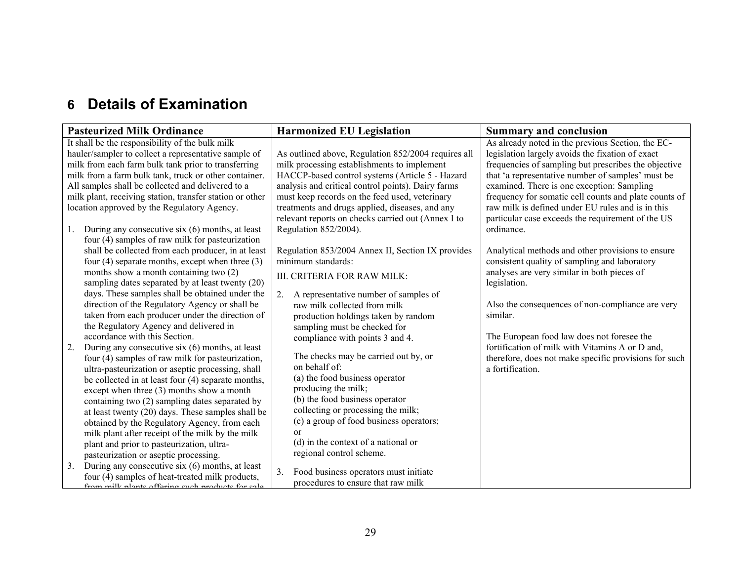## 6 Details of Examination

| Pasteurized Milk Ordinance | Harmonized EU Legislation | Summary and conclusion |
|---|---|---|
| It shall be the responsibility of the bulk milk hauler/sampler to collect a representative sample of milk from each farm bulk tank prior to transferring milk from a farm bulk tank, truck or other container. All samples shall be collected and delivered to a milk plant, receiving station, transfer station or other location approved by the Regulatory Agency.<br><br>1. During any consecutive six (6) months, at least four (4) samples of raw milk for pasteurization shall be collected from each producer, in at least four (4) separate months, except when three (3) months show a month containing two (2) sampling dates separated by at least twenty (20) days. These samples shall be obtained under the direction of the Regulatory Agency or shall be taken from each producer under the direction of the Regulatory Agency and delivered in accordance with this Section.<br>2. During any consecutive six (6) months, at least four (4) samples of raw milk for pasteurization, ultra-pasteurization or aseptic processing, shall be collected in at least four (4) separate months, except when three (3) months show a month containing two (2) sampling dates separated by at least twenty (20) days. These samples shall be obtained by the Regulatory Agency, from each milk plant after receipt of the milk by the milk plant and prior to pasteurization, ultra-pasteurization or aseptic processing.<br>3. During any consecutive six (6) months, at least four (4) samples of heat-treated milk products, from milk plants offering such products for sale | As outlined above, Regulation 852/2004 requires all milk processing establishments to implement HACCP-based control systems (Article 5 - Hazard analysis and critical control points). Dairy farms must keep records on the feed used, veterinary treatments and drugs applied, diseases, and any relevant reports on checks carried out (Annex I to Regulation 852/2004).<br><br>Regulation 853/2004 Annex II, Section IX provides minimum standards:<br><br>III. CRITERIA FOR RAW MILK:<br><br>2. A representative number of samples of raw milk collected from milk production holdings taken by random sampling must be checked for compliance with points 3 and 4.<br><br>The checks may be carried out by, or on behalf of:<br>(a) the food business operator producing the milk;<br>(b) the food business operator collecting or processing the milk;<br>(c) a group of food business operators; or<br>(d) in the context of a national or regional control scheme.<br><br>3. Food business operators must initiate procedures to ensure that raw milk | As already noted in the previous Section, the EC-legislation largely avoids the fixation of exact frequencies of sampling but prescribes the objective that 'a representative number of samples' must be examined. There is one exception: Sampling frequency for somatic cell counts and plate counts of raw milk is defined under EU rules and is in this particular case exceeds the requirement of the US ordinance.<br><br>Analytical methods and other provisions to ensure consistent quality of sampling and laboratory analyses are very similar in both pieces of legislation.<br><br>Also the consequences of non-compliance are very similar.<br><br>The European food law does not foresee the fortification of milk with Vitamins A or D and, therefore, does not make specific provisions for such a fortification. |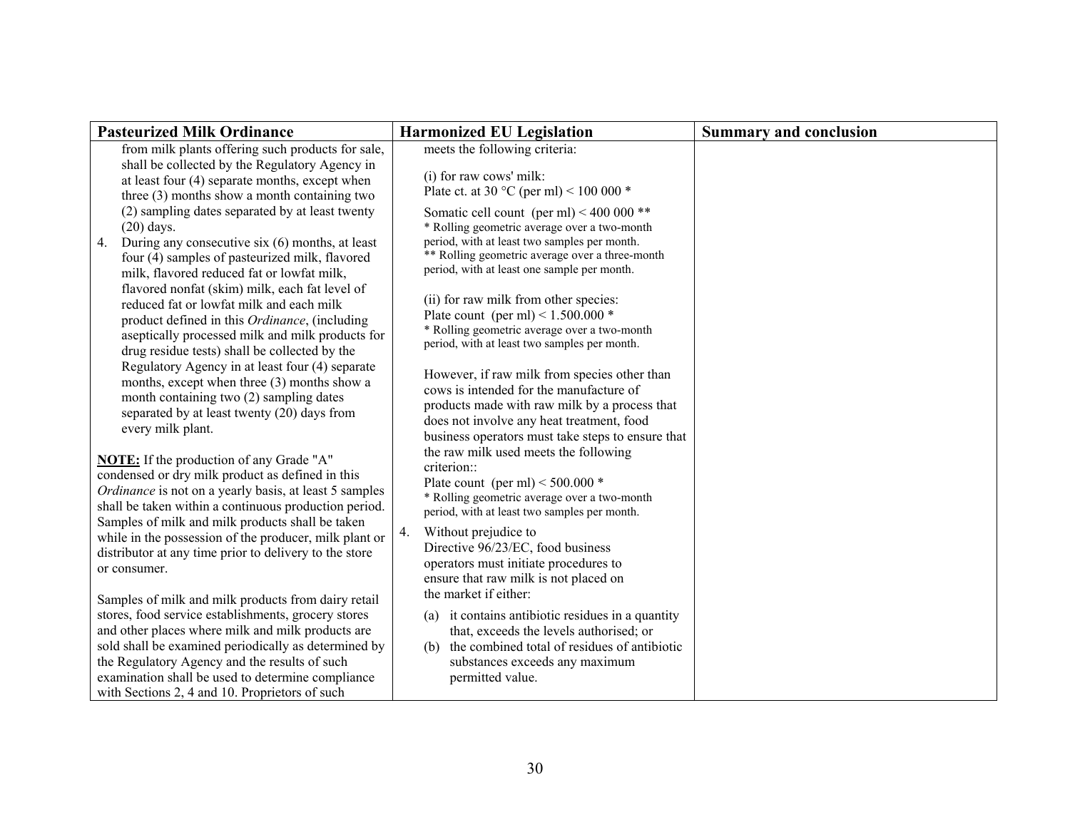| Pasteurized Milk Ordinance | Harmonized EU Legislation | Summary and conclusion |
|---|---|---|
| from milk plants offering such products for sale, shall be collected by the Regulatory Agency in at least four (4) separate months, except when three (3) months show a month containing two (2) sampling dates separated by at least twenty (20) days.<br>4. During any consecutive six (6) months, at least four (4) samples of pasteurized milk, flavored milk, flavored reduced fat or lowfat milk, flavored nonfat (skim) milk, each fat level of reduced fat or lowfat milk and each milk product defined in this *Ordinance*, (including aseptically processed milk and milk products for drug residue tests) shall be collected by the Regulatory Agency in at least four (4) separate months, except when three (3) months show a month containing two (2) sampling dates separated by at least twenty (20) days from every milk plant.<br><br>**NOTE:** If the production of any Grade "A" condensed or dry milk product as defined in this *Ordinance* is not on a yearly basis, at least 5 samples shall be taken within a continuous production period. Samples of milk and milk products shall be taken while in the possession of the producer, milk plant or distributor at any time prior to delivery to the store or consumer.<br><br>Samples of milk and milk products from dairy retail stores, food service establishments, grocery stores and other places where milk and milk products are sold shall be examined periodically as determined by the Regulatory Agency and the results of such examination shall be used to determine compliance with Sections 2, 4 and 10. Proprietors of such | meets the following criteria:<br><br>(i) for raw cows' milk:<br>Plate ct. at 30 °C (per ml) < 100 000 *<br>Somatic cell count (per ml) < 400 000 **<br>* Rolling geometric average over a two-month period, with at least two samples per month.<br>** Rolling geometric average over a three-month period, with at least one sample per month.<br><br>(ii) for raw milk from other species:<br>Plate count (per ml) < 1.500.000 *<br>* Rolling geometric average over a two-month period, with at least two samples per month.<br><br>However, if raw milk from species other than cows is intended for the manufacture of products made with raw milk by a process that does not involve any heat treatment, food business operators must take steps to ensure that the raw milk used meets the following criterion::<br>Plate count (per ml) < 500.000 *<br>* Rolling geometric average over a two-month period, with at least two samples per month.<br><br>4. Without prejudice to Directive 96/23/EC, food business operators must initiate procedures to ensure that raw milk is not placed on the market if either:<br>(a) it contains antibiotic residues in a quantity that, exceeds the levels authorised; or<br>(b) the combined total of residues of antibiotic substances exceeds any maximum permitted value. | |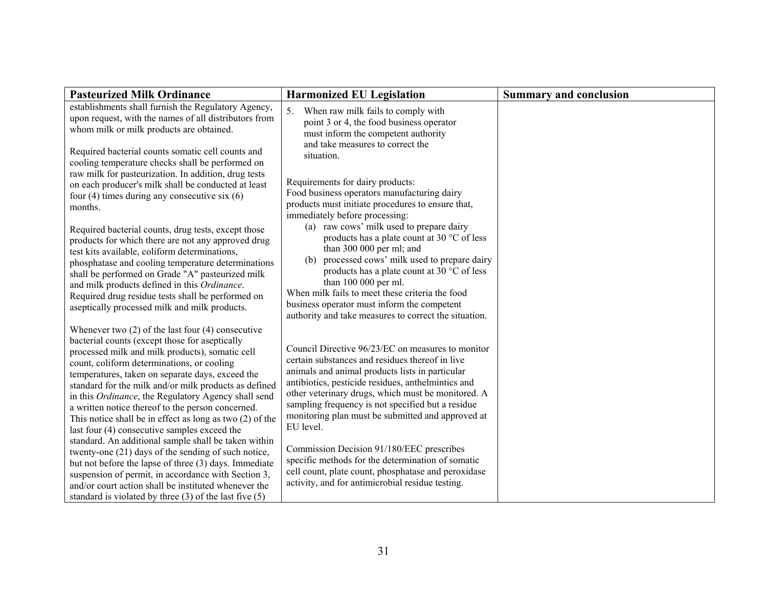| Pasteurized Milk Ordinance | Harmonized EU Legislation | Summary and conclusion |
|---|---|---|
| establishments shall furnish the Regulatory Agency, upon request, with the names of all distributors from whom milk or milk products are obtained.<br><br>Required bacterial counts somatic cell counts and cooling temperature checks shall be performed on raw milk for pasteurization. In addition, drug tests on each producer's milk shall be conducted at least four (4) times during any consecutive six (6) months.<br><br>Required bacterial counts, drug tests, except those products for which there are not any approved drug test kits available, coliform determinations, phosphatase and cooling temperature determinations shall be performed on Grade "A" pasteurized milk and milk products defined in this *Ordinance*. Required drug residue tests shall be performed on aseptically processed milk and milk products.<br><br>Whenever two (2) of the last four (4) consecutive bacterial counts (except those for aseptically processed milk and milk products), somatic cell count, coliform determinations, or cooling temperatures, taken on separate days, exceed the standard for the milk and/or milk products as defined in this *Ordinance*, the Regulatory Agency shall send a written notice thereof to the person concerned. This notice shall be in effect as long as two (2) of the last four (4) consecutive samples exceed the standard. An additional sample shall be taken within twenty-one (21) days of the sending of such notice, but not before the lapse of three (3) days. Immediate suspension of permit, in accordance with Section 3, and/or court action shall be instituted whenever the standard is violated by three (3) of the last five (5) | 5. When raw milk fails to comply with point 3 or 4, the food business operator must inform the competent authority and take measures to correct the situation.<br><br>Requirements for dairy products:<br>Food business operators manufacturing dairy products must initiate procedures to ensure that, immediately before processing:<br>(a) raw cows' milk used to prepare dairy products has a plate count at 30 °C of less than 300 000 per ml; and<br>(b) processed cows' milk used to prepare dairy products has a plate count at 30 °C of less than 100 000 per ml.<br>When milk fails to meet these criteria the food business operator must inform the competent authority and take measures to correct the situation.<br><br>Council Directive 96/23/EC on measures to monitor certain substances and residues thereof in live animals and animal products lists in particular antibiotics, pesticide residues, anthelmintics and other veterinary drugs, which must be monitored. A sampling frequency is not specified but a residue monitoring plan must be submitted and approved at EU level.<br><br>Commission Decision 91/180/EEC prescribes specific methods for the determination of somatic cell count, plate count, phosphatase and peroxidase activity, and for antimicrobial residue testing. | |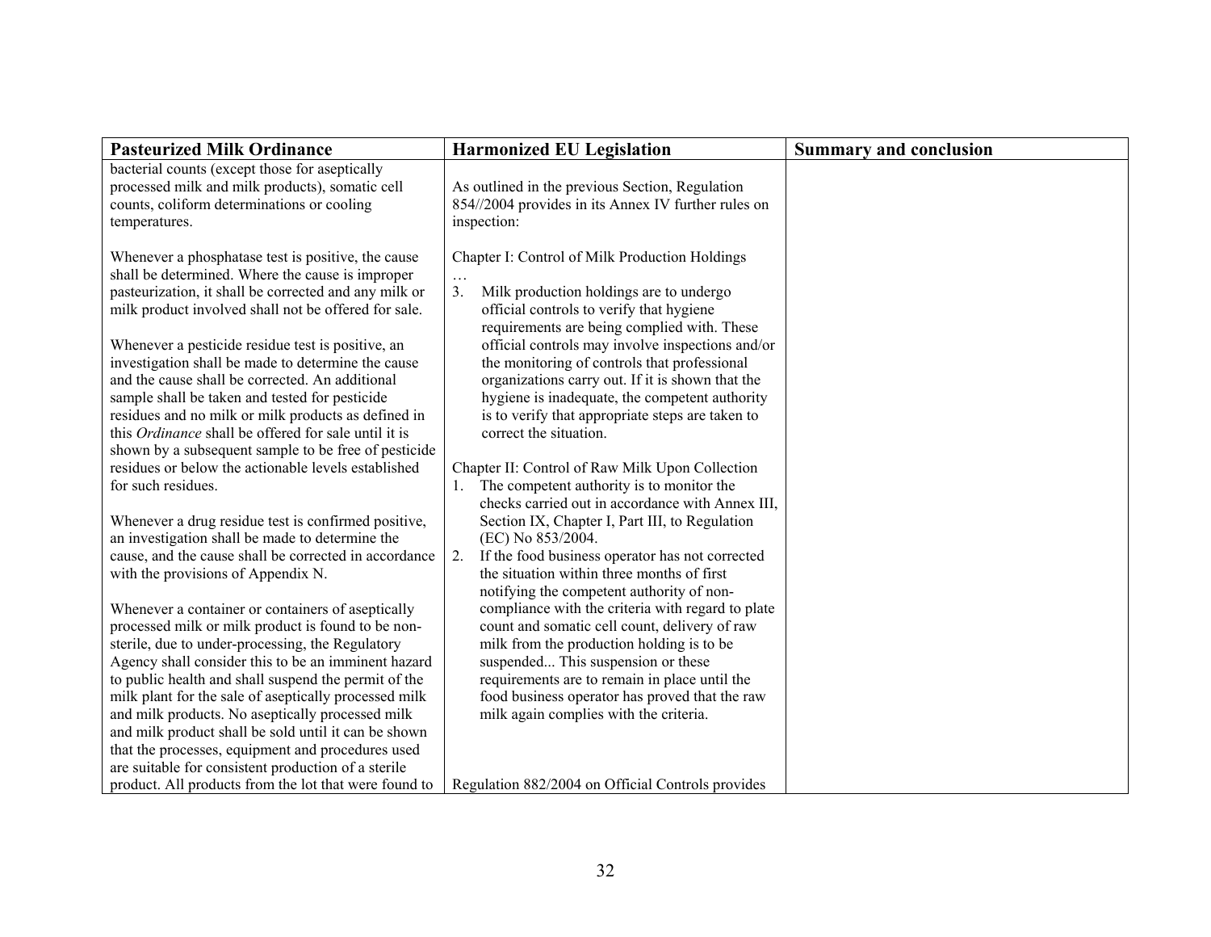| Pasteurized Milk Ordinance | Harmonized EU Legislation | Summary and conclusion |
|---|---|---|
| bacterial counts (except those for aseptically processed milk and milk products), somatic cell counts, coliform determinations or cooling temperatures.<br><br>Whenever a phosphatase test is positive, the cause shall be determined. Where the cause is improper pasteurization, it shall be corrected and any milk or milk product involved shall not be offered for sale.<br><br>Whenever a pesticide residue test is positive, an investigation shall be made to determine the cause and the cause shall be corrected. An additional sample shall be taken and tested for pesticide residues and no milk or milk products as defined in this *Ordinance* shall be offered for sale until it is shown by a subsequent sample to be free of pesticide residues or below the actionable levels established for such residues.<br><br>Whenever a drug residue test is confirmed positive, an investigation shall be made to determine the cause, and the cause shall be corrected in accordance with the provisions of Appendix N.<br><br>Whenever a container or containers of aseptically processed milk or milk product is found to be non-sterile, due to under-processing, the Regulatory Agency shall consider this to be an imminent hazard to public health and shall suspend the permit of the milk plant for the sale of aseptically processed milk and milk products. No aseptically processed milk and milk product shall be sold until it can be shown that the processes, equipment and procedures used are suitable for consistent production of a sterile product. All products from the lot that were found to | As outlined in the previous Section, Regulation 854//2004 provides in its Annex IV further rules on inspection:<br><br>Chapter I: Control of Milk Production Holdings<br>…<br>3. Milk production holdings are to undergo official controls to verify that hygiene requirements are being complied with. These official controls may involve inspections and/or the monitoring of controls that professional organizations carry out. If it is shown that the hygiene is inadequate, the competent authority is to verify that appropriate steps are taken to correct the situation.<br><br>Chapter II: Control of Raw Milk Upon Collection<br>1. The competent authority is to monitor the checks carried out in accordance with Annex III, Section IX, Chapter I, Part III, to Regulation (EC) No 853/2004.<br>2. If the food business operator has not corrected the situation within three months of first notifying the competent authority of non-compliance with the criteria with regard to plate count and somatic cell count, delivery of raw milk from the production holding is to be suspended... This suspension or these requirements are to remain in place until the food business operator has proved that the raw milk again complies with the criteria.<br><br>Regulation 882/2004 on Official Controls provides | |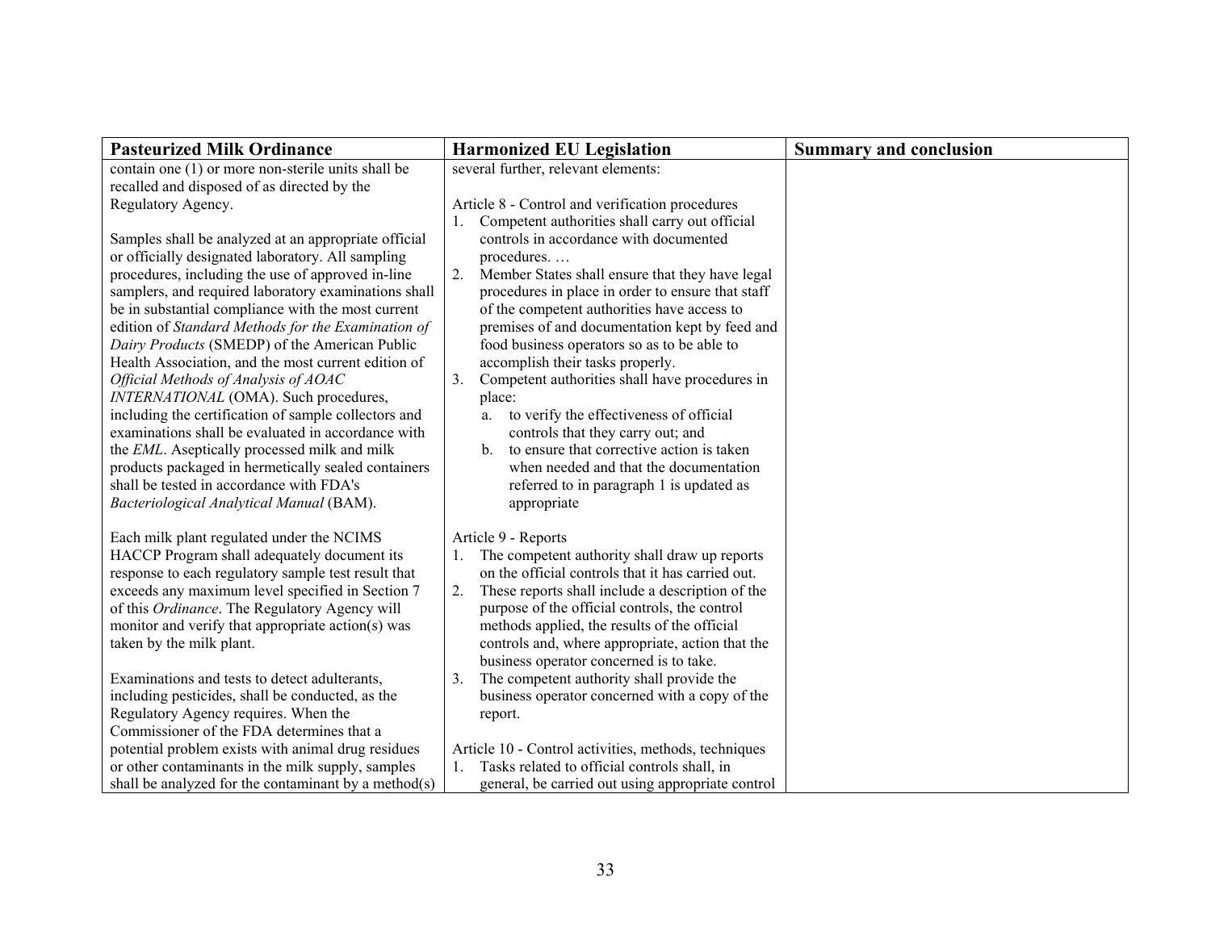| Pasteurized Milk Ordinance | Harmonized EU Legislation | Summary and conclusion |
|---|---|---|
| contain one (1) or more non-sterile units shall be recalled and disposed of as directed by the Regulatory Agency.<br><br>Samples shall be analyzed at an appropriate official or officially designated laboratory. All sampling procedures, including the use of approved in-line samplers, and required laboratory examinations shall be in substantial compliance with the most current edition of *Standard Methods for the Examination of Dairy Products* (SMEDP) of the American Public Health Association, and the most current edition of *Official Methods of Analysis of AOAC INTERNATIONAL* (OMA). Such procedures, including the certification of sample collectors and examinations shall be evaluated in accordance with the *EML*. Aseptically processed milk and milk products packaged in hermetically sealed containers shall be tested in accordance with FDA's *Bacteriological Analytical Manual* (BAM).<br><br>Each milk plant regulated under the NCIMS HACCP Program shall adequately document its response to each regulatory sample test result that exceeds any maximum level specified in Section 7 of this *Ordinance*. The Regulatory Agency will monitor and verify that appropriate action(s) was taken by the milk plant.<br><br>Examinations and tests to detect adulterants, including pesticides, shall be conducted, as the Regulatory Agency requires. When the Commissioner of the FDA determines that a potential problem exists with animal drug residues or other contaminants in the milk supply, samples shall be analyzed for the contaminant by a method(s) | several further, relevant elements:<br><br>Article 8 - Control and verification procedures<br>1. Competent authorities shall carry out official controls in accordance with documented procedures. …<br>2. Member States shall ensure that they have legal procedures in place in order to ensure that staff of the competent authorities have access to premises of and documentation kept by feed and food business operators so as to be able to accomplish their tasks properly.<br>3. Competent authorities shall have procedures in place:<br>a. to verify the effectiveness of official controls that they carry out; and<br>b. to ensure that corrective action is taken when needed and that the documentation referred to in paragraph 1 is updated as appropriate<br><br>Article 9 - Reports<br>1. The competent authority shall draw up reports on the official controls that it has carried out.<br>2. These reports shall include a description of the purpose of the official controls, the control methods applied, the results of the official controls and, where appropriate, action that the business operator concerned is to take.<br>3. The competent authority shall provide the business operator concerned with a copy of the report.<br><br>Article 10 - Control activities, methods, techniques<br>1. Tasks related to official controls shall, in general, be carried out using appropriate control | |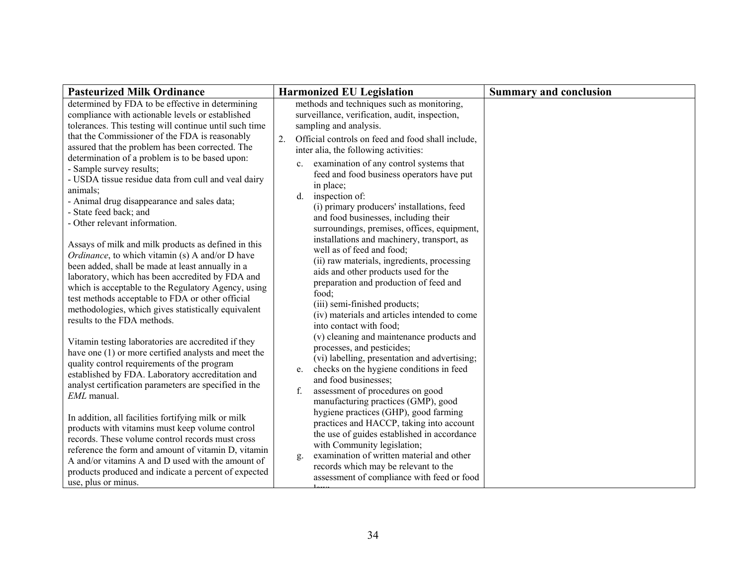| Pasteurized Milk Ordinance | Harmonized EU Legislation | Summary and conclusion |
|---|---|---|
| determined by FDA to be effective in determining compliance with actionable levels or established tolerances. This testing will continue until such time that the Commissioner of the FDA is reasonably assured that the problem has been corrected. The determination of a problem is to be based upon:<br>- Sample survey results;<br>- USDA tissue residue data from cull and veal dairy animals;<br>- Animal drug disappearance and sales data;<br>- State feed back; and<br>- Other relevant information.<br><br>Assays of milk and milk products as defined in this *Ordinance*, to which vitamin (s) A and/or D have been added, shall be made at least annually in a laboratory, which has been accredited by FDA and which is acceptable to the Regulatory Agency, using test methods acceptable to FDA or other official methodologies, which gives statistically equivalent results to the FDA methods.<br><br>Vitamin testing laboratories are accredited if they have one (1) or more certified analysts and meet the quality control requirements of the program established by FDA. Laboratory accreditation and analyst certification parameters are specified in the *EML* manual.<br><br>In addition, all facilities fortifying milk or milk products with vitamins must keep volume control records. These volume control records must cross reference the form and amount of vitamin D, vitamin A and/or vitamins A and D used with the amount of products produced and indicate a percent of expected use, plus or minus. | methods and techniques such as monitoring, surveillance, verification, audit, inspection, sampling and analysis.<br><br>2. Official controls on feed and food shall include, inter alia, the following activities:<br>c. examination of any control systems that feed and food business operators have put in place;<br>d. inspection of:<br>(i) primary producers' installations, feed and food businesses, including their surroundings, premises, offices, equipment, installations and machinery, transport, as well as of feed and food;<br>(ii) raw materials, ingredients, processing aids and other products used for the preparation and production of feed and food;<br>(iii) semi-finished products;<br>(iv) materials and articles intended to come into contact with food;<br>(v) cleaning and maintenance products and processes, and pesticides;<br>(vi) labelling, presentation and advertising;<br>e. checks on the hygiene conditions in feed and food businesses;<br>f. assessment of procedures on good manufacturing practices (GMP), good hygiene practices (GHP), good farming practices and HACCP, taking into account the use of guides established in accordance with Community legislation;<br>g. examination of written material and other records which may be relevant to the assessment of compliance with feed or food law; | |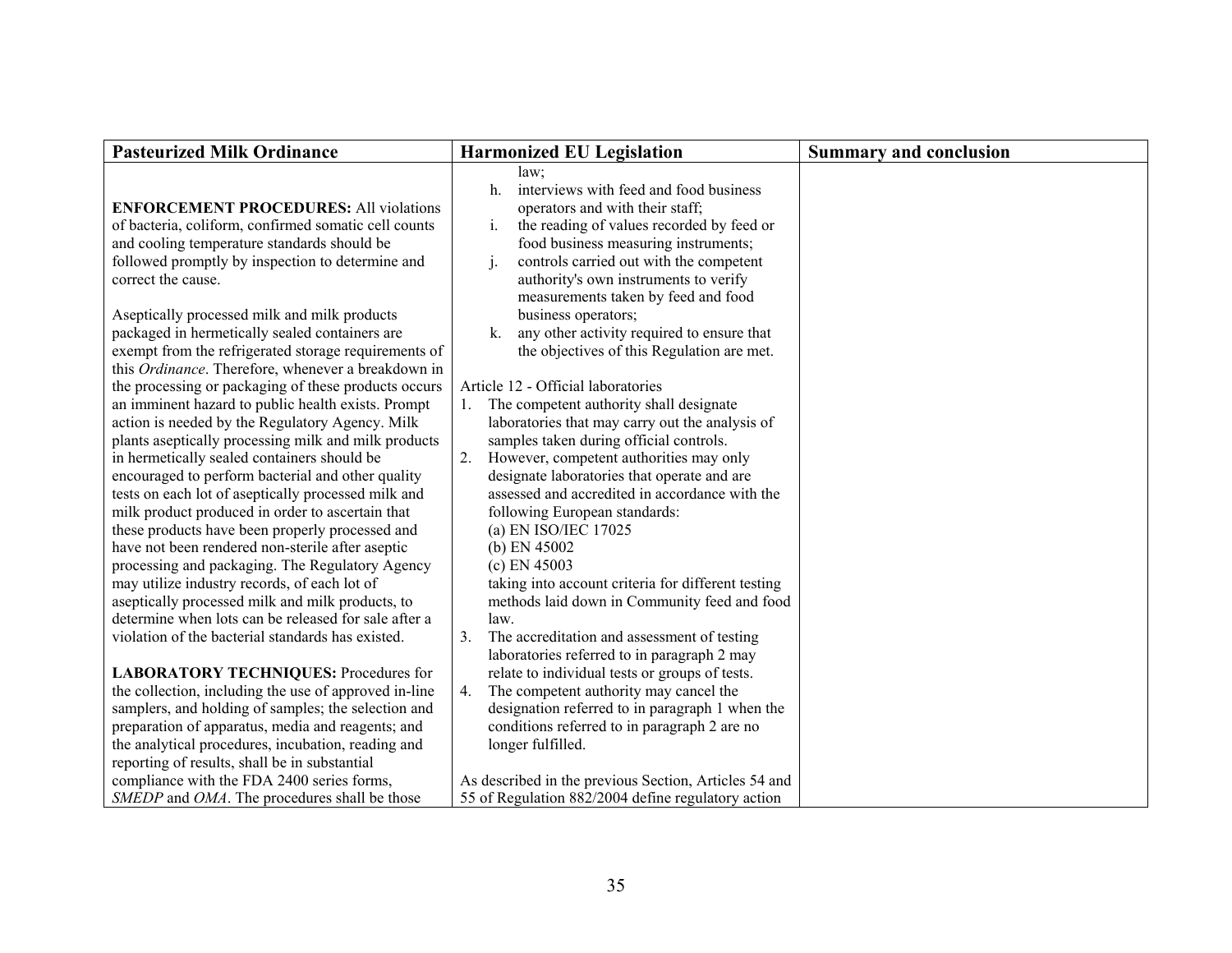| Pasteurized Milk Ordinance | Harmonized EU Legislation | Summary and conclusion |
|---|---|---|
| **ENFORCEMENT PROCEDURES:** All violations of bacteria, coliform, confirmed somatic cell counts and cooling temperature standards should be followed promptly by inspection to determine and correct the cause.<br><br>Aseptically processed milk and milk products packaged in hermetically sealed containers are exempt from the refrigerated storage requirements of this *Ordinance*. Therefore, whenever a breakdown in the processing or packaging of these products occurs an imminent hazard to public health exists. Prompt action is needed by the Regulatory Agency. Milk plants aseptically processing milk and milk products in hermetically sealed containers should be encouraged to perform bacterial and other quality tests on each lot of aseptically processed milk and milk product produced in order to ascertain that these products have been properly processed and have not been rendered non-sterile after aseptic processing and packaging. The Regulatory Agency may utilize industry records, of each lot of aseptically processed milk and milk products, to determine when lots can be released for sale after a violation of the bacterial standards has existed.<br><br>**LABORATORY TECHNIQUES:** Procedures for the collection, including the use of approved in-line samplers, and holding of samples; the selection and preparation of apparatus, media and reagents; and the analytical procedures, incubation, reading and reporting of results, shall be in substantial compliance with the FDA 2400 series forms, *SMEDP* and *OMA*. The procedures shall be those | law;<br>h. interviews with feed and food business operators and with their staff;<br>i. the reading of values recorded by feed or food business measuring instruments;<br>j. controls carried out with the competent authority's own instruments to verify measurements taken by feed and food business operators;<br>k. any other activity required to ensure that the objectives of this Regulation are met.<br><br>Article 12 - Official laboratories<br>1. The competent authority shall designate laboratories that may carry out the analysis of samples taken during official controls.<br>2. However, competent authorities may only designate laboratories that operate and are assessed and accredited in accordance with the following European standards:<br>(a) EN ISO/IEC 17025<br>(b) EN 45002<br>(c) EN 45003<br>taking into account criteria for different testing methods laid down in Community feed and food law.<br>3. The accreditation and assessment of testing laboratories referred to in paragraph 2 may relate to individual tests or groups of tests.<br>4. The competent authority may cancel the designation referred to in paragraph 1 when the conditions referred to in paragraph 2 are no longer fulfilled.<br><br>As described in the previous Section, Articles 54 and 55 of Regulation 882/2004 define regulatory action | |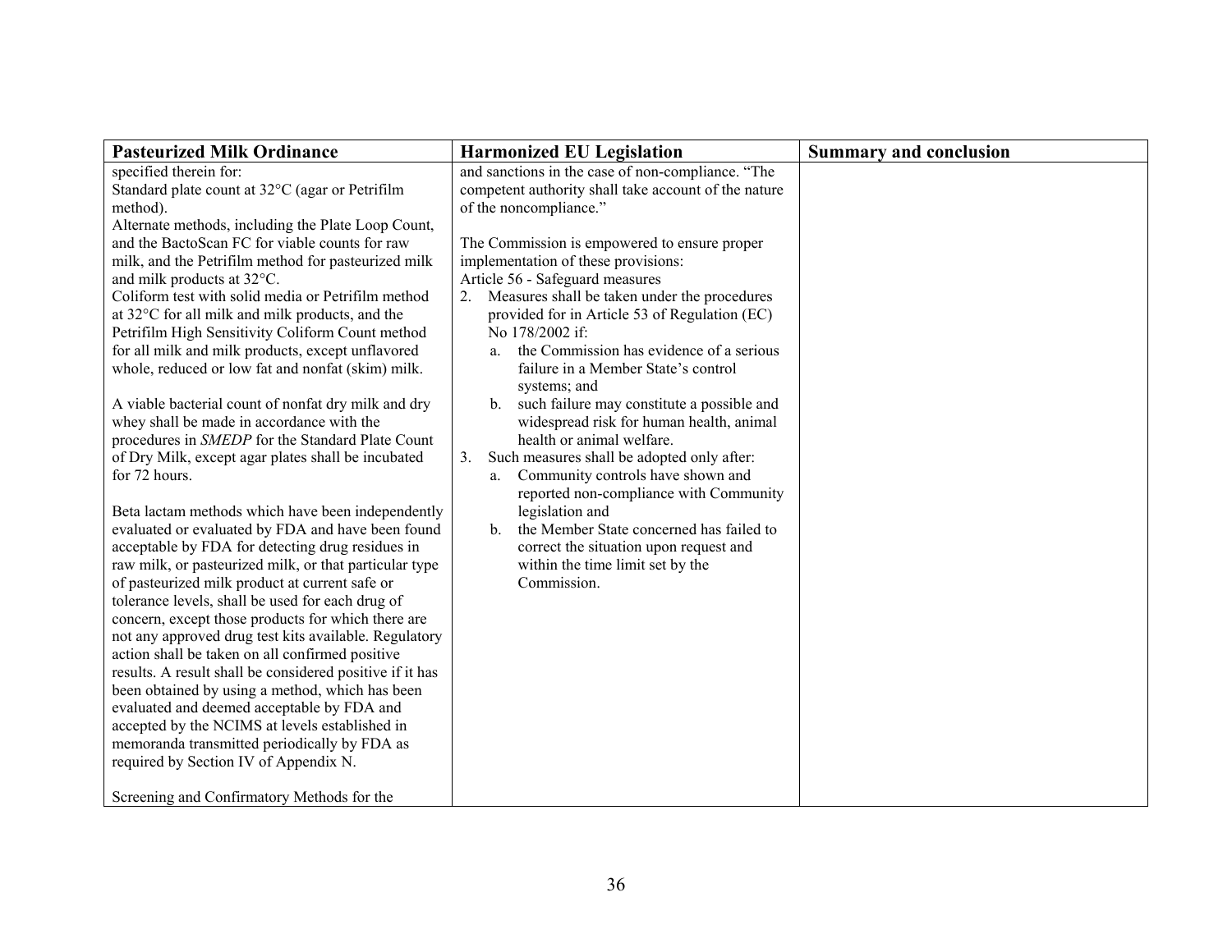| Pasteurized Milk Ordinance | Harmonized EU Legislation | Summary and conclusion |
|---|---|---|
| specified therein for:<br>Standard plate count at 32°C (agar or Petrifilm method).<br>Alternate methods, including the Plate Loop Count, and the BactoScan FC for viable counts for raw milk, and the Petrifilm method for pasteurized milk and milk products at 32°C.<br>Coliform test with solid media or Petrifilm method at 32°C for all milk and milk products, and the Petrifilm High Sensitivity Coliform Count method for all milk and milk products, except unflavored whole, reduced or low fat and nonfat (skim) milk.<br><br>A viable bacterial count of nonfat dry milk and dry whey shall be made in accordance with the procedures in *SMEDP* for the Standard Plate Count of Dry Milk, except agar plates shall be incubated for 72 hours.<br><br>Beta lactam methods which have been independently evaluated or evaluated by FDA and have been found acceptable by FDA for detecting drug residues in raw milk, or pasteurized milk, or that particular type of pasteurized milk product at current safe or tolerance levels, shall be used for each drug of concern, except those products for which there are not any approved drug test kits available. Regulatory action shall be taken on all confirmed positive results. A result shall be considered positive if it has been obtained by using a method, which has been evaluated and deemed acceptable by FDA and accepted by the NCIMS at levels established in memoranda transmitted periodically by FDA as required by Section IV of Appendix N.<br><br>Screening and Confirmatory Methods for the | and sanctions in the case of non-compliance. "The competent authority shall take account of the nature of the noncompliance."<br><br>The Commission is empowered to ensure proper implementation of these provisions:<br>Article 56 - Safeguard measures<br>2. Measures shall be taken under the procedures provided for in Article 53 of Regulation (EC) No 178/2002 if:<br>a. the Commission has evidence of a serious failure in a Member State's control systems; and<br>b. such failure may constitute a possible and widespread risk for human health, animal health or animal welfare.<br>3. Such measures shall be adopted only after:<br>a. Community controls have shown and reported non-compliance with Community legislation and<br>b. the Member State concerned has failed to correct the situation upon request and within the time limit set by the Commission. | |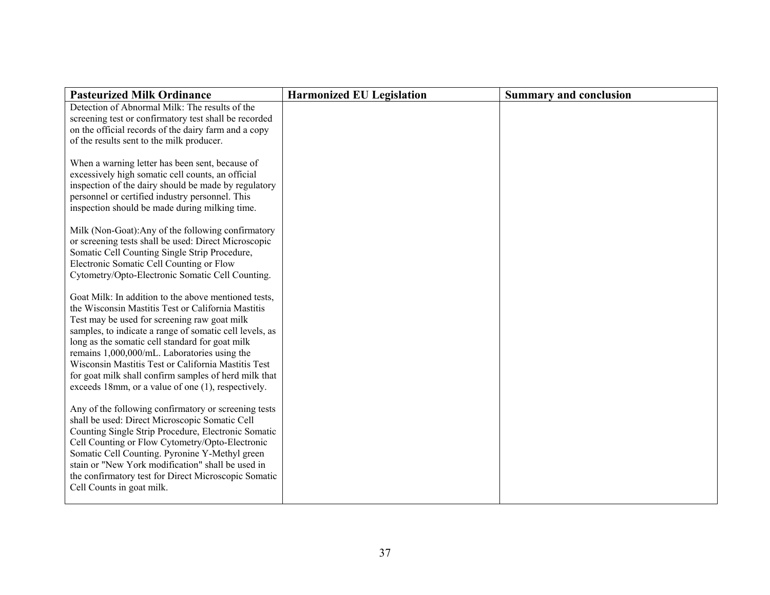| Pasteurized Milk Ordinance | Harmonized EU Legislation | Summary and conclusion |
|---|---|---|
| Detection of Abnormal Milk: The results of the screening test or confirmatory test shall be recorded on the official records of the dairy farm and a copy of the results sent to the milk producer.<br><br>When a warning letter has been sent, because of excessively high somatic cell counts, an official inspection of the dairy should be made by regulatory personnel or certified industry personnel. This inspection should be made during milking time.<br><br>Milk (Non-Goat):Any of the following confirmatory or screening tests shall be used: Direct Microscopic Somatic Cell Counting Single Strip Procedure, Electronic Somatic Cell Counting or Flow Cytometry/Opto-Electronic Somatic Cell Counting.<br><br>Goat Milk: In addition to the above mentioned tests, the Wisconsin Mastitis Test or California Mastitis Test may be used for screening raw goat milk samples, to indicate a range of somatic cell levels, as long as the somatic cell standard for goat milk remains 1,000,000/mL. Laboratories using the Wisconsin Mastitis Test or California Mastitis Test for goat milk shall confirm samples of herd milk that exceeds 18mm, or a value of one (1), respectively.<br><br>Any of the following confirmatory or screening tests shall be used: Direct Microscopic Somatic Cell Counting Single Strip Procedure, Electronic Somatic Cell Counting or Flow Cytometry/Opto-Electronic Somatic Cell Counting. Pyronine Y-Methyl green stain or "New York modification" shall be used in the confirmatory test for Direct Microscopic Somatic Cell Counts in goat milk. | | |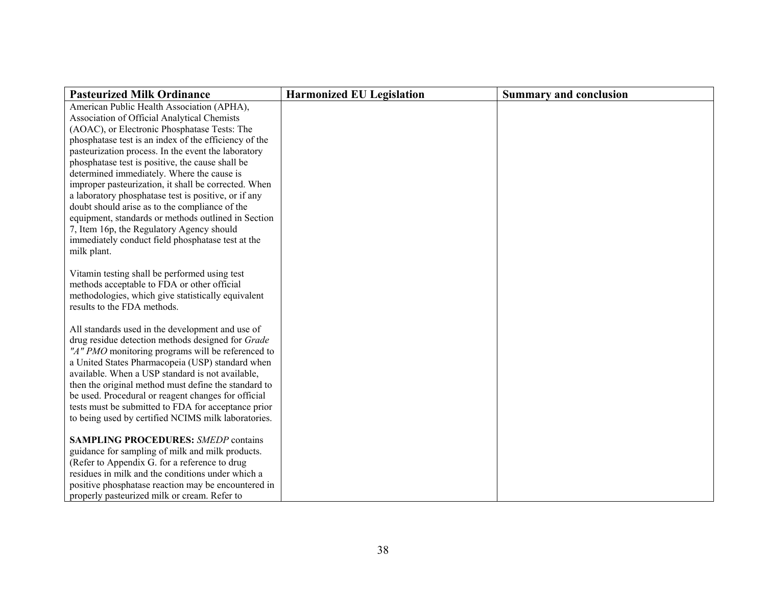| Pasteurized Milk Ordinance | Harmonized EU Legislation | Summary and conclusion |
|---|---|---|
| American Public Health Association (APHA), Association of Official Analytical Chemists (AOAC), or Electronic Phosphatase Tests: The phosphatase test is an index of the efficiency of the pasteurization process. In the event the laboratory phosphatase test is positive, the cause shall be determined immediately. Where the cause is improper pasteurization, it shall be corrected. When a laboratory phosphatase test is positive, or if any doubt should arise as to the compliance of the equipment, standards or methods outlined in Section 7, Item 16p, the Regulatory Agency should immediately conduct field phosphatase test at the milk plant.<br><br>Vitamin testing shall be performed using test methods acceptable to FDA or other official methodologies, which give statistically equivalent results to the FDA methods.<br><br>All standards used in the development and use of drug residue detection methods designed for *Grade "A" PMO* monitoring programs will be referenced to a United States Pharmacopeia (USP) standard when available. When a USP standard is not available, then the original method must define the standard to be used. Procedural or reagent changes for official tests must be submitted to FDA for acceptance prior to being used by certified NCIMS milk laboratories.<br><br>**SAMPLING PROCEDURES:** *SMEDP* contains guidance for sampling of milk and milk products. (Refer to Appendix G. for a reference to drug residues in milk and the conditions under which a positive phosphatase reaction may be encountered in properly pasteurized milk or cream. Refer to | | |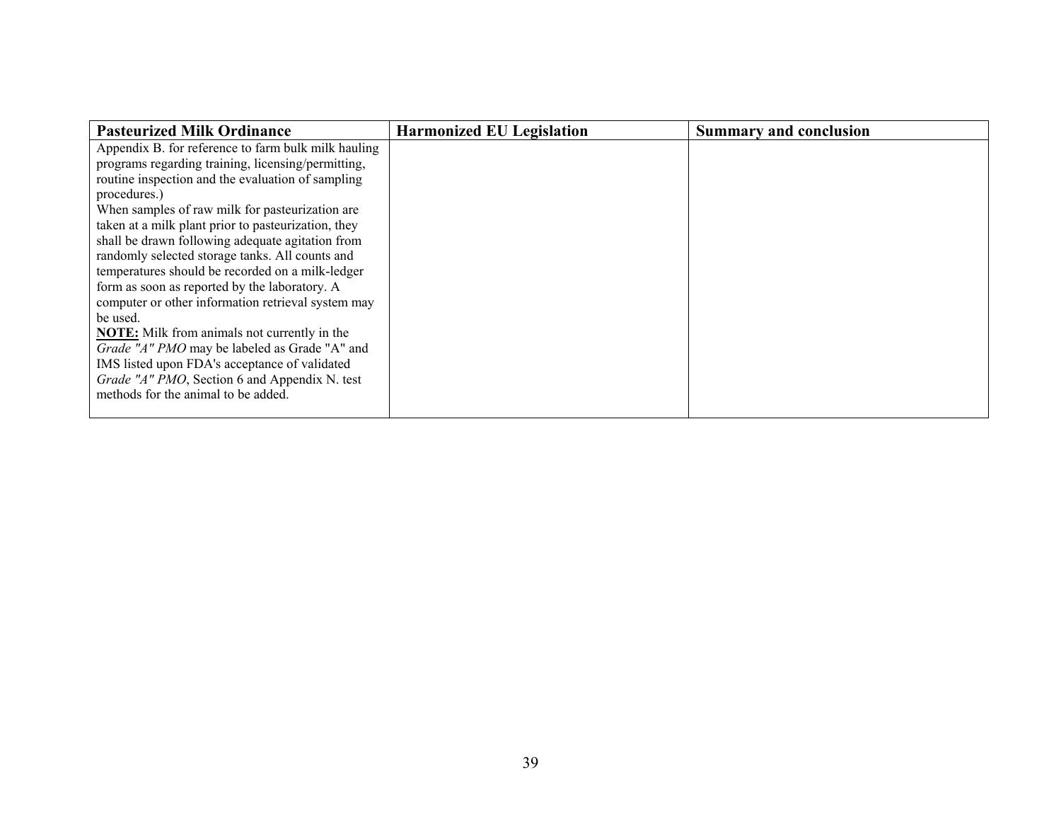| Pasteurized Milk Ordinance | Harmonized EU Legislation | Summary and conclusion |
|---|---|---|
| Appendix B. for reference to farm bulk milk hauling programs regarding training, licensing/permitting, routine inspection and the evaluation of sampling procedures.)<br>When samples of raw milk for pasteurization are taken at a milk plant prior to pasteurization, they shall be drawn following adequate agitation from randomly selected storage tanks. All counts and temperatures should be recorded on a milk-ledger form as soon as reported by the laboratory. A computer or other information retrieval system may be used.<br>**NOTE:** Milk from animals not currently in the *Grade "A" PMO* may be labeled as Grade "A" and IMS listed upon FDA's acceptance of validated *Grade "A" PMO*, Section 6 and Appendix N. test methods for the animal to be added. | | |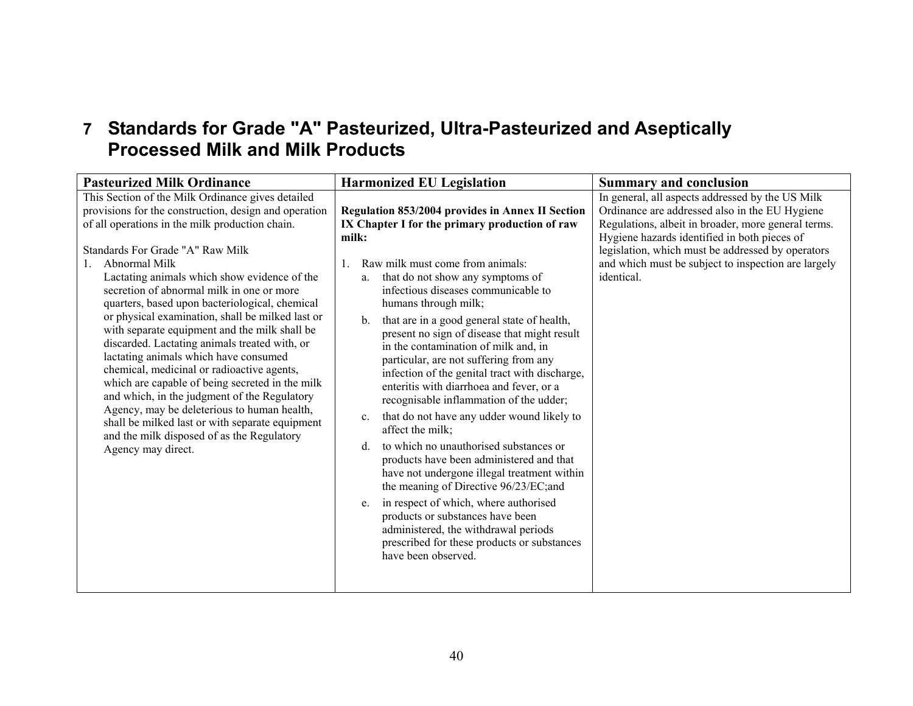# 7 Standards for Grade "A" Pasteurized, Ultra-Pasteurized and Aseptically Processed Milk and Milk Products

| Pasteurized Milk Ordinance | Harmonized EU Legislation | Summary and conclusion |
|---|---|---|
| This Section of the Milk Ordinance gives detailed provisions for the construction, design and operation of all operations in the milk production chain.<br><br>Standards For Grade "A" Raw Milk<br>1. Abnormal Milk<br>Lactating animals which show evidence of the secretion of abnormal milk in one or more quarters, based upon bacteriological, chemical or physical examination, shall be milked last or with separate equipment and the milk shall be discarded. Lactating animals treated with, or lactating animals which have consumed chemical, medicinal or radioactive agents, which are capable of being secreted in the milk and which, in the judgment of the Regulatory Agency, may be deleterious to human health, shall be milked last or with separate equipment and the milk disposed of as the Regulatory Agency may direct. | **Regulation 853/2004 provides in Annex II Section IX Chapter I for the primary production of raw milk:**<br><br>1. Raw milk must come from animals:<br>a. that do not show any symptoms of infectious diseases communicable to humans through milk;<br>b. that are in a good general state of health, present no sign of disease that might result in the contamination of milk and, in particular, are not suffering from any infection of the genital tract with discharge, enteritis with diarrhoea and fever, or a recognisable inflammation of the udder;<br>c. that do not have any udder wound likely to affect the milk;<br>d. to which no unauthorised substances or products have been administered and that have not undergone illegal treatment within the meaning of Directive 96/23/EC;and<br>e. in respect of which, where authorised products or substances have been administered, the withdrawal periods prescribed for these products or substances have been observed. | In general, all aspects addressed by the US Milk Ordinance are addressed also in the EU Hygiene Regulations, albeit in broader, more general terms. Hygiene hazards identified in both pieces of legislation, which must be addressed by operators and which must be subject to inspection are largely identical. |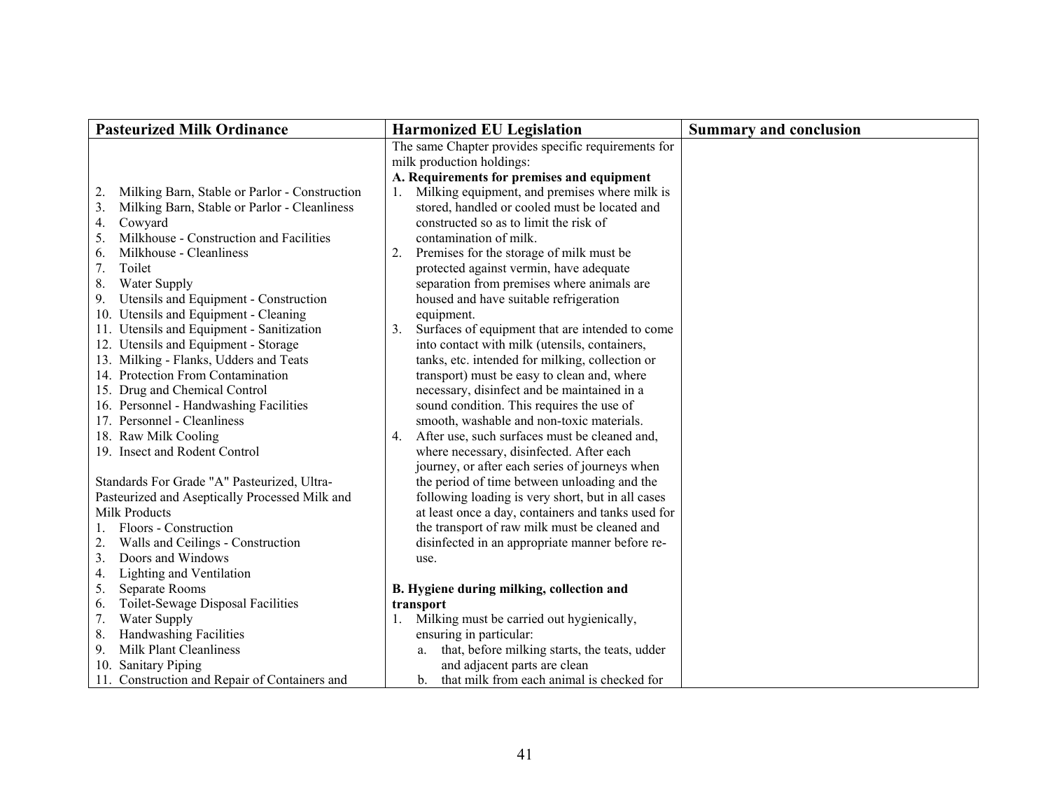| Pasteurized Milk Ordinance | Harmonized EU Legislation | Summary and conclusion |
|---|---|---|
| 2. Milking Barn, Stable or Parlor - Construction<br>3. Milking Barn, Stable or Parlor - Cleanliness<br>4. Cowyard<br>5. Milkhouse - Construction and Facilities<br>6. Milkhouse - Cleanliness<br>7. Toilet<br>8. Water Supply<br>9. Utensils and Equipment - Construction<br>10. Utensils and Equipment - Cleaning<br>11. Utensils and Equipment - Sanitization<br>12. Utensils and Equipment - Storage<br>13. Milking - Flanks, Udders and Teats<br>14. Protection From Contamination<br>15. Drug and Chemical Control<br>16. Personnel - Handwashing Facilities<br>17. Personnel - Cleanliness<br>18. Raw Milk Cooling<br>19. Insect and Rodent Control<br><br>Standards For Grade "A" Pasteurized, Ultra-Pasteurized and Aseptically Processed Milk and Milk Products<br>1. Floors - Construction<br>2. Walls and Ceilings - Construction<br>3. Doors and Windows<br>4. Lighting and Ventilation<br>5. Separate Rooms<br>6. Toilet-Sewage Disposal Facilities<br>7. Water Supply<br>8. Handwashing Facilities<br>9. Milk Plant Cleanliness<br>10. Sanitary Piping<br>11. Construction and Repair of Containers and | The same Chapter provides specific requirements for milk production holdings:<br>**A. Requirements for premises and equipment**<br>1. Milking equipment, and premises where milk is stored, handled or cooled must be located and constructed so as to limit the risk of contamination of milk.<br>2. Premises for the storage of milk must be protected against vermin, have adequate separation from premises where animals are housed and have suitable refrigeration equipment.<br>3. Surfaces of equipment that are intended to come into contact with milk (utensils, containers, tanks, etc. intended for milking, collection or transport) must be easy to clean and, where necessary, disinfect and be maintained in a sound condition. This requires the use of smooth, washable and non-toxic materials.<br>4. After use, such surfaces must be cleaned and, where necessary, disinfected. After each journey, or after each series of journeys when the period of time between unloading and the following loading is very short, but in all cases at least once a day, containers and tanks used for the transport of raw milk must be cleaned and disinfected in an appropriate manner before re-use.<br><br>**B. Hygiene during milking, collection and transport**<br>1. Milking must be carried out hygienically, ensuring in particular:<br>a. that, before milking starts, the teats, udder and adjacent parts are clean<br>b. that milk from each animal is checked for | |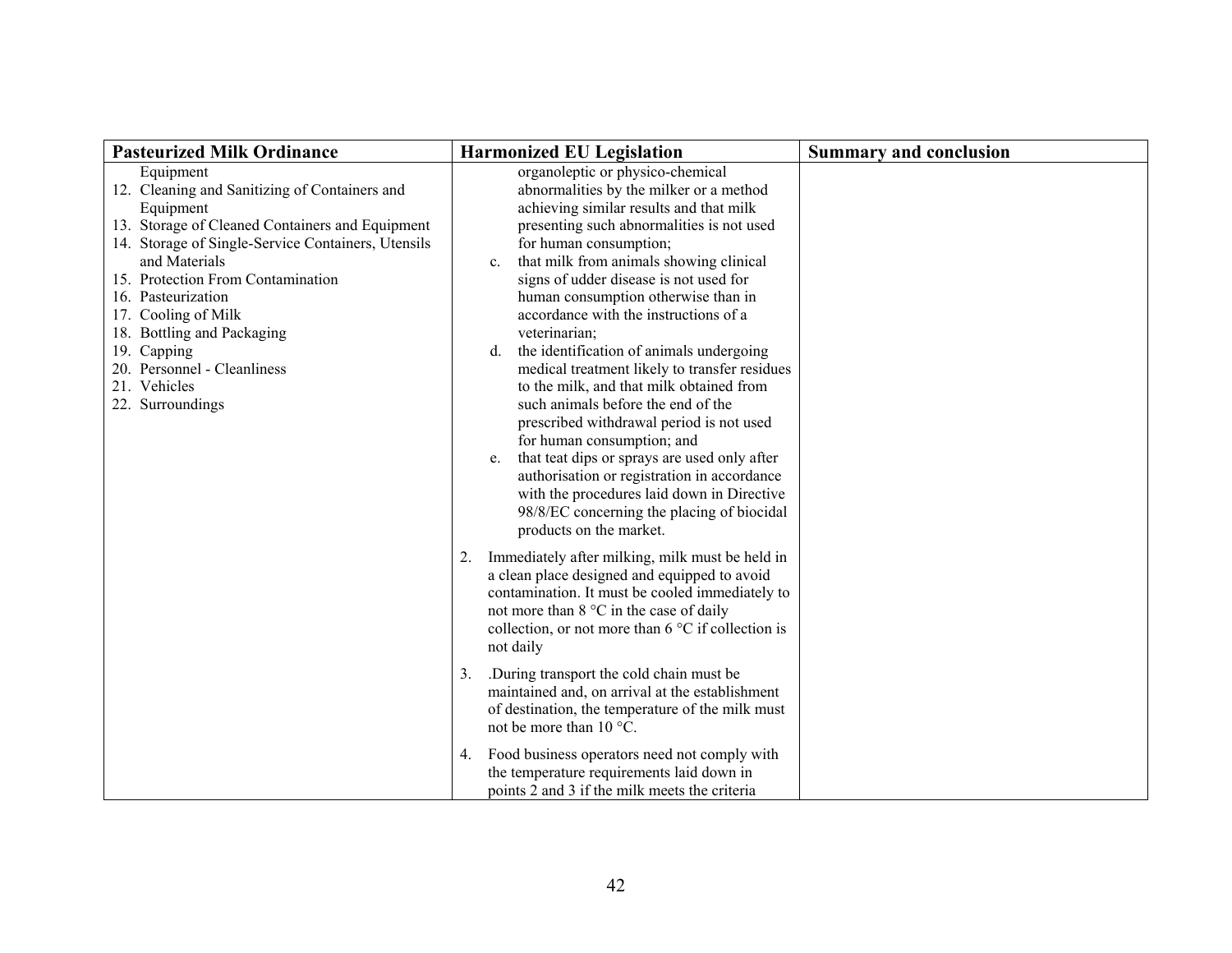| Pasteurized Milk Ordinance | Harmonized EU Legislation | Summary and conclusion |
|---|---|---|
| Equipment<br>12. Cleaning and Sanitizing of Containers and Equipment<br>13. Storage of Cleaned Containers and Equipment<br>14. Storage of Single-Service Containers, Utensils and Materials<br>15. Protection From Contamination<br>16. Pasteurization<br>17. Cooling of Milk<br>18. Bottling and Packaging<br>19. Capping<br>20. Personnel - Cleanliness<br>21. Vehicles<br>22. Surroundings | organoleptic or physico-chemical abnormalities by the milker or a method achieving similar results and that milk presenting such abnormalities is not used for human consumption;<br>c. that milk from animals showing clinical signs of udder disease is not used for human consumption otherwise than in accordance with the instructions of a veterinarian;<br>d. the identification of animals undergoing medical treatment likely to transfer residues to the milk, and that milk obtained from such animals before the end of the prescribed withdrawal period is not used for human consumption; and<br>e. that teat dips or sprays are used only after authorisation or registration in accordance with the procedures laid down in Directive 98/8/EC concerning the placing of biocidal products on the market.<br><br>2. Immediately after milking, milk must be held in a clean place designed and equipped to avoid contamination. It must be cooled immediately to not more than 8 °C in the case of daily collection, or not more than 6 °C if collection is not daily<br><br>3. .During transport the cold chain must be maintained and, on arrival at the establishment of destination, the temperature of the milk must not be more than 10 °C.<br><br>4. Food business operators need not comply with the temperature requirements laid down in points 2 and 3 if the milk meets the criteria | |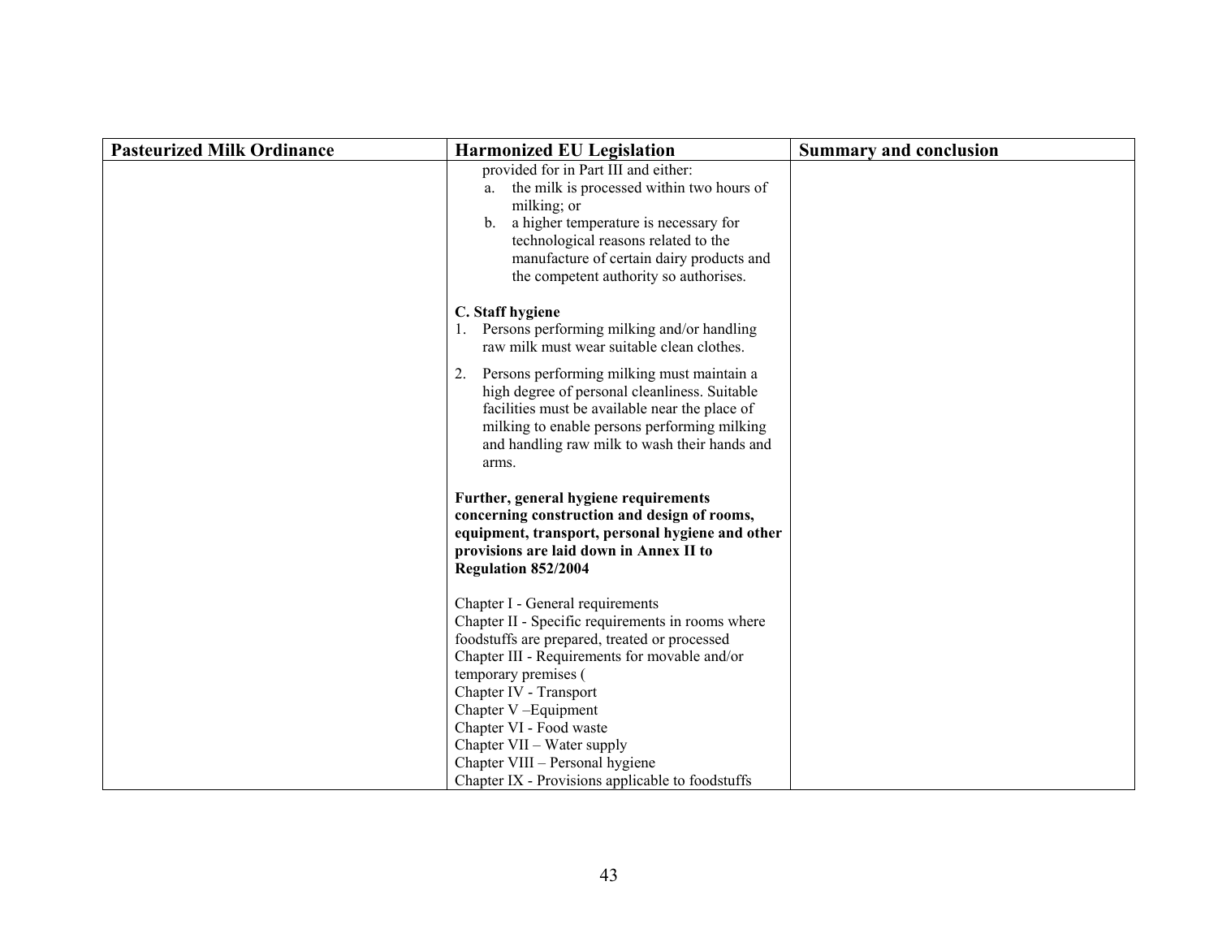| Pasteurized Milk Ordinance | Harmonized EU Legislation | Summary and conclusion |
| --- | --- | --- |
| | provided for in Part III and either:<br>a. the milk is processed within two hours of milking; or<br>b. a higher temperature is necessary for technological reasons related to the manufacture of certain dairy products and the competent authority so authorises.<br><br>**C. Staff hygiene**<br>1. Persons performing milking and/or handling raw milk must wear suitable clean clothes.<br>2. Persons performing milking must maintain a high degree of personal cleanliness. Suitable facilities must be available near the place of milking to enable persons performing milking and handling raw milk to wash their hands and arms.<br><br>**Further, general hygiene requirements concerning construction and design of rooms, equipment, transport, personal hygiene and other provisions are laid down in Annex II to Regulation 852/2004**<br><br>Chapter I - General requirements<br>Chapter II - Specific requirements in rooms where foodstuffs are prepared, treated or processed<br>Chapter III - Requirements for movable and/or temporary premises (<br>Chapter IV - Transport<br>Chapter V –Equipment<br>Chapter VI - Food waste<br>Chapter VII – Water supply<br>Chapter VIII – Personal hygiene<br>Chapter IX - Provisions applicable to foodstuffs | |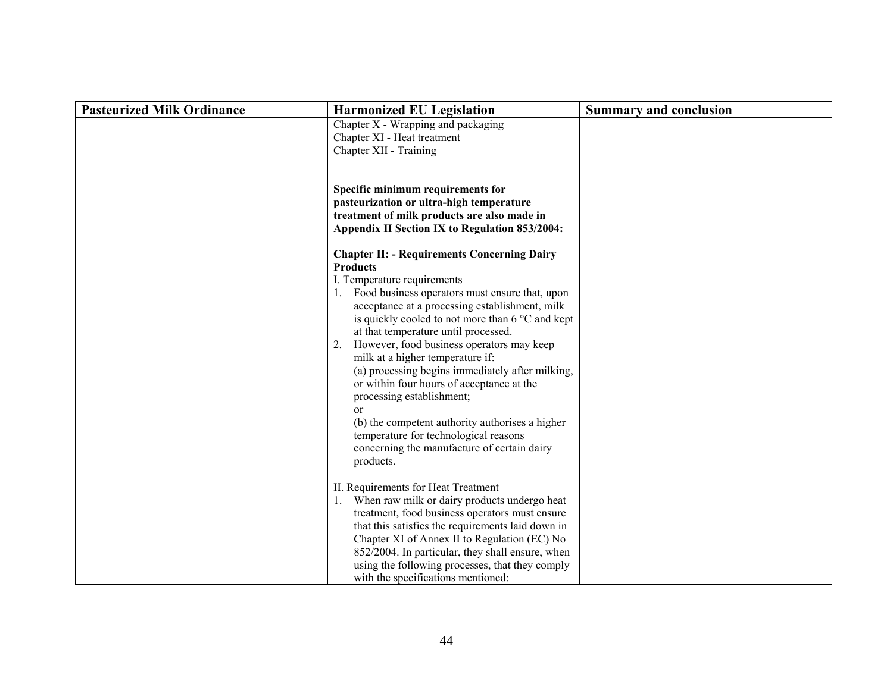| Pasteurized Milk Ordinance | Harmonized EU Legislation | Summary and conclusion |
|---|---|---|
| | Chapter X - Wrapping and packaging<br>Chapter XI - Heat treatment<br>Chapter XII - Training<br><br>**Specific minimum requirements for pasteurization or ultra-high temperature treatment of milk products are also made in Appendix II Section IX to Regulation 853/2004:**<br><br>**Chapter II: - Requirements Concerning Dairy Products**<br>I. Temperature requirements<br>1. Food business operators must ensure that, upon acceptance at a processing establishment, milk is quickly cooled to not more than 6 °C and kept at that temperature until processed.<br>2. However, food business operators may keep milk at a higher temperature if:<br>(a) processing begins immediately after milking, or within four hours of acceptance at the processing establishment;<br>or<br>(b) the competent authority authorises a higher temperature for technological reasons concerning the manufacture of certain dairy products.<br><br>II. Requirements for Heat Treatment<br>1. When raw milk or dairy products undergo heat treatment, food business operators must ensure that this satisfies the requirements laid down in Chapter XI of Annex II to Regulation (EC) No 852/2004. In particular, they shall ensure, when using the following processes, that they comply with the specifications mentioned: | |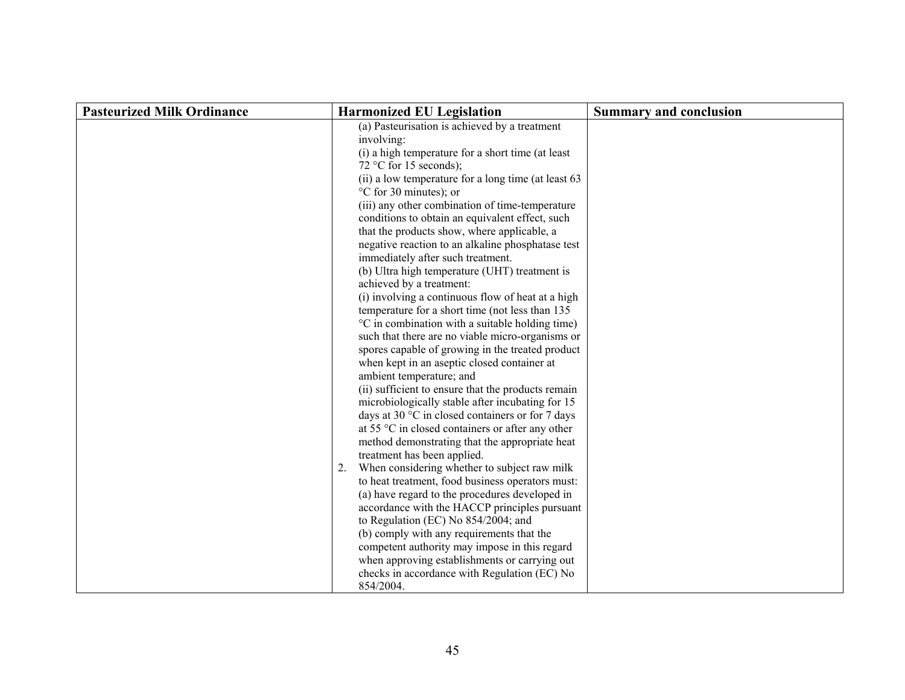| Pasteurized Milk Ordinance | Harmonized EU Legislation | Summary and conclusion |
|---|---|---|
| | (a) Pasteurisation is achieved by a treatment involving:<br>(i) a high temperature for a short time (at least 72 °C for 15 seconds);<br>(ii) a low temperature for a long time (at least 63 °C for 30 minutes); or<br>(iii) any other combination of time-temperature conditions to obtain an equivalent effect, such that the products show, where applicable, a negative reaction to an alkaline phosphatase test immediately after such treatment.<br>(b) Ultra high temperature (UHT) treatment is achieved by a treatment:<br>(i) involving a continuous flow of heat at a high temperature for a short time (not less than 135 °C in combination with a suitable holding time) such that there are no viable micro-organisms or spores capable of growing in the treated product when kept in an aseptic closed container at ambient temperature; and<br>(ii) sufficient to ensure that the products remain microbiologically stable after incubating for 15 days at 30 °C in closed containers or for 7 days at 55 °C in closed containers or after any other method demonstrating that the appropriate heat treatment has been applied.<br>2. When considering whether to subject raw milk to heat treatment, food business operators must:<br>(a) have regard to the procedures developed in accordance with the HACCP principles pursuant to Regulation (EC) No 854/2004; and<br>(b) comply with any requirements that the competent authority may impose in this regard when approving establishments or carrying out checks in accordance with Regulation (EC) No 854/2004. | |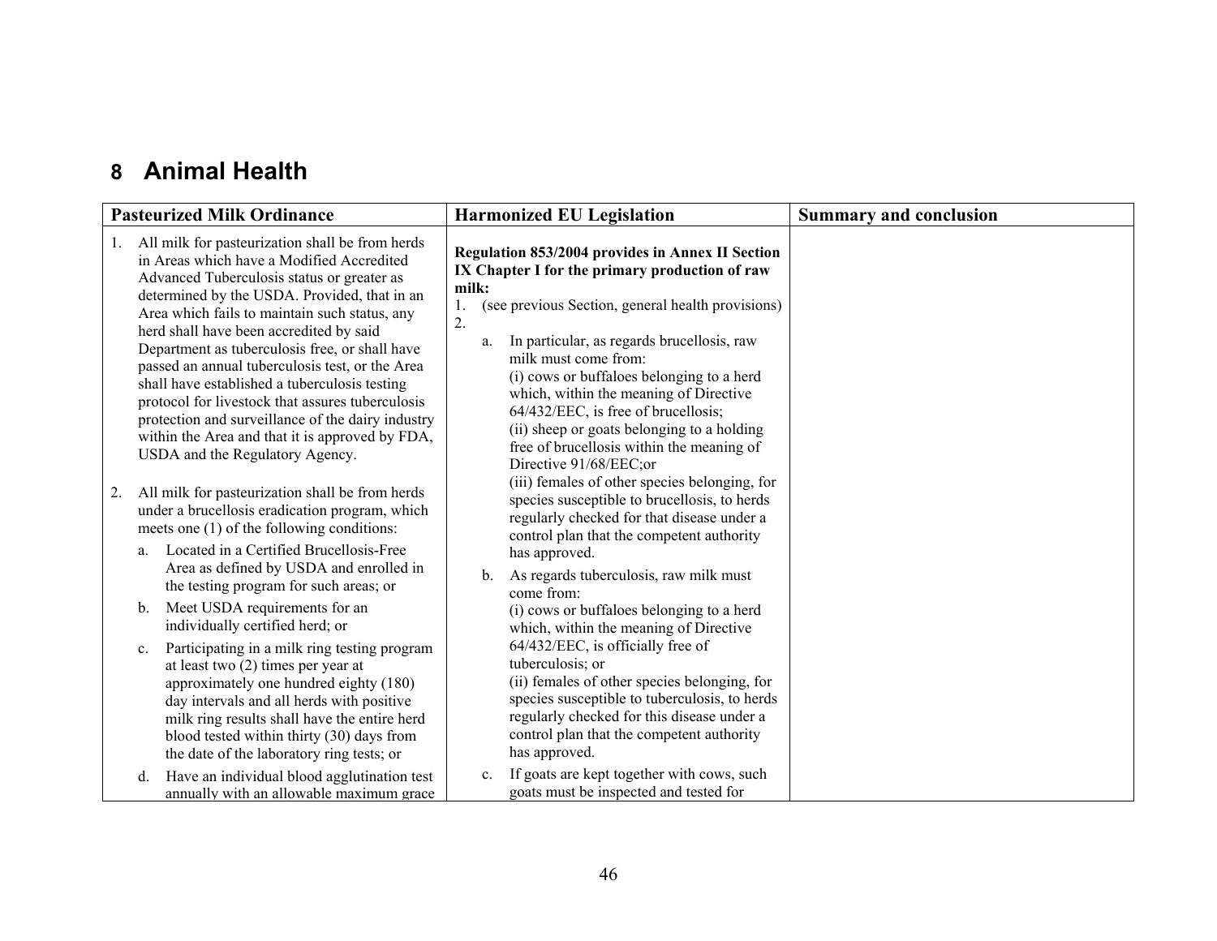## 8 Animal Health

| Pasteurized Milk Ordinance | Harmonized EU Legislation | Summary and conclusion |
|---|---|---|
| 1. All milk for pasteurization shall be from herds in Areas which have a Modified Accredited Advanced Tuberculosis status or greater as determined by the USDA. Provided, that in an Area which fails to maintain such status, any herd shall have been accredited by said Department as tuberculosis free, or shall have passed an annual tuberculosis test, or the Area shall have established a tuberculosis testing protocol for livestock that assures tuberculosis protection and surveillance of the dairy industry within the Area and that it is approved by FDA, USDA and the Regulatory Agency.<br><br>2. All milk for pasteurization shall be from herds under a brucellosis eradication program, which meets one (1) of the following conditions:<br>a. Located in a Certified Brucellosis-Free Area as defined by USDA and enrolled in the testing program for such areas; or<br>b. Meet USDA requirements for an individually certified herd; or<br>c. Participating in a milk ring testing program at least two (2) times per year at approximately one hundred eighty (180) day intervals and all herds with positive milk ring results shall have the entire herd blood tested within thirty (30) days from the date of the laboratory ring tests; or<br>d. Have an individual blood agglutination test annually with an allowable maximum grace | **Regulation 853/2004 provides in Annex II Section IX Chapter I for the primary production of raw milk:**<br>1. (see previous Section, general health provisions)<br>2.<br>a. In particular, as regards brucellosis, raw milk must come from:<br>(i) cows or buffaloes belonging to a herd which, within the meaning of Directive 64/432/EEC, is free of brucellosis;<br>(ii) sheep or goats belonging to a holding free of brucellosis within the meaning of Directive 91/68/EEC;or<br>(iii) females of other species belonging, for species susceptible to brucellosis, to herds regularly checked for that disease under a control plan that the competent authority has approved.<br>b. As regards tuberculosis, raw milk must come from:<br>(i) cows or buffaloes belonging to a herd which, within the meaning of Directive 64/432/EEC, is officially free of tuberculosis; or<br>(ii) females of other species belonging, for species susceptible to tuberculosis, to herds regularly checked for this disease under a control plan that the competent authority has approved.<br>c. If goats are kept together with cows, such goats must be inspected and tested for | |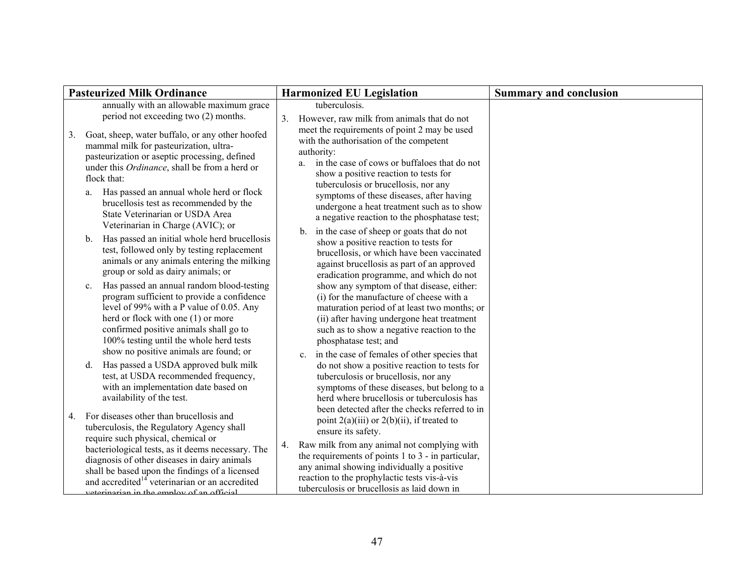| Pasteurized Milk Ordinance | Harmonized EU Legislation | Summary and conclusion |
|---|---|---|
| annually with an allowable maximum grace period not exceeding two (2) months.<br><br>3. Goat, sheep, water buffalo, or any other hoofed mammal milk for pasteurization, ultra-pasteurization or aseptic processing, defined under this *Ordinance*, shall be from a herd or flock that:<br>a. Has passed an annual whole herd or flock brucellosis test as recommended by the State Veterinarian or USDA Area Veterinarian in Charge (AVIC); or<br>b. Has passed an initial whole herd brucellosis test, followed only by testing replacement animals or any animals entering the milking group or sold as dairy animals; or<br>c. Has passed an annual random blood-testing program sufficient to provide a confidence level of 99% with a P value of 0.05. Any herd or flock with one (1) or more confirmed positive animals shall go to 100% testing until the whole herd tests show no positive animals are found; or<br>d. Has passed a USDA approved bulk milk test, at USDA recommended frequency, with an implementation date based on availability of the test.<br><br>4. For diseases other than brucellosis and tuberculosis, the Regulatory Agency shall require such physical, chemical or bacteriological tests, as it deems necessary. The diagnosis of other diseases in dairy animals shall be based upon the findings of a licensed and accredited[14] veterinarian or an accredited veterinarian in the employ of an official | tuberculosis.<br><br>3. However, raw milk from animals that do not meet the requirements of point 2 may be used with the authorisation of the competent authority:<br>a. in the case of cows or buffaloes that do not show a positive reaction to tests for tuberculosis or brucellosis, nor any symptoms of these diseases, after having undergone a heat treatment such as to show a negative reaction to the phosphatase test;<br>b. in the case of sheep or goats that do not show a positive reaction to tests for brucellosis, or which have been vaccinated against brucellosis as part of an approved eradication programme, and which do not show any symptom of that disease, either: (i) for the manufacture of cheese with a maturation period of at least two months; or (ii) after having undergone heat treatment such as to show a negative reaction to the phosphatase test; and<br>c. in the case of females of other species that do not show a positive reaction to tests for tuberculosis or brucellosis, nor any symptoms of these diseases, but belong to a herd where brucellosis or tuberculosis has been detected after the checks referred to in point 2(a)(iii) or 2(b)(ii), if treated to ensure its safety.<br><br>4. Raw milk from any animal not complying with the requirements of points 1 to 3 - in particular, any animal showing individually a positive reaction to the prophylactic tests vis-à-vis tuberculosis or brucellosis as laid down in | |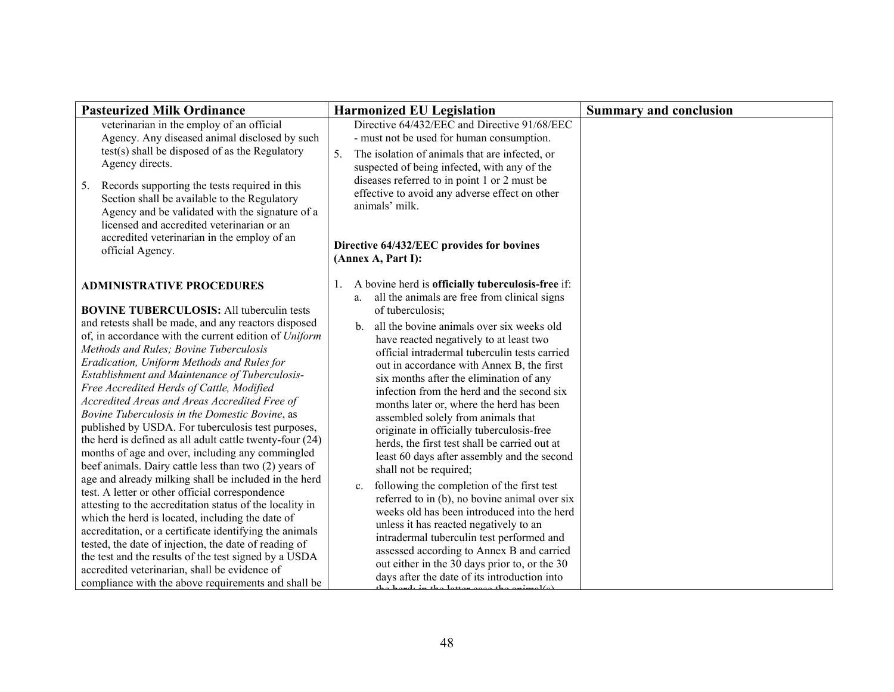| Pasteurized Milk Ordinance | Harmonized EU Legislation | Summary and conclusion |
|---|---|---|
| veterinarian in the employ of an official Agency. Any diseased animal disclosed by such test(s) shall be disposed of as the Regulatory Agency directs.<br><br>5. Records supporting the tests required in this Section shall be available to the Regulatory Agency and be validated with the signature of a licensed and accredited veterinarian or an accredited veterinarian in the employ of an official Agency.<br><br>**ADMINISTRATIVE PROCEDURES**<br><br>**BOVINE TUBERCULOSIS:** All tuberculin tests and retests shall be made, and any reactors disposed of, in accordance with the current edition of *Uniform Methods and Rules; Bovine Tuberculosis Eradication, Uniform Methods and Rules for Establishment and Maintenance of Tuberculosis-Free Accredited Herds of Cattle, Modified Accredited Areas and Areas Accredited Free of Bovine Tuberculosis in the Domestic Bovine*, as published by USDA. For tuberculosis test purposes, the herd is defined as all adult cattle twenty-four (24) months of age and over, including any commingled beef animals. Dairy cattle less than two (2) years of age and already milking shall be included in the herd test. A letter or other official correspondence attesting to the accreditation status of the locality in which the herd is located, including the date of accreditation, or a certificate identifying the animals tested, the date of injection, the date of reading of the test and the results of the test signed by a USDA accredited veterinarian, shall be evidence of compliance with the above requirements and shall be | Directive 64/432/EEC and Directive 91/68/EEC - must not be used for human consumption.<br><br>5. The isolation of animals that are infected, or suspected of being infected, with any of the diseases referred to in point 1 or 2 must be effective to avoid any adverse effect on other animals' milk.<br><br>**Directive 64/432/EEC provides for bovines (Annex A, Part I):**<br><br>1. A bovine herd is **officially tuberculosis-free** if:<br>a. all the animals are free from clinical signs of tuberculosis;<br>b. all the bovine animals over six weeks old have reacted negatively to at least two official intradermal tuberculin tests carried out in accordance with Annex B, the first six months after the elimination of any infection from the herd and the second six months later or, where the herd has been assembled solely from animals that originate in officially tuberculosis-free herds, the first test shall be carried out at least 60 days after assembly and the second shall not be required;<br>c. following the completion of the first test referred to in (b), no bovine animal over six weeks old has been introduced into the herd unless it has reacted negatively to an intradermal tuberculin test performed and assessed according to Annex B and carried out either in the 30 days prior to, or the 30 days after the date of its introduction into the herd; in the latter case the animal(s) | |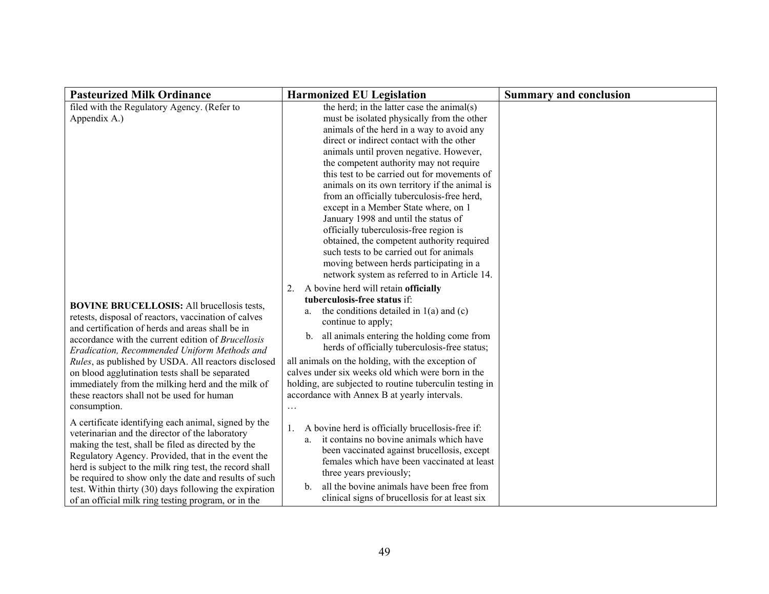| Pasteurized Milk Ordinance | Harmonized EU Legislation | Summary and conclusion |
|---|---|---|
| filed with the Regulatory Agency. (Refer to Appendix A.) | the herd; in the latter case the animal(s) must be isolated physically from the other animals of the herd in a way to avoid any direct or indirect contact with the other animals until proven negative. However, the competent authority may not require this test to be carried out for movements of animals on its own territory if the animal is from an officially tuberculosis-free herd, except in a Member State where, on 1 January 1998 and until the status of officially tuberculosis-free region is obtained, the competent authority required such tests to be carried out for animals moving between herds participating in a network system as referred to in Article 14. | |
| **BOVINE BRUCELLOSIS:** All brucellosis tests, retests, disposal of reactors, vaccination of calves and certification of herds and areas shall be in accordance with the current edition of *Brucellosis Eradication, Recommended Uniform Methods and Rules*, as published by USDA. All reactors disclosed on blood agglutination tests shall be separated immediately from the milking herd and the milk of these reactors shall not be used for human consumption. | 2. A bovine herd will retain **officially tuberculosis-free status** if:<br>a. the conditions detailed in 1(a) and (c) continue to apply;<br>b. all animals entering the holding come from herds of officially tuberculosis-free status;<br>all animals on the holding, with the exception of calves under six weeks old which were born in the holding, are subjected to routine tuberculin testing in accordance with Annex B at yearly intervals.<br>… | |
| A certificate identifying each animal, signed by the veterinarian and the director of the laboratory making the test, shall be filed as directed by the Regulatory Agency. Provided, that in the event the herd is subject to the milk ring test, the record shall be required to show only the date and results of such test. Within thirty (30) days following the expiration of an official milk ring testing program, or in the | 1. A bovine herd is officially brucellosis-free if:<br>a. it contains no bovine animals which have been vaccinated against brucellosis, except females which have been vaccinated at least three years previously;<br>b. all the bovine animals have been free from clinical signs of brucellosis for at least six | |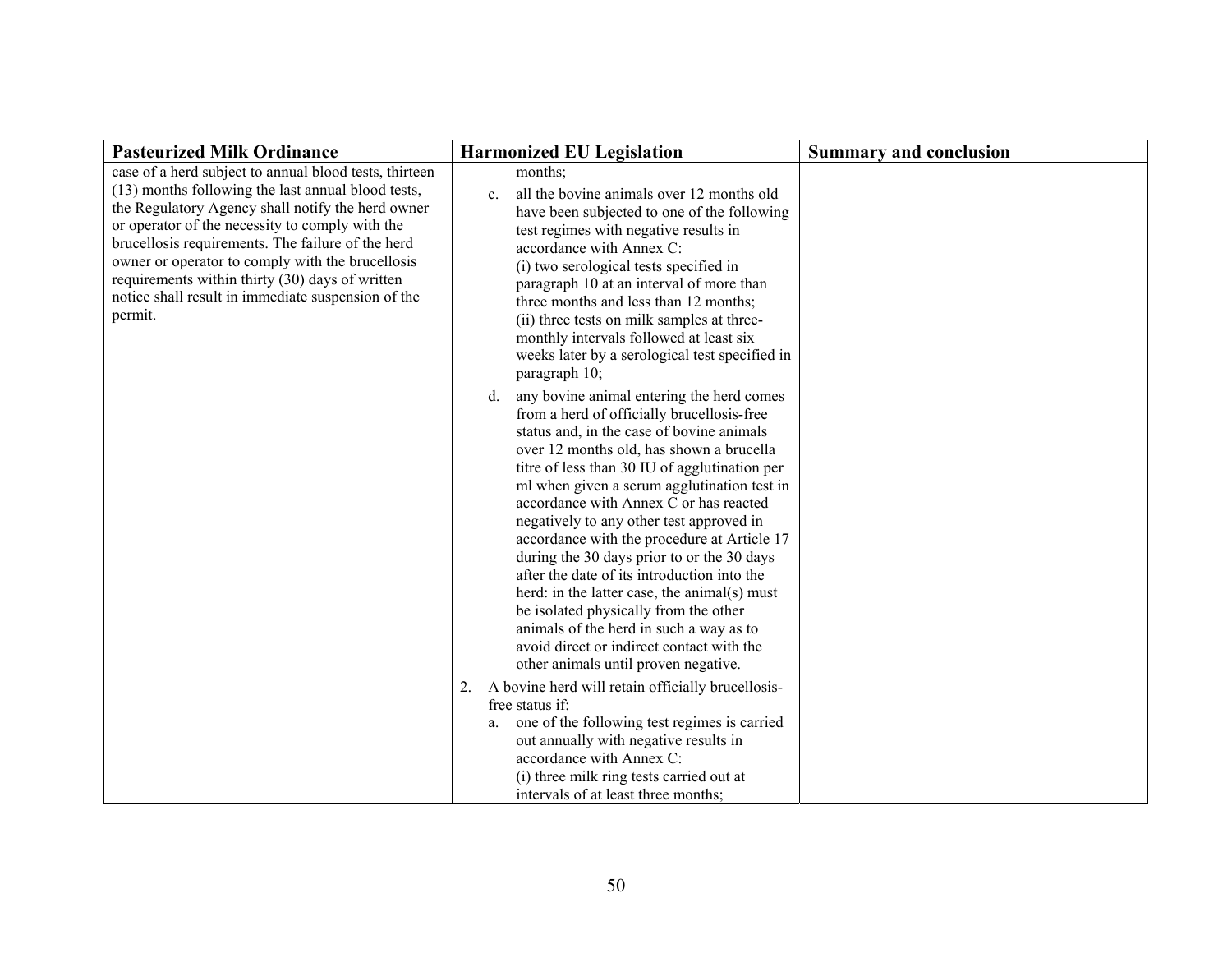| Pasteurized Milk Ordinance | Harmonized EU Legislation | Summary and conclusion |
|---|---|---|
| case of a herd subject to annual blood tests, thirteen (13) months following the last annual blood tests, the Regulatory Agency shall notify the herd owner or operator of the necessity to comply with the brucellosis requirements. The failure of the herd owner or operator to comply with the brucellosis requirements within thirty (30) days of written notice shall result in immediate suspension of the permit. | months;<br>c. all the bovine animals over 12 months old have been subjected to one of the following test regimes with negative results in accordance with Annex C:<br>(i) two serological tests specified in paragraph 10 at an interval of more than three months and less than 12 months;<br>(ii) three tests on milk samples at three-monthly intervals followed at least six weeks later by a serological test specified in paragraph 10;<br>d. any bovine animal entering the herd comes from a herd of officially brucellosis-free status and, in the case of bovine animals over 12 months old, has shown a brucella titre of less than 30 IU of agglutination per ml when given a serum agglutination test in accordance with Annex C or has reacted negatively to any other test approved in accordance with the procedure at Article 17 during the 30 days prior to or the 30 days after the date of its introduction into the herd: in the latter case, the animal(s) must be isolated physically from the other animals of the herd in such a way as to avoid direct or indirect contact with the other animals until proven negative.<br>2. A bovine herd will retain officially brucellosis-free status if:<br>a. one of the following test regimes is carried out annually with negative results in accordance with Annex C:<br>(i) three milk ring tests carried out at intervals of at least three months; | |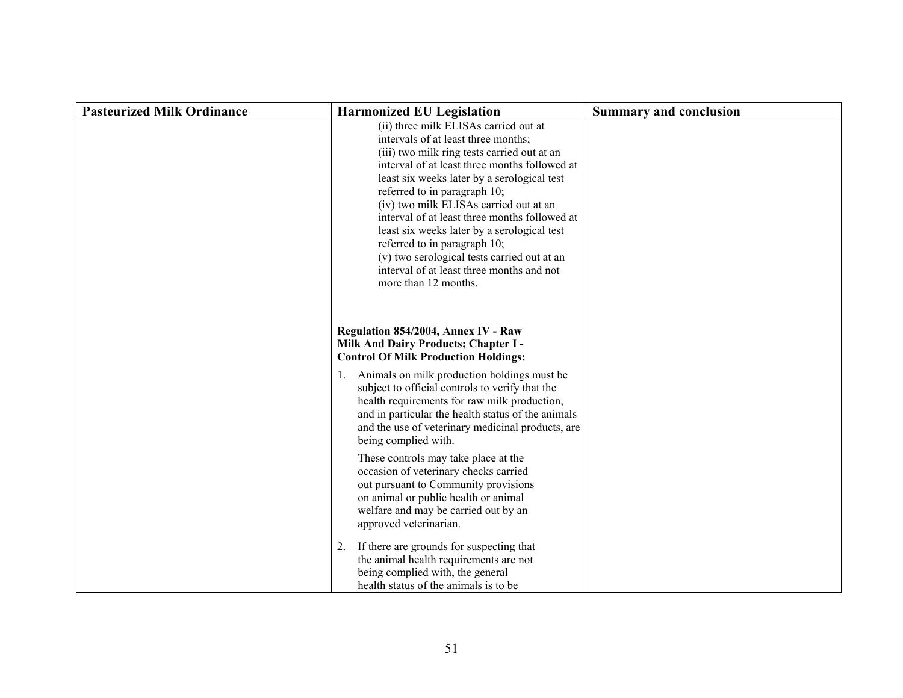| Pasteurized Milk Ordinance | Harmonized EU Legislation | Summary and conclusion |
|---|---|---|
| | (ii) three milk ELISAs carried out at intervals of at least three months;<br>(iii) two milk ring tests carried out at an interval of at least three months followed at least six weeks later by a serological test referred to in paragraph 10;<br>(iv) two milk ELISAs carried out at an interval of at least three months followed at least six weeks later by a serological test referred to in paragraph 10;<br>(v) two serological tests carried out at an interval of at least three months and not more than 12 months.<br><br>**Regulation 854/2004, Annex IV - Raw Milk And Dairy Products; Chapter I - Control Of Milk Production Holdings:**<br><br>1. Animals on milk production holdings must be subject to official controls to verify that the health requirements for raw milk production, and in particular the health status of the animals and the use of veterinary medicinal products, are being complied with.<br><br>These controls may take place at the occasion of veterinary checks carried out pursuant to Community provisions on animal or public health or animal welfare and may be carried out by an approved veterinarian.<br><br>2. If there are grounds for suspecting that the animal health requirements are not being complied with, the general health status of the animals is to be | |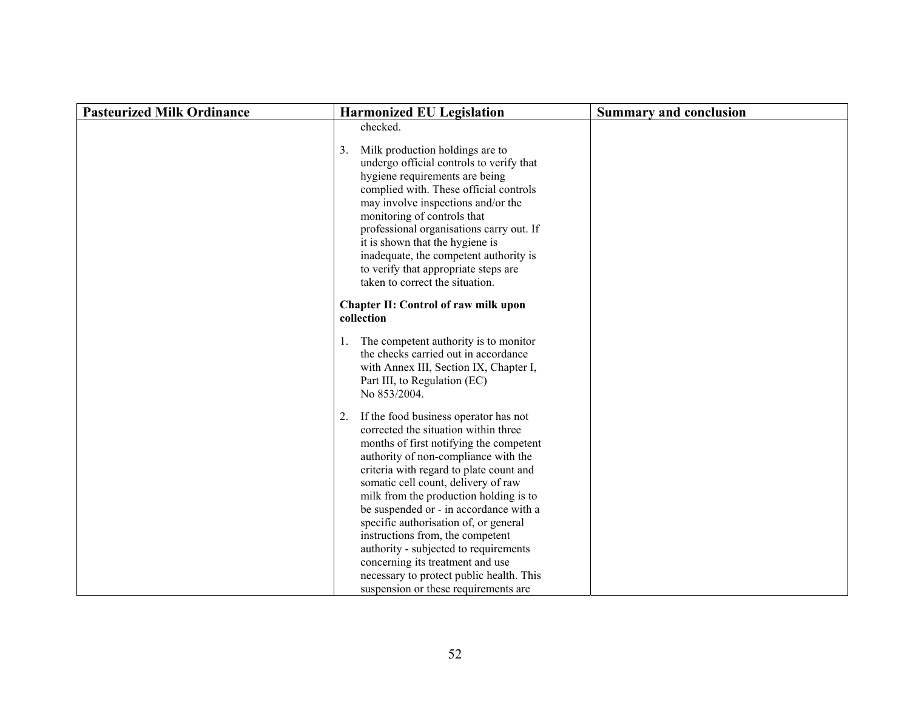| Pasteurized Milk Ordinance | Harmonized EU Legislation | Summary and conclusion |
|---|---|---|
| | checked.<br><br>3. Milk production holdings are to undergo official controls to verify that hygiene requirements are being complied with. These official controls may involve inspections and/or the monitoring of controls that professional organisations carry out. If it is shown that the hygiene is inadequate, the competent authority is to verify that appropriate steps are taken to correct the situation.<br><br>**Chapter II: Control of raw milk upon collection**<br><br>1. The competent authority is to monitor the checks carried out in accordance with Annex III, Section IX, Chapter I, Part III, to Regulation (EC) No 853/2004.<br><br>2. If the food business operator has not corrected the situation within three months of first notifying the competent authority of non-compliance with the criteria with regard to plate count and somatic cell count, delivery of raw milk from the production holding is to be suspended or - in accordance with a specific authorisation of, or general instructions from, the competent authority - subjected to requirements concerning its treatment and use necessary to protect public health. This suspension or these requirements are | |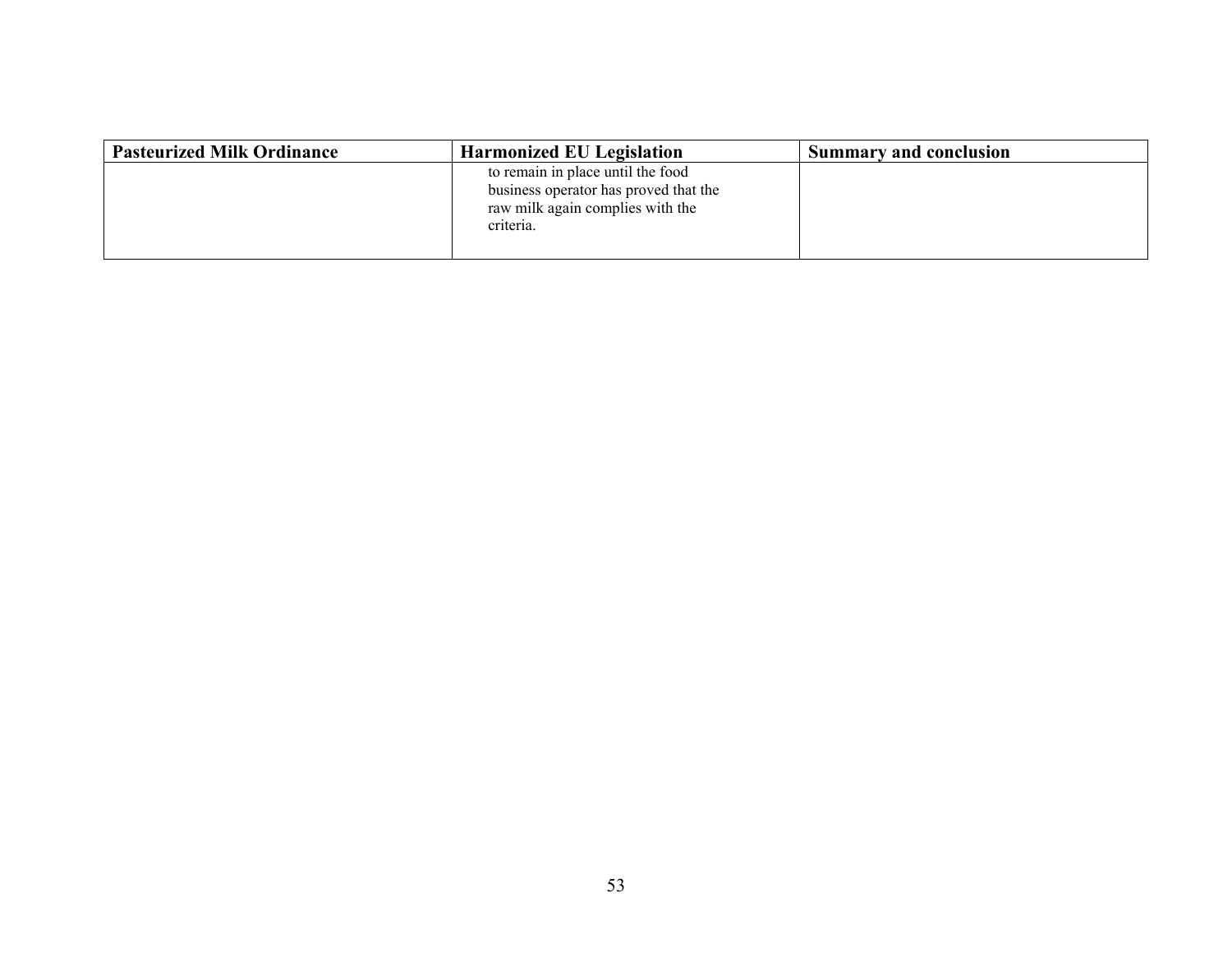| Pasteurized Milk Ordinance | Harmonized EU Legislation | Summary and conclusion |
|---|---|---|
| | to remain in place until the food business operator has proved that the raw milk again complies with the criteria. | |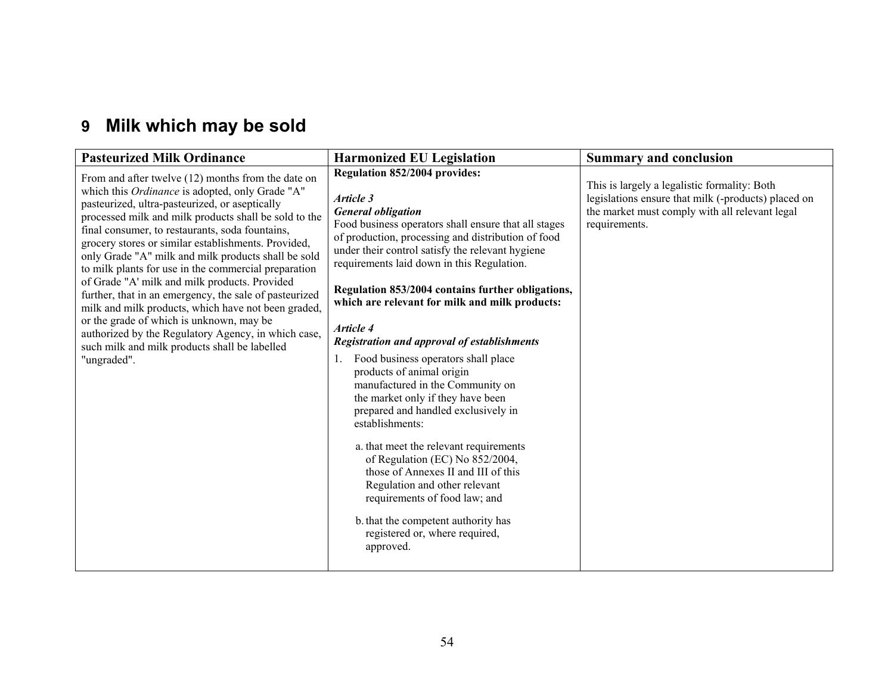## 9 Milk which may be sold

| Pasteurized Milk Ordinance | Harmonized EU Legislation | Summary and conclusion |
|---|---|---|
| From and after twelve (12) months from the date on which this *Ordinance* is adopted, only Grade "A" pasteurized, ultra-pasteurized, or aseptically processed milk and milk products shall be sold to the final consumer, to restaurants, soda fountains, grocery stores or similar establishments. Provided, only Grade "A" milk and milk products shall be sold to milk plants for use in the commercial preparation of Grade "A' milk and milk products. Provided further, that in an emergency, the sale of pasteurized milk and milk products, which have not been graded, or the grade of which is unknown, may be authorized by the Regulatory Agency, in which case, such milk and milk products shall be labelled "ungraded". | **Regulation 852/2004 provides:**<br><br>***Article 3***<br>***General obligation***<br>Food business operators shall ensure that all stages of production, processing and distribution of food under their control satisfy the relevant hygiene requirements laid down in this Regulation.<br><br>**Regulation 853/2004 contains further obligations, which are relevant for milk and milk products:**<br><br>***Article 4***<br>***Registration and approval of establishments***<br>1. Food business operators shall place products of animal origin manufactured in the Community on the market only if they have been prepared and handled exclusively in establishments:<br><br>a. that meet the relevant requirements of Regulation (EC) No 852/2004, those of Annexes II and III of this Regulation and other relevant requirements of food law; and<br><br>b. that the competent authority has registered or, where required, approved. | This is largely a legalistic formality: Both legislations ensure that milk (-products) placed on the market must comply with all relevant legal requirements. |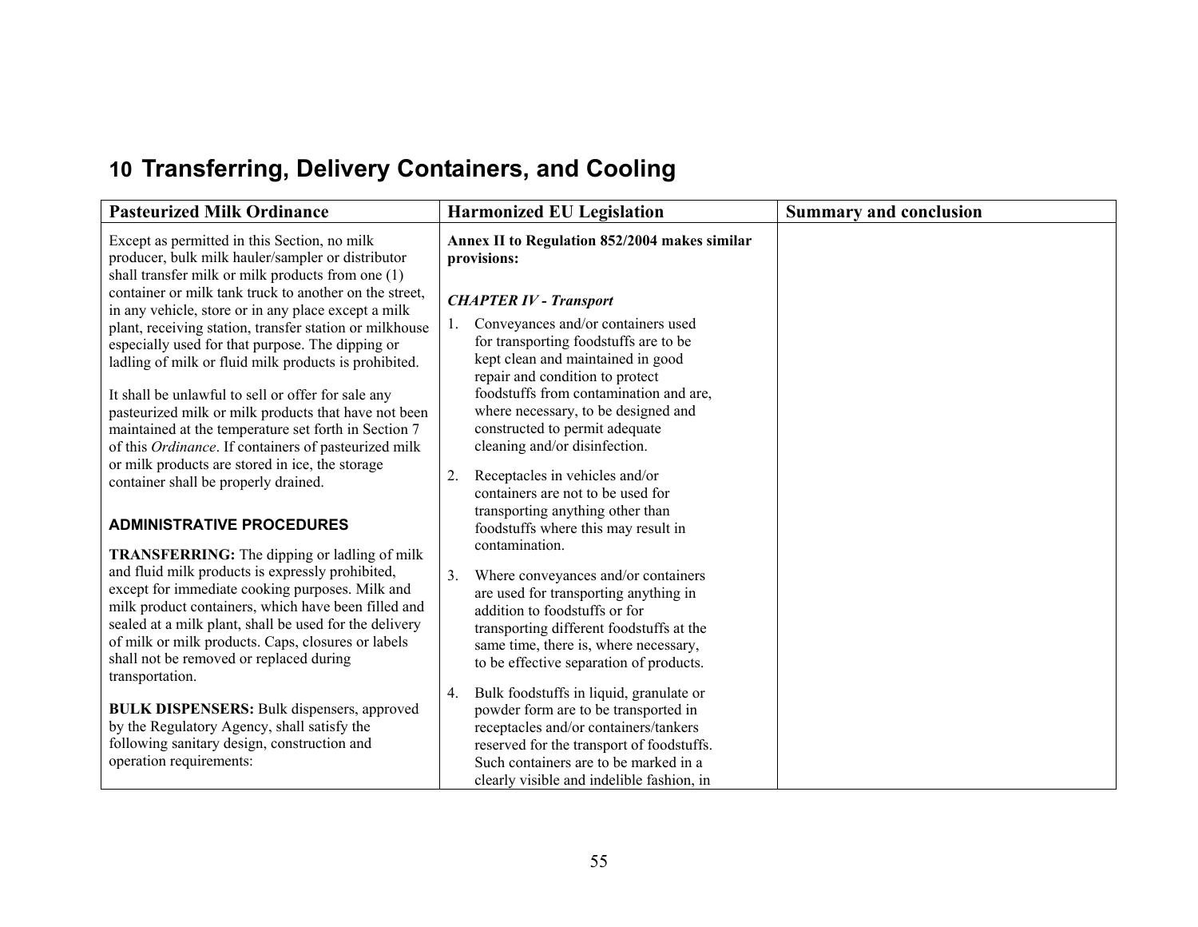## 10 Transferring, Delivery Containers, and Cooling

| Pasteurized Milk Ordinance | Harmonized EU Legislation | Summary and conclusion |
|---|---|---|
| Except as permitted in this Section, no milk producer, bulk milk hauler/sampler or distributor shall transfer milk or milk products from one (1) container or milk tank truck to another on the street, in any vehicle, store or in any place except a milk plant, receiving station, transfer station or milkhouse especially used for that purpose. The dipping or ladling of milk or fluid milk products is prohibited.<br><br>It shall be unlawful to sell or offer for sale any pasteurized milk or milk products that have not been maintained at the temperature set forth in Section 7 of this *Ordinance*. If containers of pasteurized milk or milk products are stored in ice, the storage container shall be properly drained.<br><br>**ADMINISTRATIVE PROCEDURES**<br><br>**TRANSFERRING:** The dipping or ladling of milk and fluid milk products is expressly prohibited, except for immediate cooking purposes. Milk and milk product containers, which have been filled and sealed at a milk plant, shall be used for the delivery of milk or milk products. Caps, closures or labels shall not be removed or replaced during transportation.<br><br>**BULK DISPENSERS:** Bulk dispensers, approved by the Regulatory Agency, shall satisfy the following sanitary design, construction and operation requirements: | **Annex II to Regulation 852/2004 makes similar provisions:**<br><br>***CHAPTER IV - Transport***<br><br>1. Conveyances and/or containers used for transporting foodstuffs are to be kept clean and maintained in good repair and condition to protect foodstuffs from contamination and are, where necessary, to be designed and constructed to permit adequate cleaning and/or disinfection.<br><br>2. Receptacles in vehicles and/or containers are not to be used for transporting anything other than foodstuffs where this may result in contamination.<br><br>3. Where conveyances and/or containers are used for transporting anything in addition to foodstuffs or for transporting different foodstuffs at the same time, there is, where necessary, to be effective separation of products.<br><br>4. Bulk foodstuffs in liquid, granulate or powder form are to be transported in receptacles and/or containers/tankers reserved for the transport of foodstuffs. Such containers are to be marked in a clearly visible and indelible fashion, in | |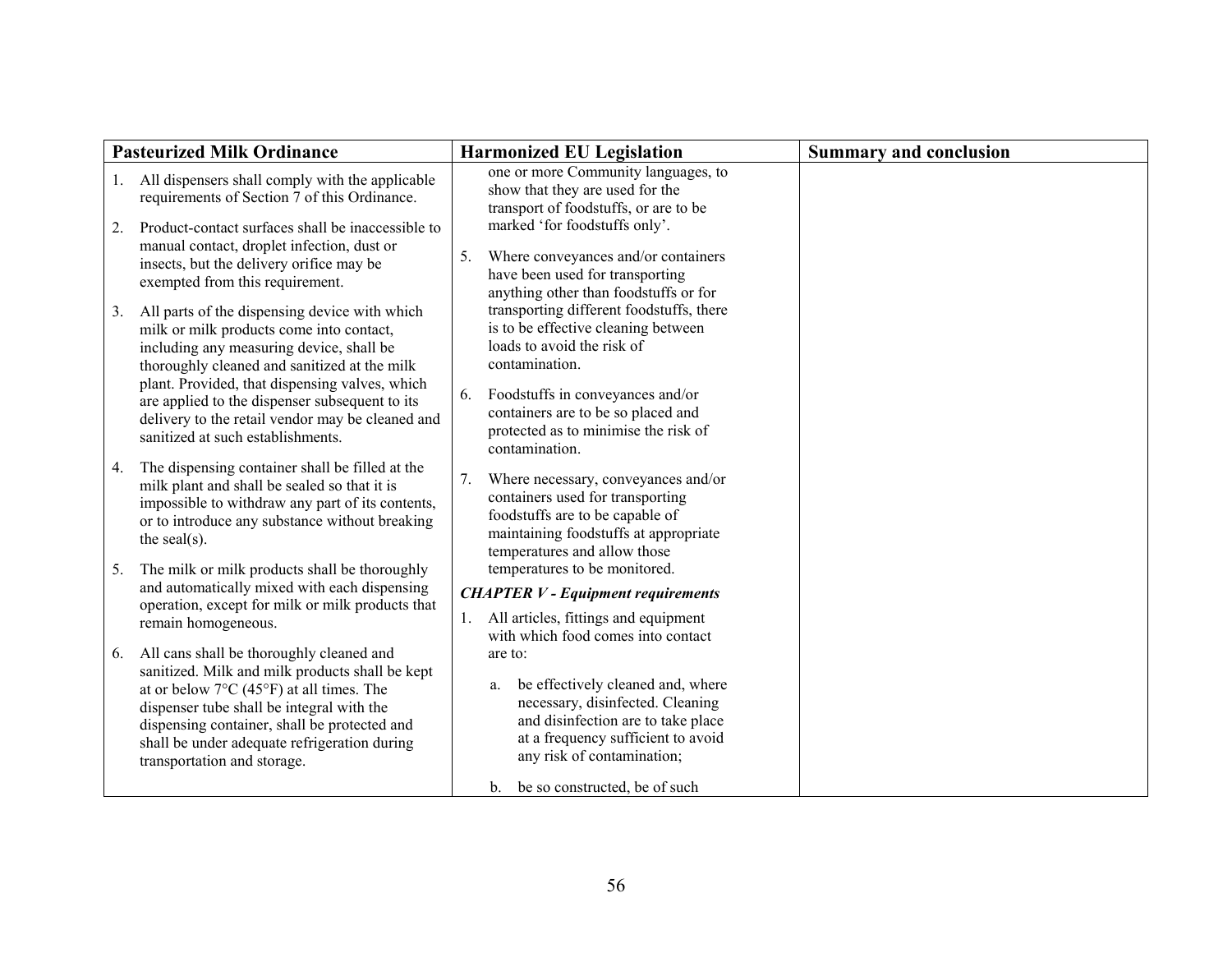| Pasteurized Milk Ordinance | Harmonized EU Legislation | Summary and conclusion |
|---|---|---|
| 1. All dispensers shall comply with the applicable requirements of Section 7 of this Ordinance.<br><br>2. Product-contact surfaces shall be inaccessible to manual contact, droplet infection, dust or insects, but the delivery orifice may be exempted from this requirement.<br><br>3. All parts of the dispensing device with which milk or milk products come into contact, including any measuring device, shall be thoroughly cleaned and sanitized at the milk plant. Provided, that dispensing valves, which are applied to the dispenser subsequent to its delivery to the retail vendor may be cleaned and sanitized at such establishments.<br><br>4. The dispensing container shall be filled at the milk plant and shall be sealed so that it is impossible to withdraw any part of its contents, or to introduce any substance without breaking the seal(s).<br><br>5. The milk or milk products shall be thoroughly and automatically mixed with each dispensing operation, except for milk or milk products that remain homogeneous.<br><br>6. All cans shall be thoroughly cleaned and sanitized. Milk and milk products shall be kept at or below 7°C (45°F) at all times. The dispenser tube shall be integral with the dispensing container, shall be protected and shall be under adequate refrigeration during transportation and storage. | one or more Community languages, to show that they are used for the transport of foodstuffs, or are to be marked 'for foodstuffs only'.<br><br>5. Where conveyances and/or containers have been used for transporting anything other than foodstuffs or for transporting different foodstuffs, there is to be effective cleaning between loads to avoid the risk of contamination.<br><br>6. Foodstuffs in conveyances and/or containers are to be so placed and protected as to minimise the risk of contamination.<br><br>7. Where necessary, conveyances and/or containers used for transporting foodstuffs are to be capable of maintaining foodstuffs at appropriate temperatures and allow those temperatures to be monitored.<br><br>***CHAPTER V - Equipment requirements***<br><br>1. All articles, fittings and equipment with which food comes into contact are to:<br><br>a. be effectively cleaned and, where necessary, disinfected. Cleaning and disinfection are to take place at a frequency sufficient to avoid any risk of contamination;<br><br>b. be so constructed, be of such | |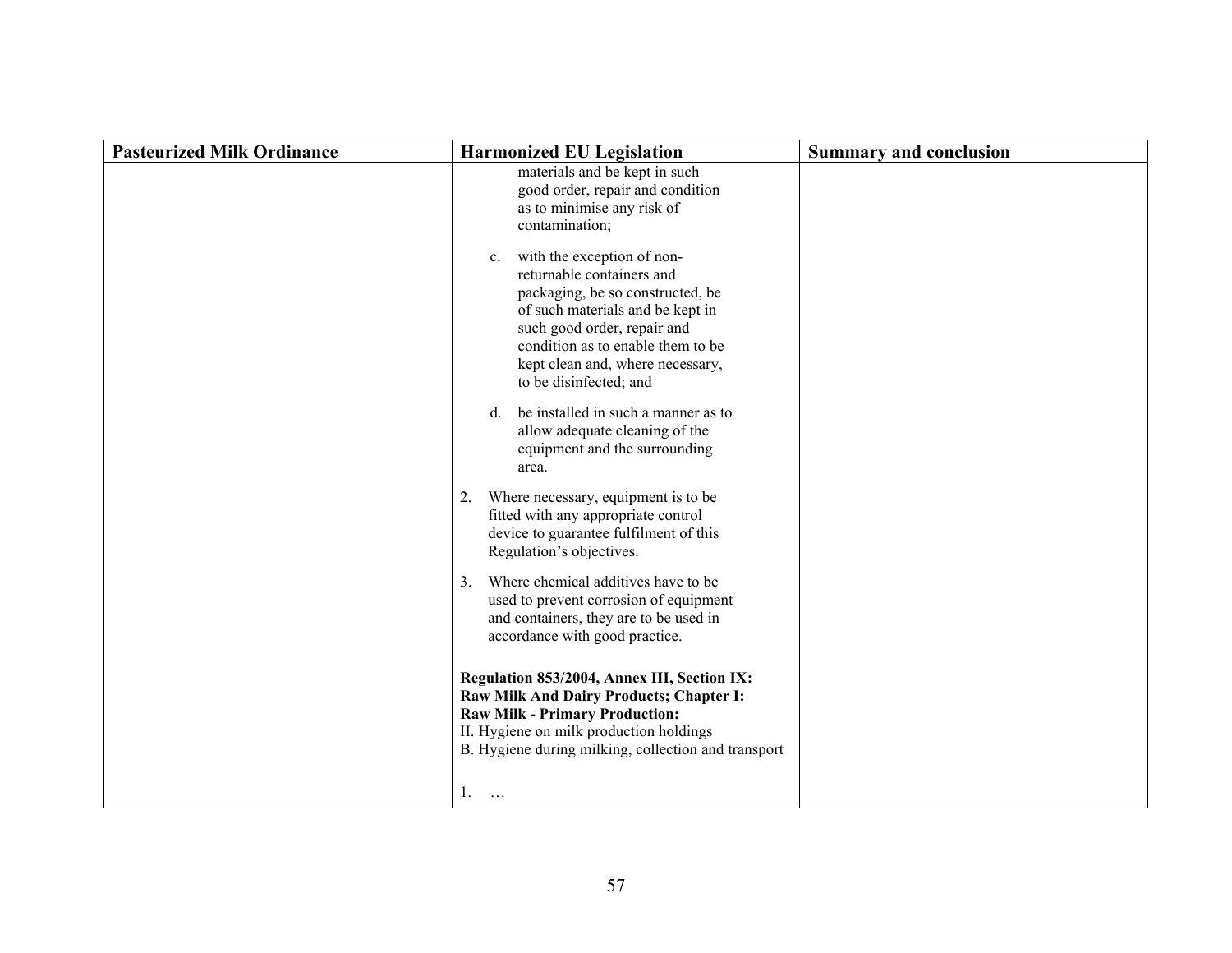| Pasteurized Milk Ordinance | Harmonized EU Legislation | Summary and conclusion |
|---|---|---|
| | materials and be kept in such good order, repair and condition as to minimise any risk of contamination;<br><br>c. with the exception of non-returnable containers and packaging, be so constructed, be of such materials and be kept in such good order, repair and condition as to enable them to be kept clean and, where necessary, to be disinfected; and<br><br>d. be installed in such a manner as to allow adequate cleaning of the equipment and the surrounding area.<br><br>2. Where necessary, equipment is to be fitted with any appropriate control device to guarantee fulfilment of this Regulation's objectives.<br><br>3. Where chemical additives have to be used to prevent corrosion of equipment and containers, they are to be used in accordance with good practice.<br><br>**Regulation 853/2004, Annex III, Section IX: Raw Milk And Dairy Products; Chapter I: Raw Milk - Primary Production:**<br>II. Hygiene on milk production holdings<br>B. Hygiene during milking, collection and transport<br><br>1. … | |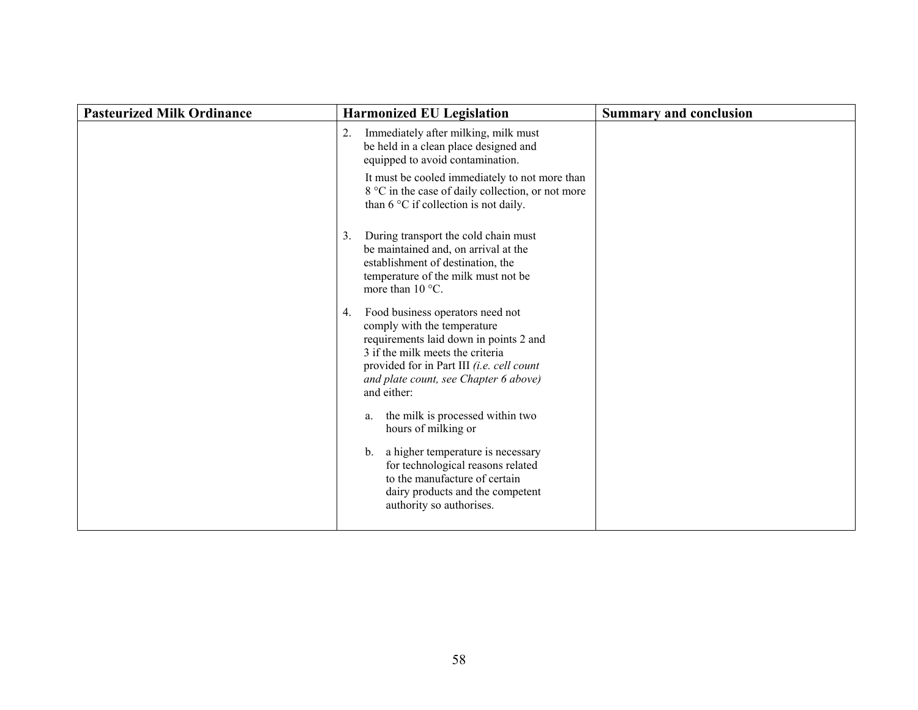| Pasteurized Milk Ordinance | Harmonized EU Legislation | Summary and conclusion |
|---|---|---|
| | 2. Immediately after milking, milk must be held in a clean place designed and equipped to avoid contamination.<br><br>It must be cooled immediately to not more than 8 °C in the case of daily collection, or not more than 6 °C if collection is not daily.<br><br>3. During transport the cold chain must be maintained and, on arrival at the establishment of destination, the temperature of the milk must not be more than 10 °C.<br><br>4. Food business operators need not comply with the temperature requirements laid down in points 2 and 3 if the milk meets the criteria provided for in Part III *(i.e. cell count and plate count, see Chapter 6 above)* and either:<br><br>a. the milk is processed within two hours of milking or<br><br>b. a higher temperature is necessary for technological reasons related to the manufacture of certain dairy products and the competent authority so authorises. | |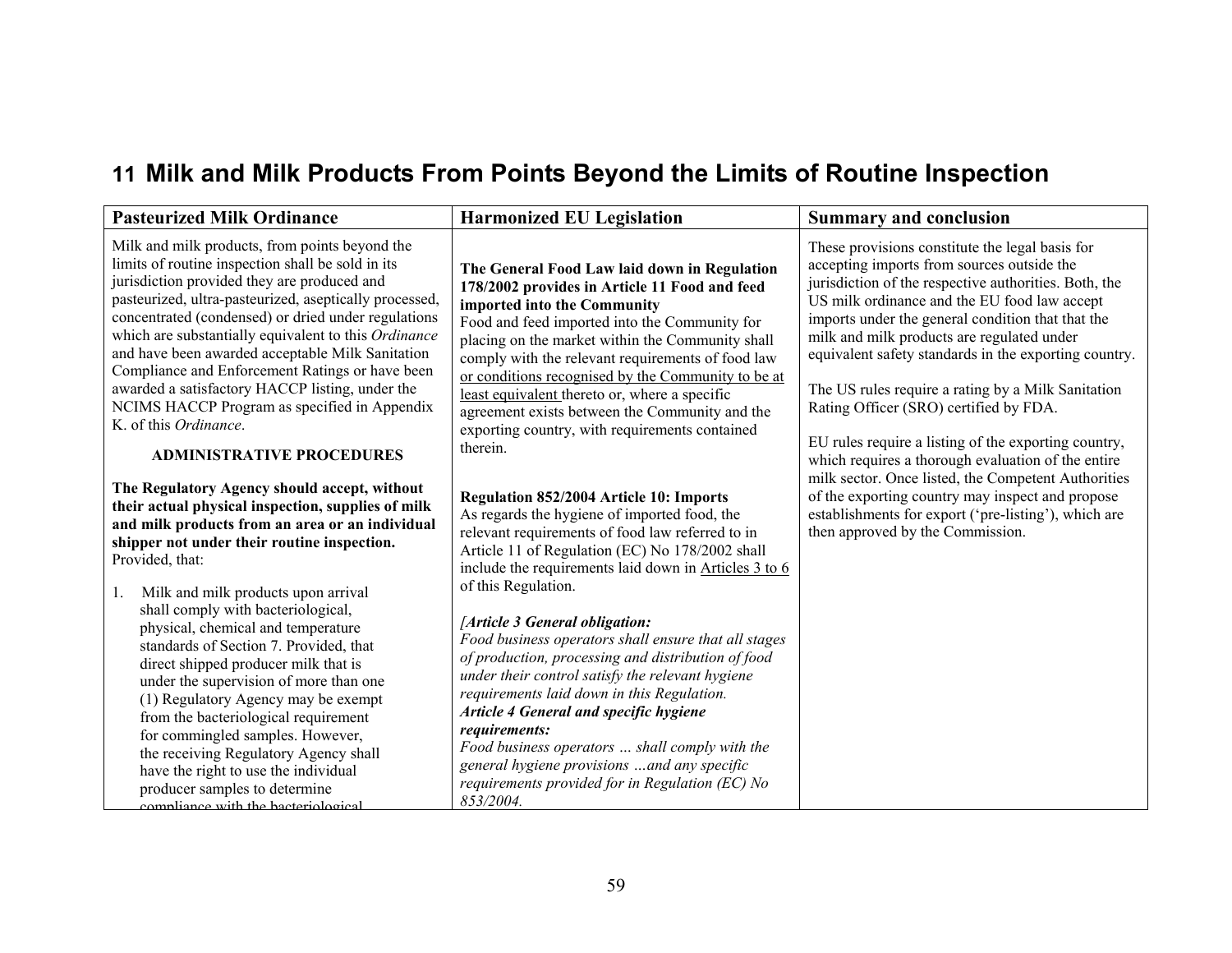## 11 Milk and Milk Products From Points Beyond the Limits of Routine Inspection

| Pasteurized Milk Ordinance | Harmonized EU Legislation | Summary and conclusion |
|---|---|---|
| Milk and milk products, from points beyond the limits of routine inspection shall be sold in its jurisdiction provided they are produced and pasteurized, ultra-pasteurized, aseptically processed, concentrated (condensed) or dried under regulations which are substantially equivalent to this *Ordinance* and have been awarded acceptable Milk Sanitation Compliance and Enforcement Ratings or have been awarded a satisfactory HACCP listing, under the NCIMS HACCP Program as specified in Appendix K. of this *Ordinance*.<br><br>**ADMINISTRATIVE PROCEDURES**<br><br>**The Regulatory Agency should accept, without their actual physical inspection, supplies of milk and milk products from an area or an individual shipper not under their routine inspection.** Provided, that:<br><br>1. Milk and milk products upon arrival shall comply with bacteriological, physical, chemical and temperature standards of Section 7. Provided, that direct shipped producer milk that is under the supervision of more than one (1) Regulatory Agency may be exempt from the bacteriological requirement for commingled samples. However, the receiving Regulatory Agency shall have the right to use the individual producer samples to determine compliance with the bacteriological | **The General Food Law laid down in Regulation 178/2002 provides in Article 11 Food and feed imported into the Community**<br>Food and feed imported into the Community for placing on the market within the Community shall comply with the relevant requirements of food law or conditions recognised by the Community to be at least equivalent thereto or, where a specific agreement exists between the Community and the exporting country, with requirements contained therein.<br><br>**Regulation 852/2004 Article 10: Imports**<br>As regards the hygiene of imported food, the relevant requirements of food law referred to in Article 11 of Regulation (EC) No 178/2002 shall include the requirements laid down in Articles 3 to 6 of this Regulation.<br><br>*[**Article 3 General obligation:***<br>*Food business operators shall ensure that all stages of production, processing and distribution of food under their control satisfy the relevant hygiene requirements laid down in this Regulation.*<br>***Article 4 General and specific hygiene requirements:***<br>*Food business operators … shall comply with the general hygiene provisions …and any specific requirements provided for in Regulation (EC) No 853/2004.* | These provisions constitute the legal basis for accepting imports from sources outside the jurisdiction of the respective authorities. Both, the US milk ordinance and the EU food law accept imports under the general condition that that the milk and milk products are regulated under equivalent safety standards in the exporting country.<br><br>The US rules require a rating by a Milk Sanitation Rating Officer (SRO) certified by FDA.<br><br>EU rules require a listing of the exporting country, which requires a thorough evaluation of the entire milk sector. Once listed, the Competent Authorities of the exporting country may inspect and propose establishments for export ('pre-listing'), which are then approved by the Commission. |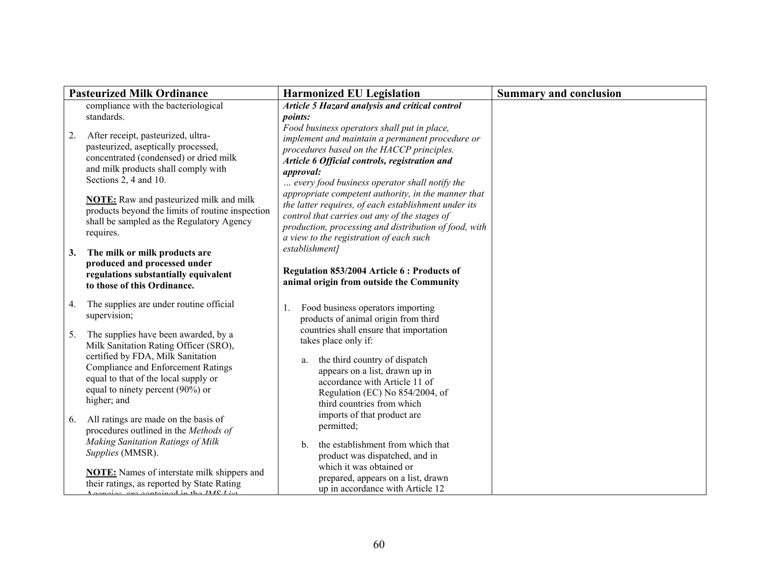| Pasteurized Milk Ordinance | Harmonized EU Legislation | Summary and conclusion |
|---|---|---|
| compliance with the bacteriological standards.<br><br>2. After receipt, pasteurized, ultra-pasteurized, aseptically processed, concentrated (condensed) or dried milk and milk products shall comply with Sections 2, 4 and 10.<br><br>**NOTE:** Raw and pasteurized milk and milk products beyond the limits of routine inspection shall be sampled as the Regulatory Agency requires.<br><br>**3. The milk or milk products are produced and processed under regulations substantially equivalent to those of this Ordinance.**<br><br>4. The supplies are under routine official supervision;<br><br>5. The supplies have been awarded, by a Milk Sanitation Rating Officer (SRO), certified by FDA, Milk Sanitation Compliance and Enforcement Ratings equal to that of the local supply or equal to ninety percent (90%) or higher; and<br><br>6. All ratings are made on the basis of procedures outlined in the *Methods of Making Sanitation Ratings of Milk Supplies* (MMSR).<br><br>**NOTE:** Names of interstate milk shippers and their ratings, as reported by State Rating Agencies, are contained in the *IMS List* | ***Article 5 Hazard analysis and critical control points:***<br>*Food business operators shall put in place, implement and maintain a permanent procedure or procedures based on the HACCP principles.*<br>***Article 6 Official controls, registration and approval:***<br>*… every food business operator shall notify the appropriate competent authority, in the manner that the latter requires, of each establishment under its control that carries out any of the stages of production, processing and distribution of food, with a view to the registration of each such establishment]*<br><br>**Regulation 853/2004 Article 6 : Products of animal origin from outside the Community**<br><br>1. Food business operators importing products of animal origin from third countries shall ensure that importation takes place only if:<br><br>a. the third country of dispatch appears on a list, drawn up in accordance with Article 11 of Regulation (EC) No 854/2004, of third countries from which imports of that product are permitted;<br><br>b. the establishment from which that product was dispatched, and in which it was obtained or prepared, appears on a list, drawn up in accordance with Article 12 | |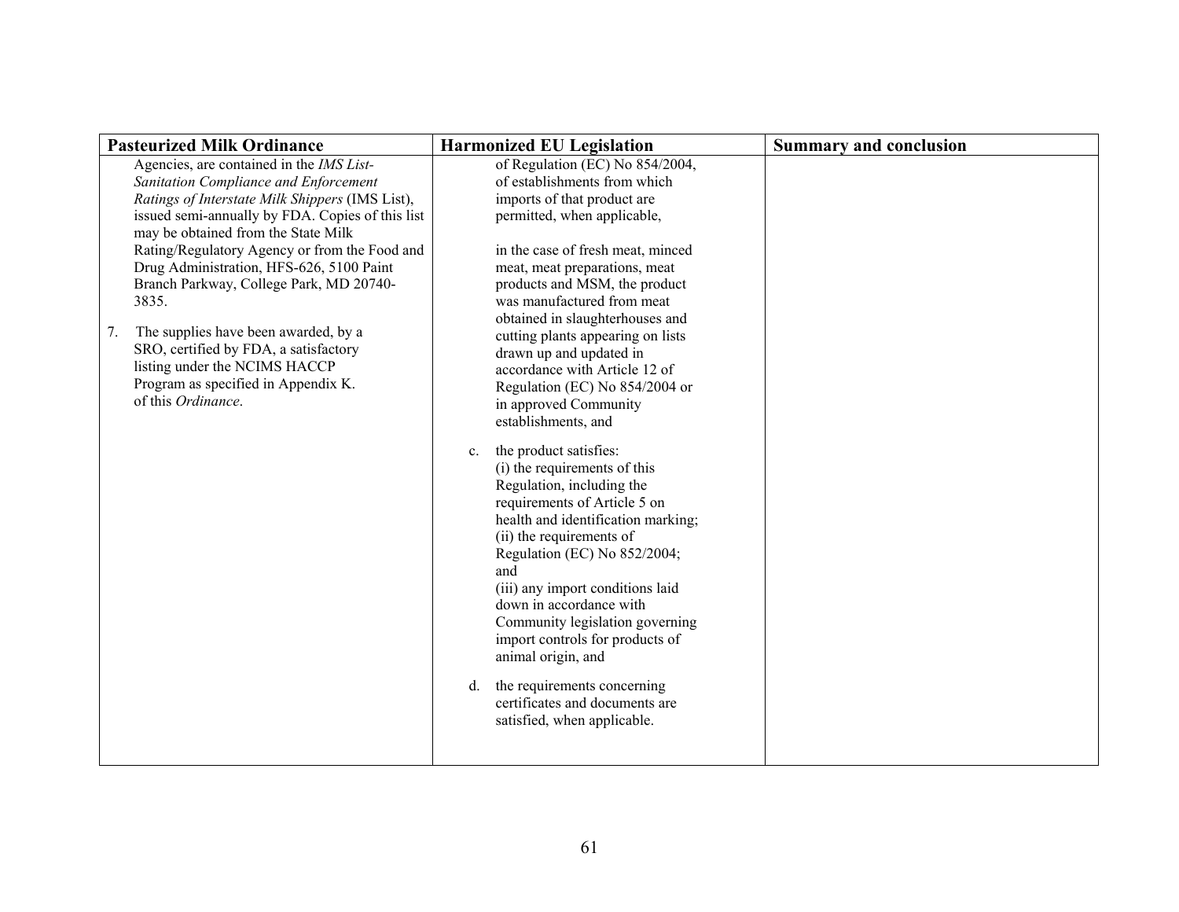| Pasteurized Milk Ordinance | Harmonized EU Legislation | Summary and conclusion |
|---|---|---|
| Agencies, are contained in the *IMS List-Sanitation Compliance and Enforcement Ratings of Interstate Milk Shippers* (IMS List), issued semi-annually by FDA. Copies of this list may be obtained from the State Milk Rating/Regulatory Agency or from the Food and Drug Administration, HFS-626, 5100 Paint Branch Parkway, College Park, MD 20740-3835.<br><br>7. The supplies have been awarded, by a SRO, certified by FDA, a satisfactory listing under the NCIMS HACCP Program as specified in Appendix K. of this *Ordinance*. | of Regulation (EC) No 854/2004, of establishments from which imports of that product are permitted, when applicable,<br><br>in the case of fresh meat, minced meat, meat preparations, meat products and MSM, the product was manufactured from meat obtained in slaughterhouses and cutting plants appearing on lists drawn up and updated in accordance with Article 12 of Regulation (EC) No 854/2004 or in approved Community establishments, and<br><br>c. the product satisfies:<br>(i) the requirements of this Regulation, including the requirements of Article 5 on health and identification marking;<br>(ii) the requirements of Regulation (EC) No 852/2004; and<br>(iii) any import conditions laid down in accordance with Community legislation governing import controls for products of animal origin, and<br><br>d. the requirements concerning certificates and documents are satisfied, when applicable. | |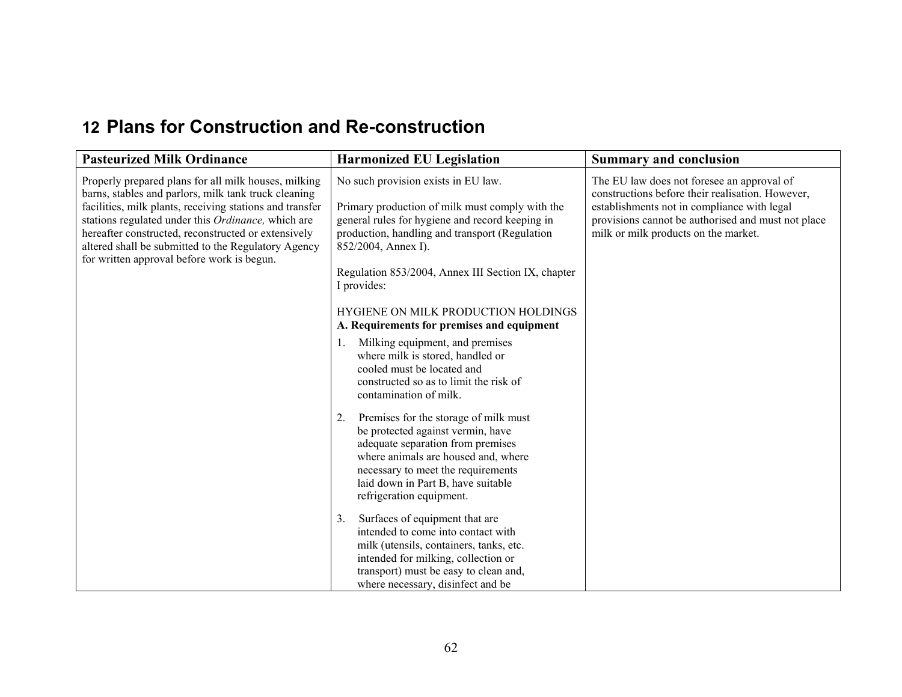## 12 Plans for Construction and Re-construction

| Pasteurized Milk Ordinance | Harmonized EU Legislation | Summary and conclusion |
|---|---|---|
| Properly prepared plans for all milk houses, milking barns, stables and parlors, milk tank truck cleaning facilities, milk plants, receiving stations and transfer stations regulated under this *Ordinance,* which are hereafter constructed, reconstructed or extensively altered shall be submitted to the Regulatory Agency for written approval before work is begun. | No such provision exists in EU law.<br><br>Primary production of milk must comply with the general rules for hygiene and record keeping in production, handling and transport (Regulation 852/2004, Annex I).<br><br>Regulation 853/2004, Annex III Section IX, chapter I provides:<br><br>HYGIENE ON MILK PRODUCTION HOLDINGS<br>**A. Requirements for premises and equipment**<br><br>1. Milking equipment, and premises where milk is stored, handled or cooled must be located and constructed so as to limit the risk of contamination of milk.<br><br>2. Premises for the storage of milk must be protected against vermin, have adequate separation from premises where animals are housed and, where necessary to meet the requirements laid down in Part B, have suitable refrigeration equipment.<br><br>3. Surfaces of equipment that are intended to come into contact with milk (utensils, containers, tanks, etc. intended for milking, collection or transport) must be easy to clean and, where necessary, disinfect and be | The EU law does not foresee an approval of constructions before their realisation. However, establishments not in compliance with legal provisions cannot be authorised and must not place milk or milk products on the market. |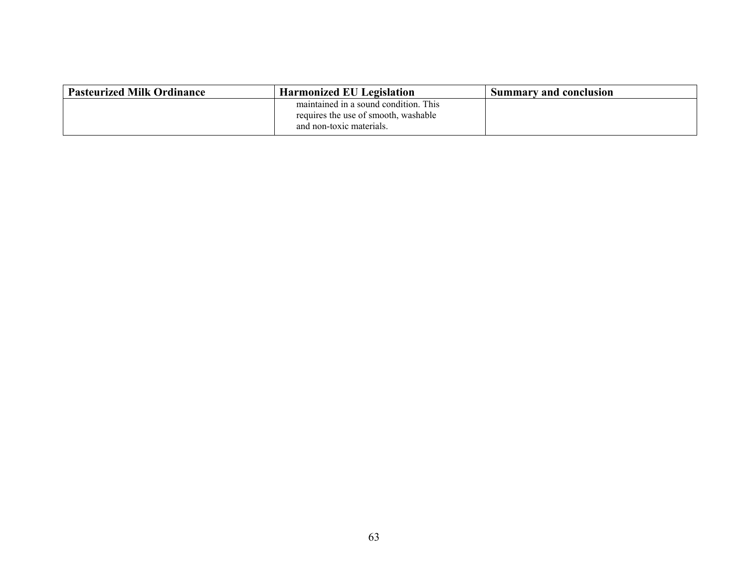| Pasteurized Milk Ordinance | Harmonized EU Legislation | Summary and conclusion |
|---|---|---|
| | maintained in a sound condition. This requires the use of smooth, washable and non-toxic materials. | |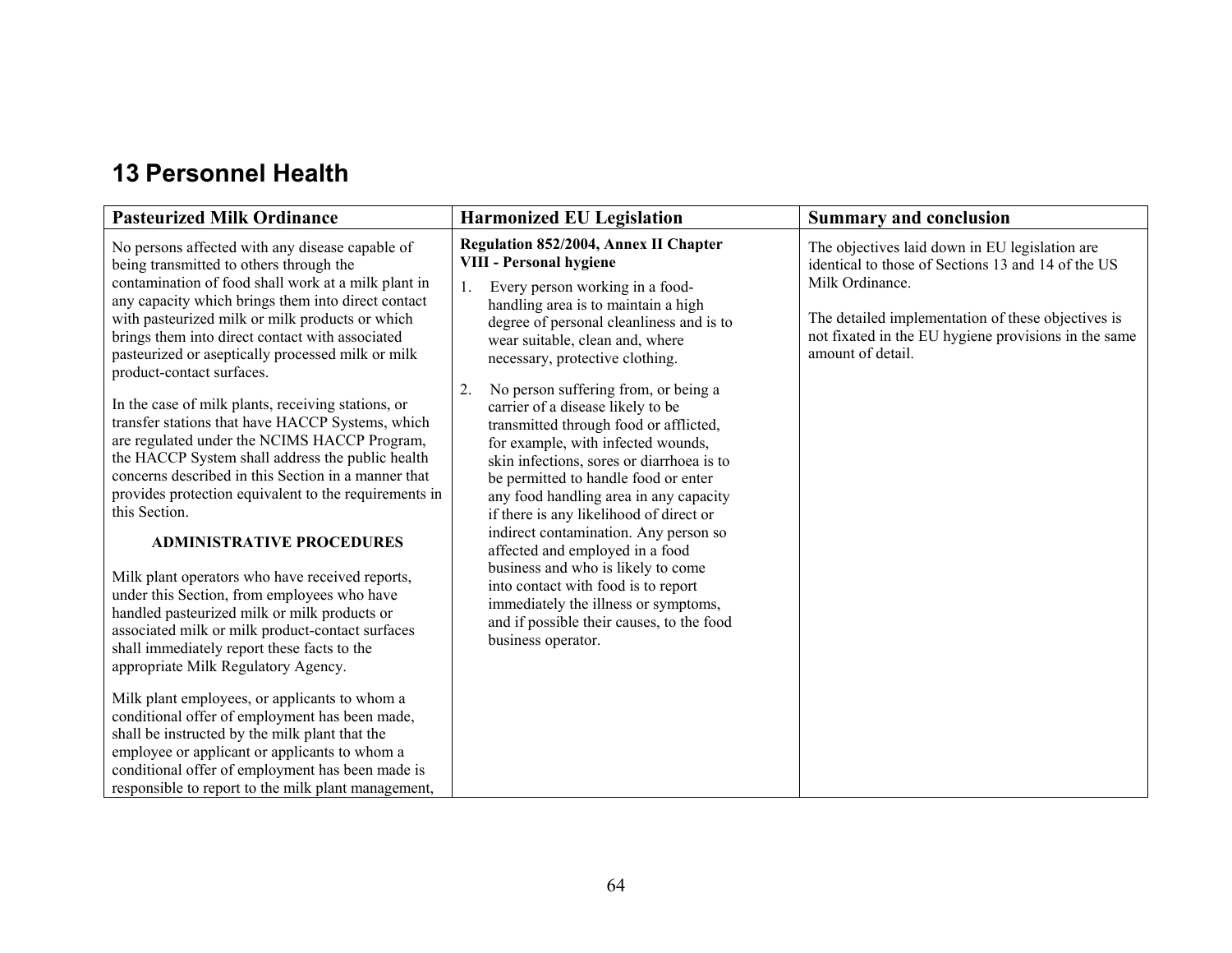## 13 Personnel Health

| Pasteurized Milk Ordinance | Harmonized EU Legislation | Summary and conclusion |
|---|---|---|
| No persons affected with any disease capable of being transmitted to others through the contamination of food shall work at a milk plant in any capacity which brings them into direct contact with pasteurized milk or milk products or which brings them into direct contact with associated pasteurized or aseptically processed milk or milk product-contact surfaces.<br><br>In the case of milk plants, receiving stations, or transfer stations that have HACCP Systems, which are regulated under the NCIMS HACCP Program, the HACCP System shall address the public health concerns described in this Section in a manner that provides protection equivalent to the requirements in this Section.<br><br>**ADMINISTRATIVE PROCEDURES**<br><br>Milk plant operators who have received reports, under this Section, from employees who have handled pasteurized milk or milk products or associated milk or milk product-contact surfaces shall immediately report these facts to the appropriate Milk Regulatory Agency.<br><br>Milk plant employees, or applicants to whom a conditional offer of employment has been made, shall be instructed by the milk plant that the employee or applicant or applicants to whom a conditional offer of employment has been made is responsible to report to the milk plant management, | **Regulation 852/2004, Annex II Chapter VIII - Personal hygiene**<br><br>1. Every person working in a food-handling area is to maintain a high degree of personal cleanliness and is to wear suitable, clean and, where necessary, protective clothing.<br><br>2. No person suffering from, or being a carrier of a disease likely to be transmitted through food or afflicted, for example, with infected wounds, skin infections, sores or diarrhoea is to be permitted to handle food or enter any food handling area in any capacity if there is any likelihood of direct or indirect contamination. Any person so affected and employed in a food business and who is likely to come into contact with food is to report immediately the illness or symptoms, and if possible their causes, to the food business operator. | The objectives laid down in EU legislation are identical to those of Sections 13 and 14 of the US Milk Ordinance.<br><br>The detailed implementation of these objectives is not fixated in the EU hygiene provisions in the same amount of detail. |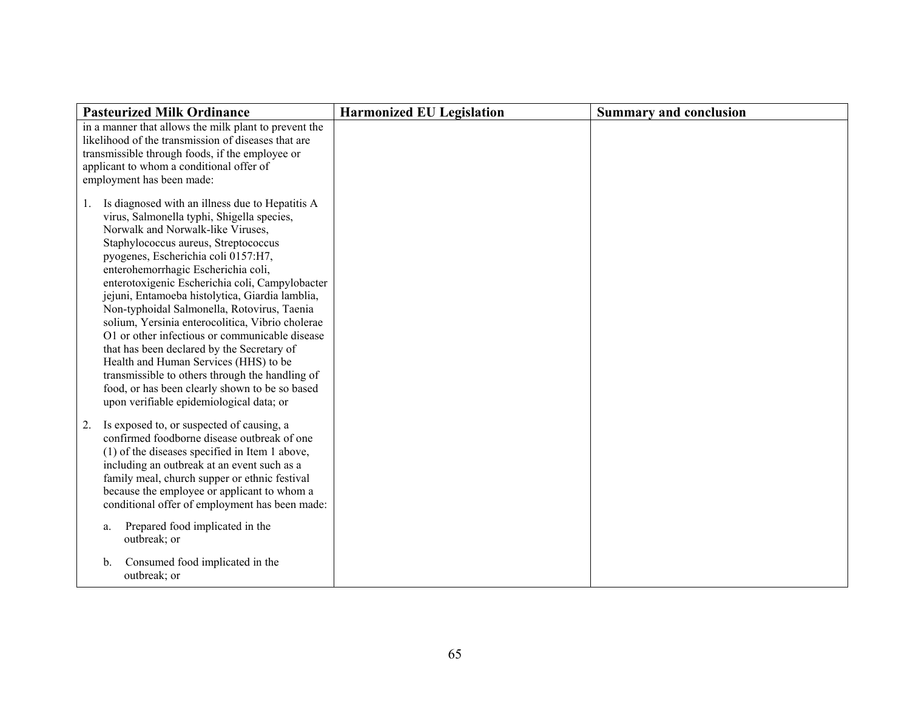| Pasteurized Milk Ordinance | Harmonized EU Legislation | Summary and conclusion |
| --- | --- | --- |
| in a manner that allows the milk plant to prevent the likelihood of the transmission of diseases that are transmissible through foods, if the employee or applicant to whom a conditional offer of employment has been made:<br><br>1. Is diagnosed with an illness due to Hepatitis A virus, Salmonella typhi, Shigella species, Norwalk and Norwalk-like Viruses, Staphylococcus aureus, Streptococcus pyogenes, Escherichia coli 0157:H7, enterohemorrhagic Escherichia coli, enterotoxigenic Escherichia coli, Campylobacter jejuni, Entamoeba histolytica, Giardia lamblia, Non-typhoidal Salmonella, Rotovirus, Taenia solium, Yersinia enterocolitica, Vibrio cholerae O1 or other infectious or communicable disease that has been declared by the Secretary of Health and Human Services (HHS) to be transmissible to others through the handling of food, or has been clearly shown to be so based upon verifiable epidemiological data; or<br><br>2. Is exposed to, or suspected of causing, a confirmed foodborne disease outbreak of one (1) of the diseases specified in Item 1 above, including an outbreak at an event such as a family meal, church supper or ethnic festival because the employee or applicant to whom a conditional offer of employment has been made:<br><br>a. Prepared food implicated in the outbreak; or<br><br>b. Consumed food implicated in the outbreak; or | | |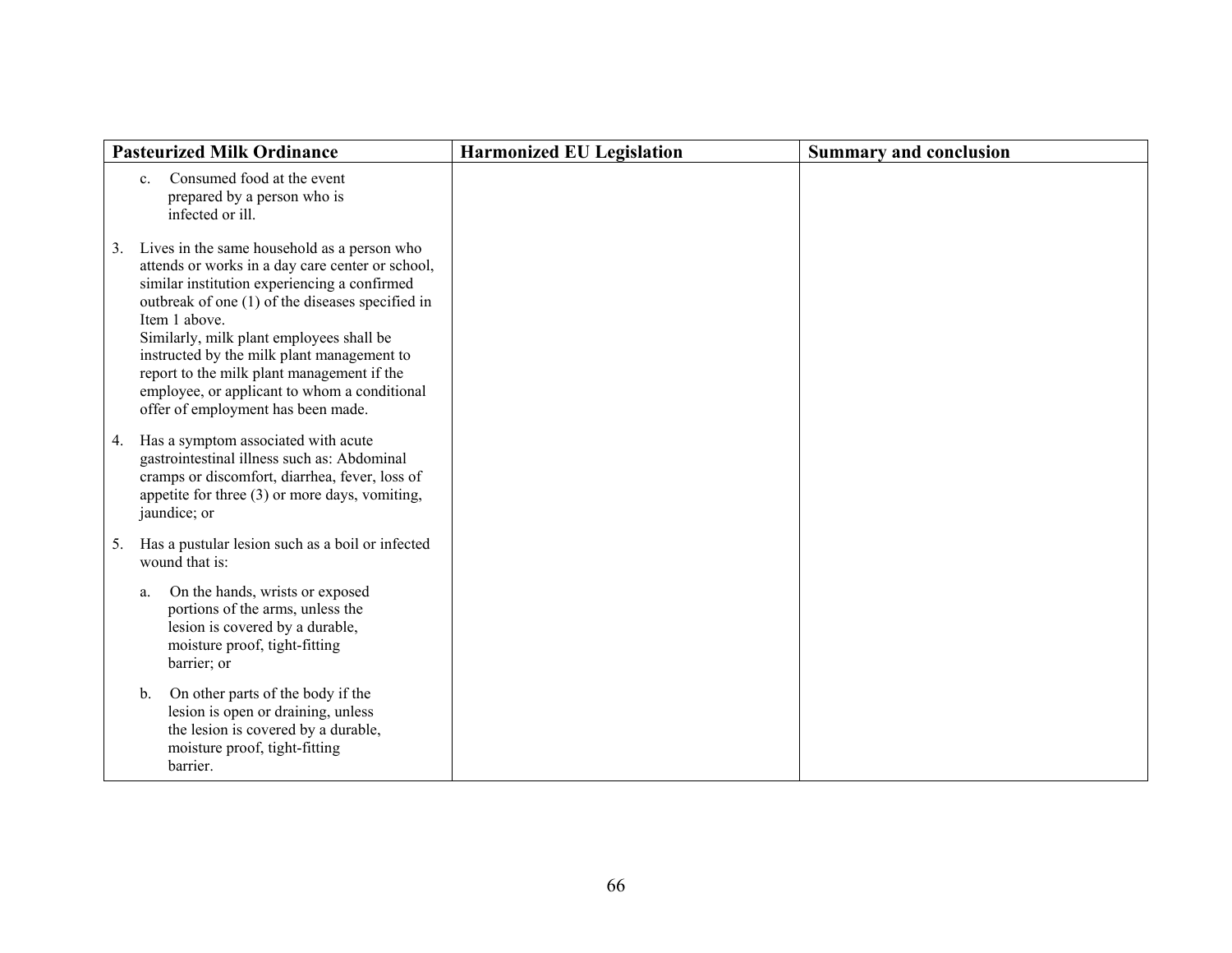| Pasteurized Milk Ordinance | Harmonized EU Legislation | Summary and conclusion |
|---|---|---|
| c. Consumed food at the event prepared by a person who is infected or ill.<br><br>3. Lives in the same household as a person who attends or works in a day care center or school, similar institution experiencing a confirmed outbreak of one (1) of the diseases specified in Item 1 above.<br>Similarly, milk plant employees shall be instructed by the milk plant management to report to the milk plant management if the employee, or applicant to whom a conditional offer of employment has been made.<br><br>4. Has a symptom associated with acute gastrointestinal illness such as: Abdominal cramps or discomfort, diarrhea, fever, loss of appetite for three (3) or more days, vomiting, jaundice; or<br><br>5. Has a pustular lesion such as a boil or infected wound that is:<br><br>a. On the hands, wrists or exposed portions of the arms, unless the lesion is covered by a durable, moisture proof, tight-fitting barrier; or<br><br>b. On other parts of the body if the lesion is open or draining, unless the lesion is covered by a durable, moisture proof, tight-fitting barrier. | | |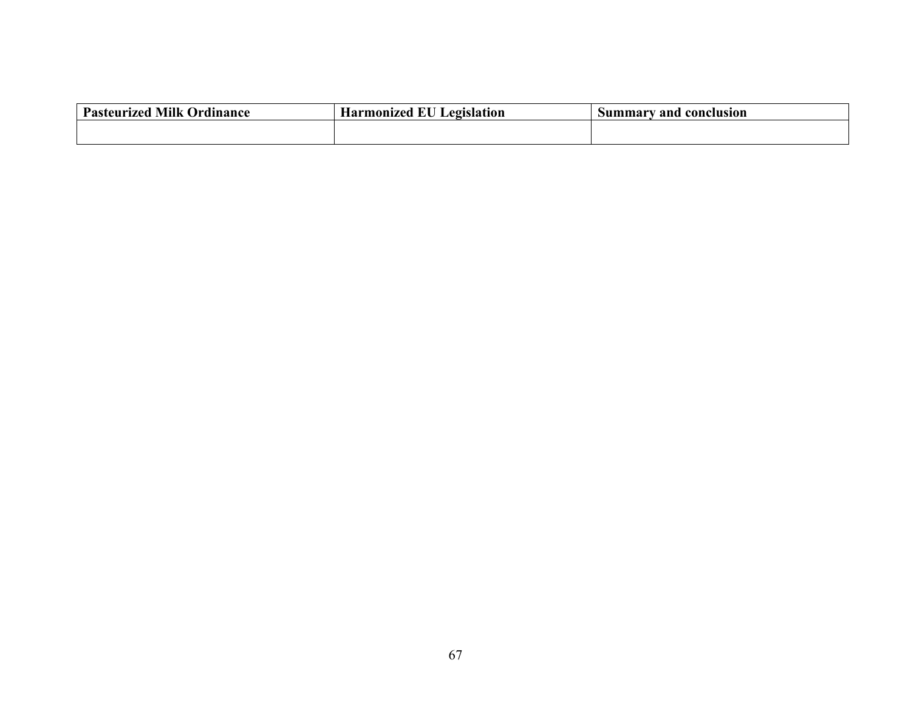| Pasteurized Milk Ordinance | Harmonized EU Legislation | Summary and conclusion |
|---|---|---|
| | | |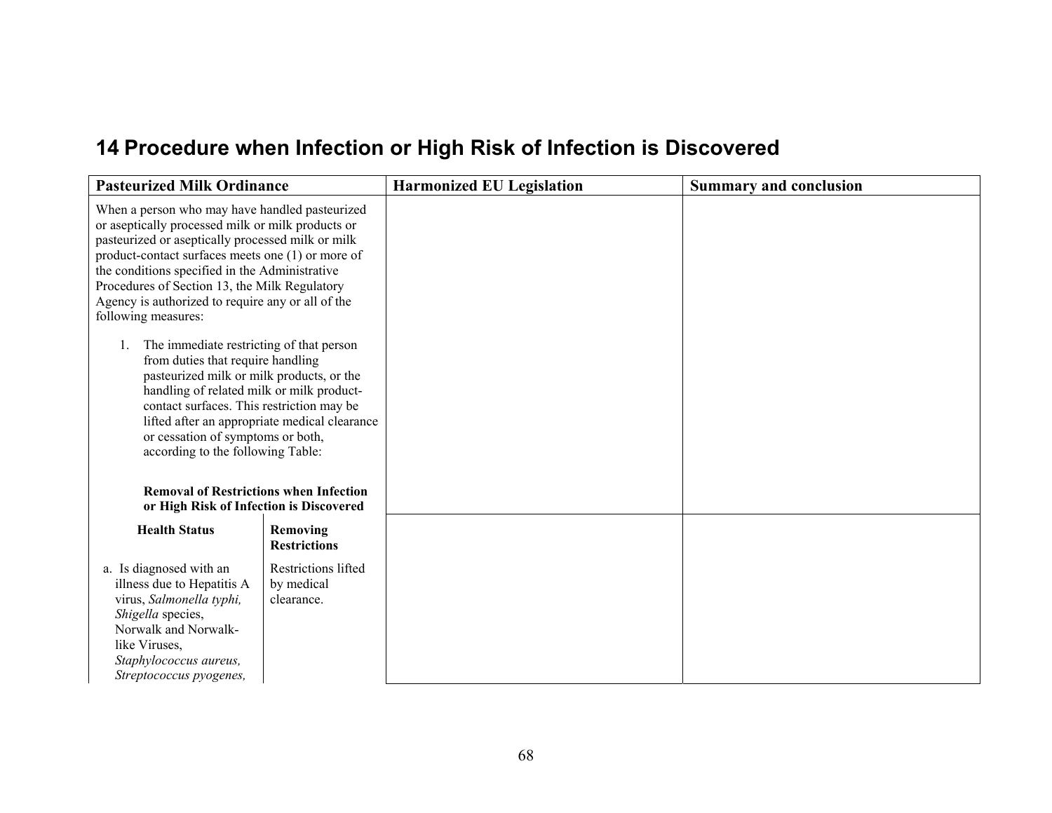## 14 Procedure when Infection or High Risk of Infection is Discovered

| Pasteurized Milk Ordinance | Harmonized EU Legislation | Summary and conclusion |
|---|---|---|
| When a person who may have handled pasteurized or aseptically processed milk or milk products or pasteurized or aseptically processed milk or milk product-contact surfaces meets one (1) or more of the conditions specified in the Administrative Procedures of Section 13, the Milk Regulatory Agency is authorized to require any or all of the following measures:<br><br>1. The immediate restricting of that person from duties that require handling pasteurized milk or milk products, or the handling of related milk or milk product-contact surfaces. This restriction may be lifted after an appropriate medical clearance or cessation of symptoms or both, according to the following Table:<br><br>**Removal of Restrictions when Infection or High Risk of Infection is Discovered** | | |
| **Health Status** / **Removing Restrictions**<br><br>a. Is diagnosed with an illness due to Hepatitis A virus, *Salmonella typhi, Shigella* species, Norwalk and Norwalk-like Viruses, *Staphylococcus aureus, Streptococcus pyogenes,* / Restrictions lifted by medical clearance. | | |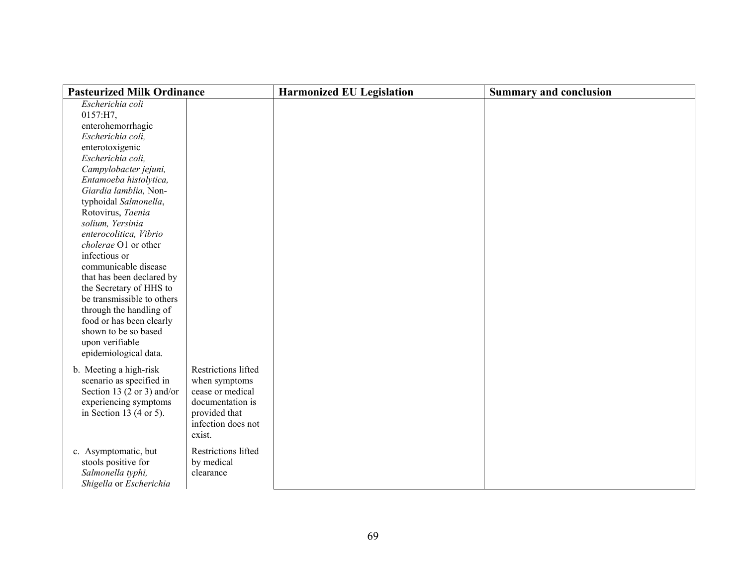| Pasteurized Milk Ordinance | | Harmonized EU Legislation | Summary and conclusion |
|---|---|---|---|
| *Escherichia coli* 0157:H7, enterohemorrhagic *Escherichia coli,* enterotoxigenic *Escherichia coli, Campylobacter jejuni, Entamoeba histolytica, Giardia lamblia,* Non-typhoidal *Salmonella*, Rotovirus, *Taenia solium, Yersinia enterocolitica, Vibrio cholerae* O1 or other infectious or communicable disease that has been declared by the Secretary of HHS to be transmissible to others through the handling of food or has been clearly shown to be so based upon verifiable epidemiological data. | | | |
| b. Meeting a high-risk scenario as specified in Section 13 (2 or 3) and/or experiencing symptoms in Section 13 (4 or 5). | Restrictions lifted when symptoms cease or medical documentation is provided that infection does not exist. | | |
| c. Asymptomatic, but stools positive for *Salmonella typhi, Shigella* or *Escherichia* | Restrictions lifted by medical clearance | | |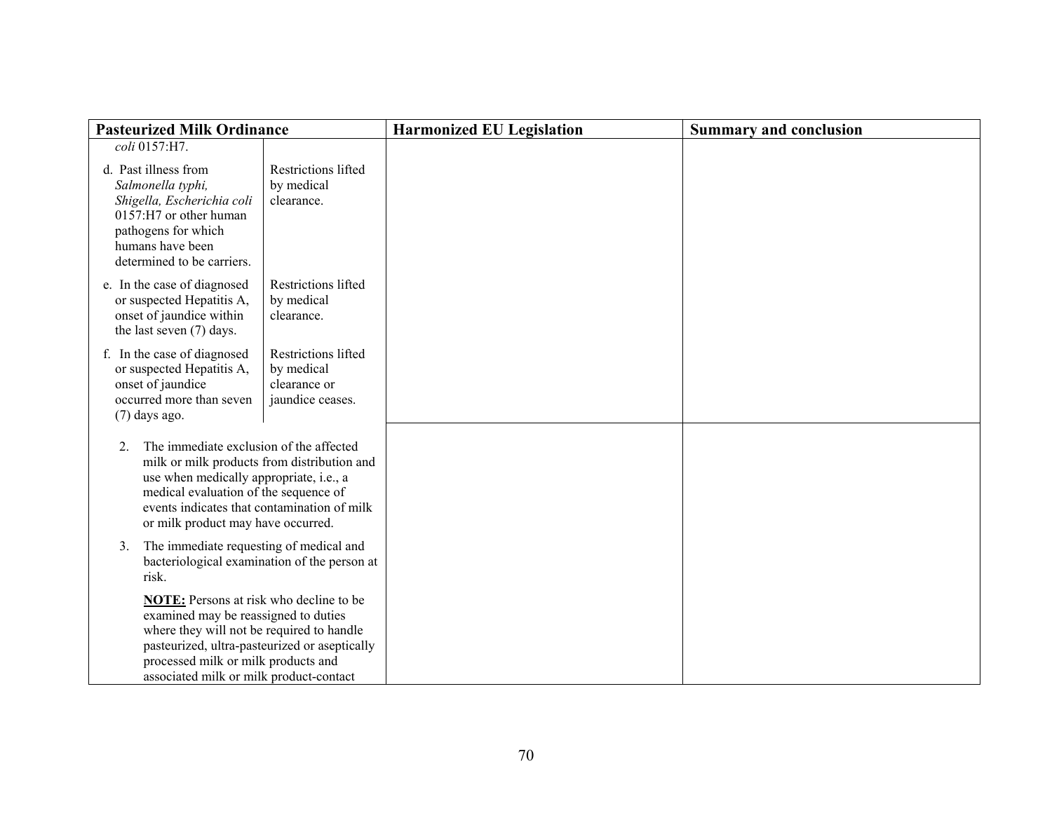| Pasteurized Milk Ordinance | Harmonized EU Legislation | Summary and conclusion |
|---|---|---|
| *coli* 0157:H7. | | |
| d. Past illness from *Salmonella typhi, Shigella, Escherichia coli* 0157:H7 or other human pathogens for which humans have been determined to be carriers. — Restrictions lifted by medical clearance.<br><br>e. In the case of diagnosed or suspected Hepatitis A, onset of jaundice within the last seven (7) days. — Restrictions lifted by medical clearance.<br><br>f. In the case of diagnosed or suspected Hepatitis A, onset of jaundice occurred more than seven (7) days ago. — Restrictions lifted by medical clearance or jaundice ceases. | | |
| 2. The immediate exclusion of the affected milk or milk products from distribution and use when medically appropriate, i.e., a medical evaluation of the sequence of events indicates that contamination of milk or milk product may have occurred.<br><br>3. The immediate requesting of medical and bacteriological examination of the person at risk.<br><br>**NOTE:** Persons at risk who decline to be examined may be reassigned to duties where they will not be required to handle pasteurized, ultra-pasteurized or aseptically processed milk or milk products and associated milk or milk product-contact | | |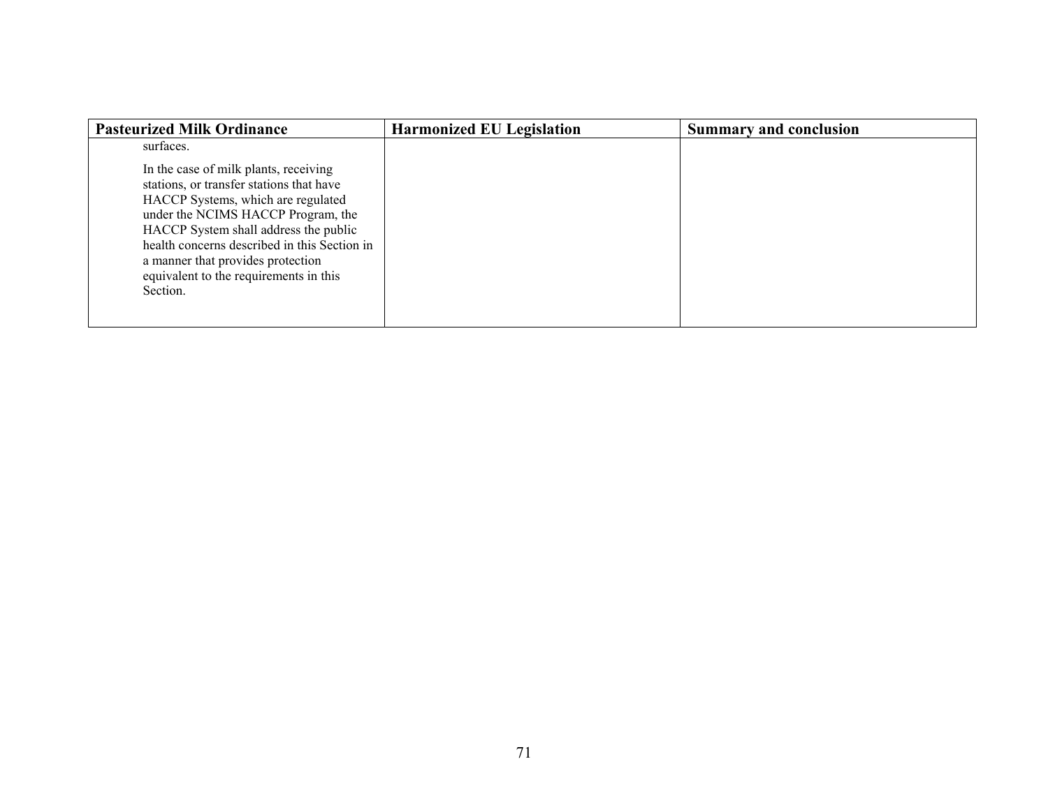| Pasteurized Milk Ordinance | Harmonized EU Legislation | Summary and conclusion |
|---|---|---|
| surfaces.<br><br>In the case of milk plants, receiving stations, or transfer stations that have HACCP Systems, which are regulated under the NCIMS HACCP Program, the HACCP System shall address the public health concerns described in this Section in a manner that provides protection equivalent to the requirements in this Section. | | |